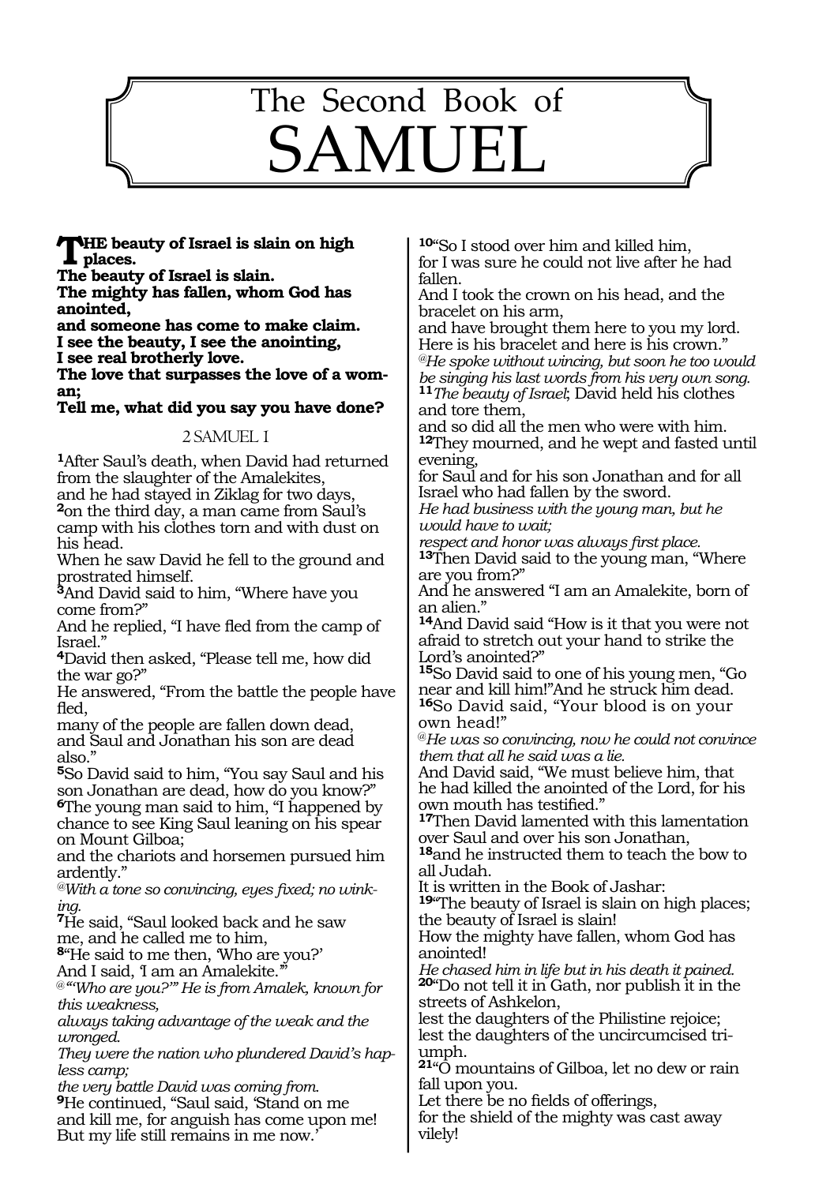# The Second Book of SAMUEL

**THE beauty of Israel is slain on high places.**
**The beauty of Israel is slain.**
**The mighty has fallen, whom God has anointed,**
**and someone has come to make claim.**
**I see the beauty, I see the anointing,**
**I see real brotherly love.**
**The love that surpasses the love of a woman;**
**Tell me, what did you say you have done?**

## 2 SAMUEL 1

**1**After Saul's death, when David had returned from the slaughter of the Amalekites,
and he had stayed in Ziklag for two days,
**2**on the third day, a man came from Saul's camp with his clothes torn and with dust on his head.
When he saw David he fell to the ground and prostrated himself.
**3**And David said to him, "Where have you come from?"
And he replied, "I have fled from the camp of Israel."
**4**David then asked, "Please tell me, how did the war go?"
He answered, "From the battle the people have fled,
many of the people are fallen down dead,
and Saul and Jonathan his son are dead also."
**5**So David said to him, "You say Saul and his son Jonathan are dead, how do you know?"
**6**The young man said to him, "I happened by chance to see King Saul leaning on his spear on Mount Gilboa;
and the chariots and horsemen pursued him ardently."
@*With a tone so convincing, eyes fixed; no winking.*
**7**He said, "Saul looked back and he saw me, and he called me to him,
**8**"He said to me then, 'Who are you?'
And I said, 'I am an Amalekite.'"
@*"'Who are you?'" He is from Amalek, known for this weakness,*
*always taking advantage of the weak and the wronged.*
*They were the nation who plundered David's hapless camp;*
*the very battle David was coming from.*
**9**He continued, "Saul said, 'Stand on me and kill me, for anguish has come upon me!
But my life still remains in me now.'
**10**"So I stood over him and killed him,
for I was sure he could not live after he had fallen.
And I took the crown on his head, and the bracelet on his arm,
and have brought them here to you my lord.
Here is his bracelet and here is his crown."
@*He spoke without wincing, but soon he too would be singing his last words from his very own song.*
**11***The beauty of Israel*; David held his clothes and tore them,
and so did all the men who were with him.
**12**They mourned, and he wept and fasted until evening,
for Saul and for his son Jonathan and for all Israel who had fallen by the sword.
*He had business with the young man, but he would have to wait;*
*respect and honor was always first place.*
**13**Then David said to the young man, "Where are you from?"
And he answered "I am an Amalekite, born of an alien."
**14**And David said "How is it that you were not afraid to stretch out your hand to strike the Lord's anointed?"
**15**So David said to one of his young men, "Go near and kill him!"And he struck him dead.
**16**So David said, "Your blood is on your own head!"
@*He was so convincing, now he could not convince them that all he said was a lie.*
And David said, "We must believe him, that he had killed the anointed of the Lord, for his own mouth has testified."
**17**Then David lamented with this lamentation over Saul and over his son Jonathan,
**18**and he instructed them to teach the bow to all Judah.
It is written in the Book of Jashar:
**19**"The beauty of Israel is slain on high places;
the beauty of Israel is slain!
How the mighty have fallen, whom God has anointed!
*He chased him in life but in his death it pained.*
**20**"Do not tell it in Gath, nor publish it in the streets of Ashkelon,
lest the daughters of the Philistine rejoice;
lest the daughters of the uncircumcised triumph.
**21**"O mountains of Gilboa, let no dew or rain fall upon you.
Let there be no fields of offerings,
for the shield of the mighty was cast away vilely!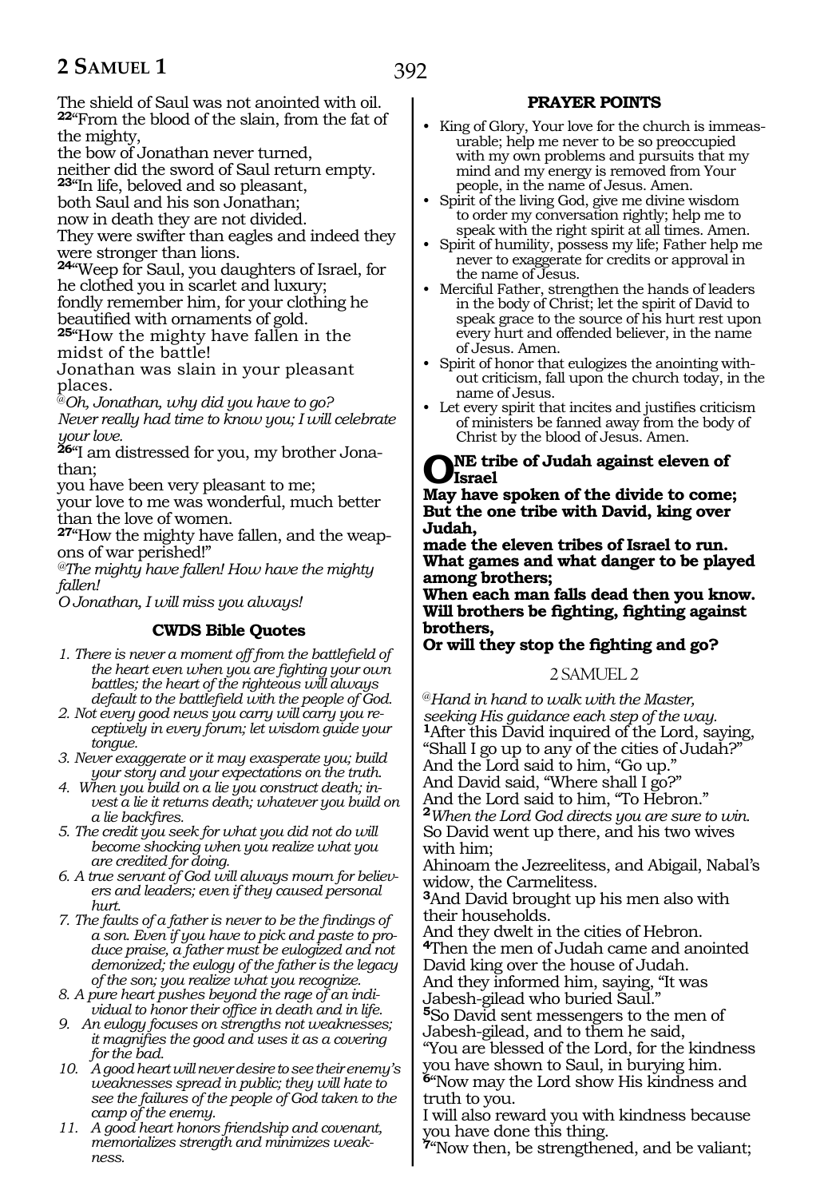The shield of Saul was not anointed with oil.
**22**"From the blood of the slain, from the fat of the mighty,
the bow of Jonathan never turned,
neither did the sword of Saul return empty.
**23**"In life, beloved and so pleasant,
both Saul and his son Jonathan;
now in death they are not divided.
They were swifter than eagles and indeed they were stronger than lions.
**24**"Weep for Saul, you daughters of Israel, for he clothed you in scarlet and luxury;
fondly remember him, for your clothing he beautified with ornaments of gold.
**25**"How the mighty have fallen in the midst of the battle!
Jonathan was slain in your pleasant places.
*@Oh, Jonathan, why did you have to go?*
*Never really had time to know you; I will celebrate your love.*
**26**"I am distressed for you, my brother Jonathan;
you have been very pleasant to me;
your love to me was wonderful, much better than the love of women.
**27**"How the mighty have fallen, and the weapons of war perished!"
*@The mighty have fallen! How have the mighty fallen!*
*O Jonathan, I will miss you always!*

### CWDS Bible Quotes

1. *There is never a moment off from the battlefield of the heart even when you are fighting your own battles; the heart of the righteous will always default to the battlefield with the people of God.*
2. *Not every good news you carry will carry you receptively in every forum; let wisdom guide your tongue.*
3. *Never exaggerate or it may exasperate you; build your story and your expectations on the truth.*
4. *When you build on a lie you construct death; invest a lie it returns death; whatever you build on a lie backfires.*
5. *The credit you seek for what you did not do will become shocking when you realize what you are credited for doing.*
6. *A true servant of God will always mourn for believers and leaders; even if they caused personal hurt.*
7. *The faults of a father is never to be the findings of a son. Even if you have to pick and paste to produce praise, a father must be eulogized and not demonized; the eulogy of the father is the legacy of the son; you realize what you recognize.*
8. *A pure heart pushes beyond the rage of an individual to honor their office in death and in life.*
9. *An eulogy focuses on strengths not weaknesses; it magnifies the good and uses it as a covering for the bad.*
10. *A good heart will never desire to see their enemy's weaknesses spread in public; they will hate to see the failures of the people of God taken to the camp of the enemy.*
11. *A good heart honors friendship and covenant, memorializes strength and minimizes weakness.*

### PRAYER POINTS

- King of Glory, Your love for the church is immeasurable; help me never to be so preoccupied with my own problems and pursuits that my mind and my energy is removed from Your people, in the name of Jesus. Amen.
- Spirit of the living God, give me divine wisdom to order my conversation rightly; help me to speak with the right spirit at all times. Amen.
- Spirit of humility, possess my life; Father help me never to exaggerate for credits or approval in the name of Jesus.
- Merciful Father, strengthen the hands of leaders in the body of Christ; let the spirit of David to speak grace to the source of his hurt rest upon every hurt and offended believer, in the name of Jesus. Amen.
- Spirit of honor that eulogizes the anointing without criticism, fall upon the church today, in the name of Jesus.
- Let every spirit that incites and justifies criticism of ministers be fanned away from the body of Christ by the blood of Jesus. Amen.

**ONE tribe of Judah against eleven of Israel**
**May have spoken of the divide to come;**
**But the one tribe with David, king over Judah,**
**made the eleven tribes of Israel to run.**
**What games and what danger to be played among brothers;**
**When each man falls dead then you know.**
**Will brothers be fighting, fighting against brothers,**
**Or will they stop the fighting and go?**

## 2 SAMUEL 2

*@Hand in hand to walk with the Master, seeking His guidance each step of the way.*
**1**After this David inquired of the Lord, saying, "Shall I go up to any of the cities of Judah?"
And the Lord said to him, "Go up."
And David said, "Where shall I go?"
And the Lord said to him, "To Hebron."
**2***When the Lord God directs you are sure to win.*
So David went up there, and his two wives with him;
Ahinoam the Jezreelitess, and Abigail, Nabal's widow, the Carmelitess.
**3**And David brought up his men also with their households.
And they dwelt in the cities of Hebron.
**4**Then the men of Judah came and anointed David king over the house of Judah.
And they informed him, saying, "It was Jabesh-gilead who buried Saul."
**5**So David sent messengers to the men of Jabesh-gilead, and to them he said,
"You are blessed of the Lord, for the kindness you have shown to Saul, in burying him.
**6**"Now may the Lord show His kindness and truth to you.
I will also reward you with kindness because you have done this thing.
**7**"Now then, be strengthened, and be valiant;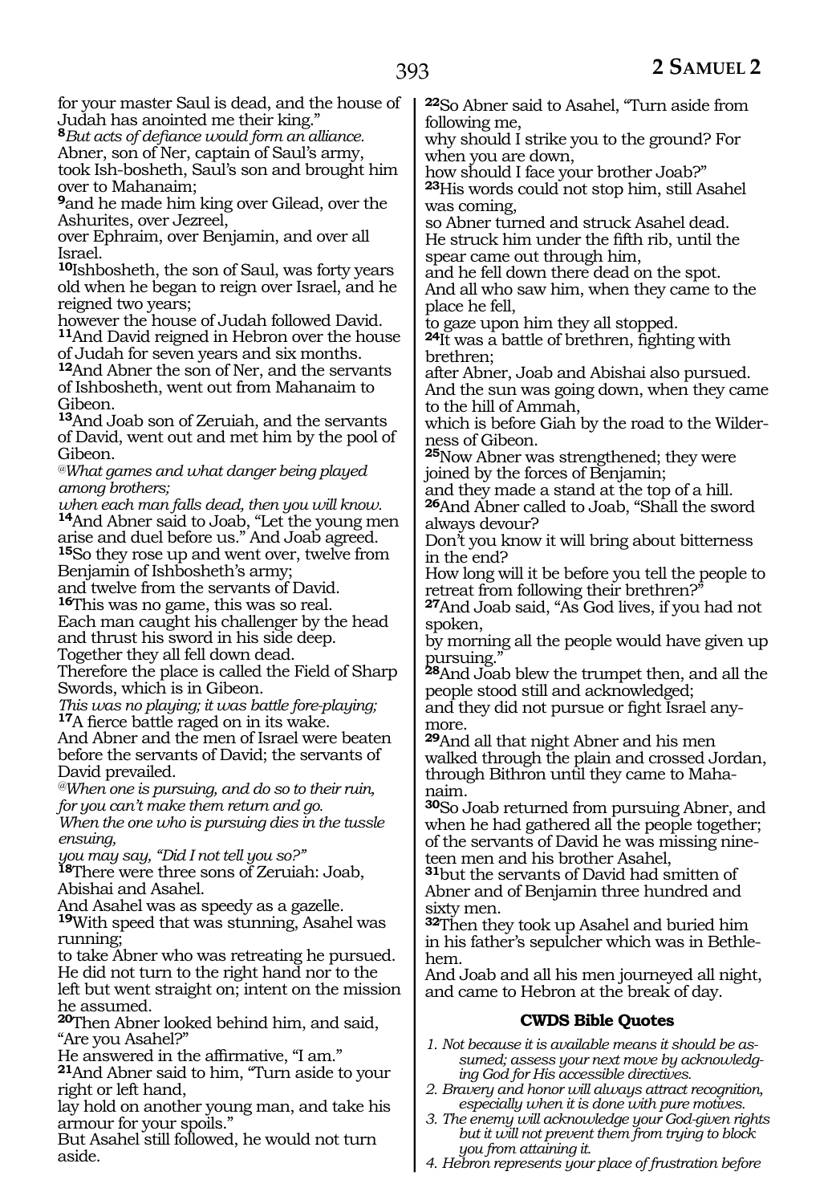for your master Saul is dead, and the house of Judah has anointed me their king."

**8***But acts of defiance would form an alliance.*
Abner, son of Ner, captain of Saul's army, took Ish-bosheth, Saul's son and brought him over to Mahanaim;

**9**and he made him king over Gilead, over the Ashurites, over Jezreel,
over Ephraim, over Benjamin, and over all Israel.

**10**Ishbosheth, the son of Saul, was forty years old when he began to reign over Israel, and he reigned two years;
however the house of Judah followed David.

**11**And David reigned in Hebron over the house of Judah for seven years and six months.

**12**And Abner the son of Ner, and the servants of Ishbosheth, went out from Mahanaim to Gibeon.

**13**And Joab son of Zeruiah, and the servants of David, went out and met him by the pool of Gibeon.

*@What games and what danger being played among brothers;*
*when each man falls dead, then you will know.*

**14**And Abner said to Joab, "Let the young men arise and duel before us." And Joab agreed.

**15**So they rose up and went over, twelve from Benjamin of Ishbosheth's army;
and twelve from the servants of David.

**16**This was no game, this was so real.
Each man caught his challenger by the head and thrust his sword in his side deep.
Together they all fell down dead.
Therefore the place is called the Field of Sharp Swords, which is in Gibeon.
*This was no playing; it was battle fore-playing;*

**17**A fierce battle raged on in its wake.
And Abner and the men of Israel were beaten before the servants of David; the servants of David prevailed.

*@When one is pursuing, and do so to their ruin,*
*for you can't make them return and go.*
*When the one who is pursuing dies in the tussle ensuing,*
*you may say, "Did I not tell you so?"*

**18**There were three sons of Zeruiah: Joab, Abishai and Asahel.
And Asahel was as speedy as a gazelle.

**19**With speed that was stunning, Asahel was running;
to take Abner who was retreating he pursued.
He did not turn to the right hand nor to the left but went straight on; intent on the mission he assumed.

**20**Then Abner looked behind him, and said, "Are you Asahel?"
He answered in the affirmative, "I am."

**21**And Abner said to him, "Turn aside to your right or left hand,
lay hold on another young man, and take his armour for your spoils."
But Asahel still followed, he would not turn aside.

**22**So Abner said to Asahel, "Turn aside from following me,
why should I strike you to the ground? For when you are down,
how should I face your brother Joab?"

**23**His words could not stop him, still Asahel was coming,
so Abner turned and struck Asahel dead.
He struck him under the fifth rib, until the spear came out through him,
and he fell down there dead on the spot.
And all who saw him, when they came to the place he fell,
to gaze upon him they all stopped.

**24**It was a battle of brethren, fighting with brethren;
after Abner, Joab and Abishai also pursued.
And the sun was going down, when they came to the hill of Ammah,
which is before Giah by the road to the Wilderness of Gibeon.

**25**Now Abner was strengthened; they were joined by the forces of Benjamin;
and they made a stand at the top of a hill.

**26**And Abner called to Joab, "Shall the sword always devour?
Don't you know it will bring about bitterness in the end?
How long will it be before you tell the people to retreat from following their brethren?"

**27**And Joab said, "As God lives, if you had not spoken,
by morning all the people would have given up pursuing."

**28**And Joab blew the trumpet then, and all the people stood still and acknowledged;
and they did not pursue or fight Israel anymore.

**29**And all that night Abner and his men walked through the plain and crossed Jordan, through Bithron until they came to Mahanaim.

**30**So Joab returned from pursuing Abner, and when he had gathered all the people together; of the servants of David he was missing nineteen men and his brother Asahel,

**31**but the servants of David had smitten of Abner and of Benjamin three hundred and sixty men.

**32**Then they took up Asahel and buried him in his father's sepulcher which was in Bethlehem.
And Joab and all his men journeyed all night, and came to Hebron at the break of day.

### CWDS Bible Quotes

*1. Not because it is available means it should be assumed; assess your next move by acknowledging God for His accessible directives.*
*2. Bravery and honor will always attract recognition, especially when it is done with pure motives.*
*3. The enemy will acknowledge your God-given rights but it will not prevent them from trying to block you from attaining it.*
*4. Hebron represents your place of frustration before*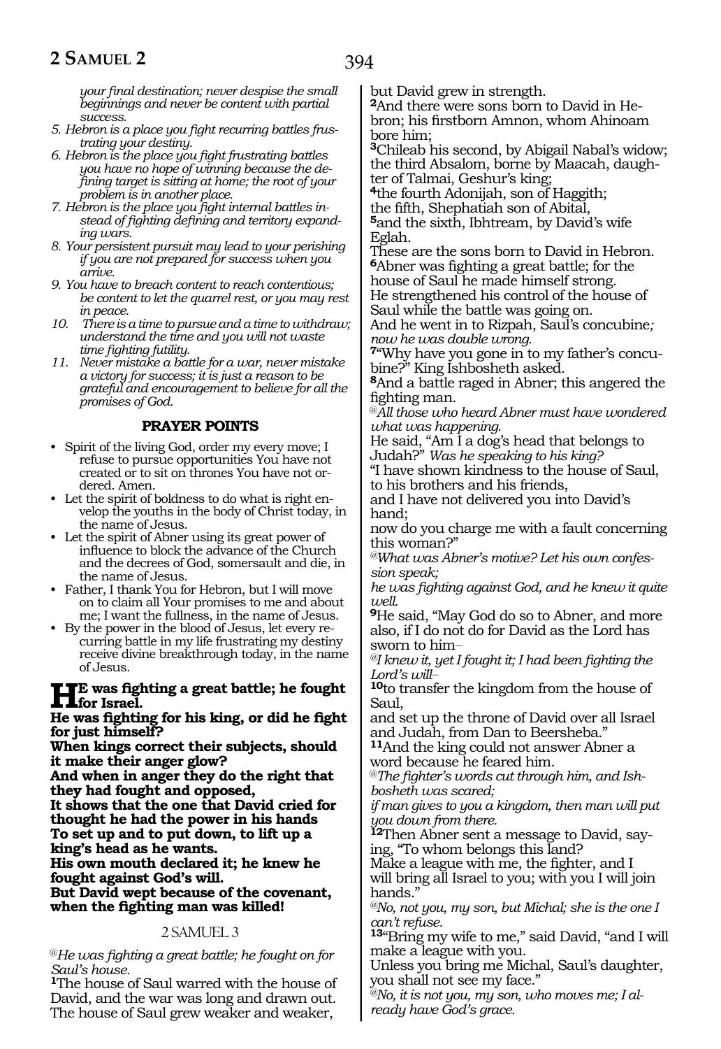*your final destination; never despise the small beginnings and never be content with partial success.*

5. *Hebron is a place you fight recurring battles frustrating your destiny.*
6. *Hebron is the place you fight frustrating battles you have no hope of winning because the defining target is sitting at home; the root of your problem is in another place.*
7. *Hebron is the place you fight internal battles instead of fighting defining and territory expanding wars.*
8. *Your persistent pursuit may lead to your perishing if you are not prepared for success when you arrive.*
9. *You have to breach content to reach contentious; be content to let the quarrel rest, or you may rest in peace.*
10. *There is a time to pursue and a time to withdraw; understand the time and you will not waste time fighting futility.*
11. *Never mistake a battle for a war, never mistake a victory for success; it is just a reason to be grateful and encouragement to believe for all the promises of God.*

### PRAYER POINTS

- Spirit of the living God, order my every move; I refuse to pursue opportunities You have not created or to sit on thrones You have not ordered. Amen.
- Let the spirit of boldness to do what is right envelop the youths in the body of Christ today, in the name of Jesus.
- Let the spirit of Abner using its great power of influence to block the advance of the Church and the decrees of God, somersault and die, in the name of Jesus.
- Father, I thank You for Hebron, but I will move on to claim all Your promises to me and about me; I want the fullness, in the name of Jesus.
- By the power in the blood of Jesus, let every recurring battle in my life frustrating my destiny receive divine breakthrough today, in the name of Jesus.

**HE was fighting a great battle; he fought for Israel.**
**He was fighting for his king, or did he fight for just himself?**
**When kings correct their subjects, should it make their anger glow?**
**And when in anger they do the right that they had fought and opposed,**
**It shows that the one that David cried for thought he had the power in his hands**
**To set up and to put down, to lift up a king's head as he wants.**
**His own mouth declared it; he knew he fought against God's will.**
**But David wept because of the covenant, when the fighting man was killed!**

## 2 SAMUEL 3

*@He was fighting a great battle; he fought on for Saul's house.*

**1**The house of Saul warred with the house of David, and the war was long and drawn out. The house of Saul grew weaker and weaker, but David grew in strength.
**2**And there were sons born to David in Hebron; his firstborn Amnon, whom Ahinoam bore him;
**3**Chileab his second, by Abigail Nabal's widow; the third Absalom, borne by Maacah, daughter of Talmai, Geshur's king;
**4**the fourth Adonijah, son of Haggith; the fifth, Shephatiah son of Abital,
**5**and the sixth, Ibhtream, by David's wife Eglah.
These are the sons born to David in Hebron.
**6**Abner was fighting a great battle; for the house of Saul he made himself strong.
He strengthened his control of the house of Saul while the battle was going on.
And he went in to Rizpah, Saul's concubine*; now he was double wrong.*
**7**"Why have you gone in to my father's concubine?" King Ishbosheth asked.
**8**And a battle raged in Abner; this angered the fighting man.
*@All those who heard Abner must have wondered what was happening.*
He said, "Am I a dog's head that belongs to Judah?" *Was he speaking to his king?*
"I have shown kindness to the house of Saul, to his brothers and his friends,
and I have not delivered you into David's hand;
now do you charge me with a fault concerning this woman?"
*@What was Abner's motive? Let his own confession speak;*
*he was fighting against God, and he knew it quite well.*
**9**He said, "May God do so to Abner, and more also, if I do not do for David as the Lord has sworn to him–
*@I knew it, yet I fought it; I had been fighting the Lord's will–*
**10**to transfer the kingdom from the house of Saul,
and set up the throne of David over all Israel and Judah, from Dan to Beersheba."
**11**And the king could not answer Abner a word because he feared him.
*@The fighter's words cut through him, and Ishbosheth was scared;*
*if man gives to you a kingdom, then man will put you down from there.*
**12**Then Abner sent a message to David, saying, "To whom belongs this land?
Make a league with me, the fighter, and I will bring all Israel to you; with you I will join hands."
*@No, not you, my son, but Michal; she is the one I can't refuse.*
**13**"Bring my wife to me," said David, "and I will make a league with you.
Unless you bring me Michal, Saul's daughter, you shall not see my face."
*@No, it is not you, my son, who moves me; I already have God's grace.*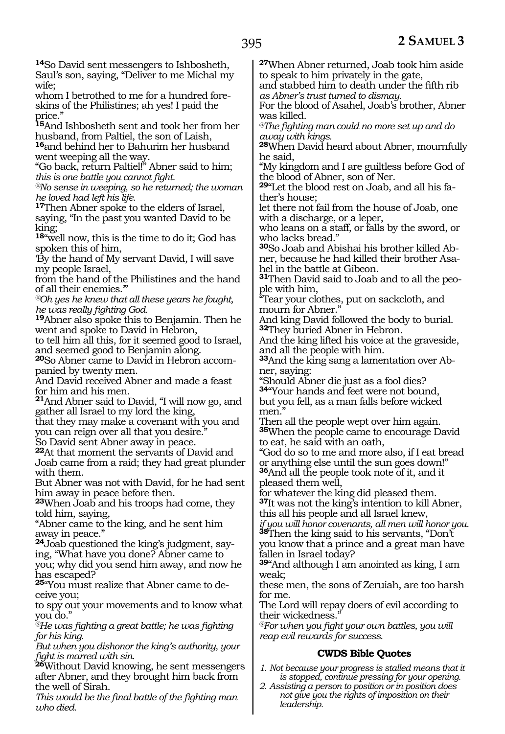**14**So David sent messengers to Ishbosheth, Saul's son, saying, "Deliver to me Michal my wife;
whom I betrothed to me for a hundred foreskins of the Philistines; ah yes! I paid the price."
**15**And Ishbosheth sent and took her from her husband, from Paltiel, the son of Laish,
**16**and behind her to Bahurim her husband went weeping all the way.
"Go back, return Paltiel!" Abner said to him;
*this is one battle you cannot fight.*
*@No sense in weeping, so he returned; the woman he loved had left his life.*
**17**Then Abner spoke to the elders of Israel, saying, "In the past you wanted David to be king;
**18**"well now, this is the time to do it; God has spoken this of him,
'By the hand of My servant David, I will save my people Israel,
from the hand of the Philistines and the hand of all their enemies.'"
*@Oh yes he knew that all these years he fought, he was really fighting God.*
**19**Abner also spoke this to Benjamin. Then he went and spoke to David in Hebron,
to tell him all this, for it seemed good to Israel, and seemed good to Benjamin along.
**20**So Abner came to David in Hebron accompanied by twenty men.
And David received Abner and made a feast for him and his men.
**21**And Abner said to David, "I will now go, and gather all Israel to my lord the king,
that they may make a covenant with you and you can reign over all that you desire."
So David sent Abner away in peace.
**22**At that moment the servants of David and Joab came from a raid; they had great plunder with them.
But Abner was not with David, for he had sent him away in peace before then.
**23**When Joab and his troops had come, they told him, saying,
"Abner came to the king, and he sent him away in peace."
**24**Joab questioned the king's judgment, saying, "What have you done? Abner came to you; why did you send him away, and now he has escaped?
**25**"You must realize that Abner came to deceive you;
to spy out your movements and to know what you do."
*@He was fighting a great battle; he was fighting for his king.*
*But when you dishonor the king's authority, your fight is marred with sin.*
**26**Without David knowing, he sent messengers after Abner, and they brought him back from the well of Sirah.
*This would be the final battle of the fighting man who died.*
**27**When Abner returned, Joab took him aside to speak to him privately in the gate,
and stabbed him to death under the fifth rib
*as Abner's trust turned to dismay.*
For the blood of Asahel, Joab's brother, Abner was killed.
*@The fighting man could no more set up and do away with kings.*
**28**When David heard about Abner, mournfully he said,
"My kingdom and I are guiltless before God of the blood of Abner, son of Ner.
**29**"Let the blood rest on Joab, and all his father's house;
let there not fail from the house of Joab, one with a discharge, or a leper,
who leans on a staff, or falls by the sword, or who lacks bread."
**30**So Joab and Abishai his brother killed Abner, because he had killed their brother Asahel in the battle at Gibeon.
**31**Then David said to Joab and to all the people with him,
"Tear your clothes, put on sackcloth, and mourn for Abner."
And king David followed the body to burial.
**32**They buried Abner in Hebron.
And the king lifted his voice at the graveside, and all the people with him.
**33**And the king sang a lamentation over Abner, saying:
"Should Abner die just as a fool dies?
**34**"Your hands and feet were not bound,
but you fell, as a man falls before wicked men."
Then all the people wept over him again.
**35**When the people came to encourage David to eat, he said with an oath,
"God do so to me and more also, if I eat bread or anything else until the sun goes down!"
**36**And all the people took note of it, and it pleased them well,
for whatever the king did pleased them.
**37**It was not the king's intention to kill Abner, this all his people and all Israel knew,
*if you will honor covenants, all men will honor you.*
**38**Then the king said to his servants, "Don't you know that a prince and a great man have fallen in Israel today?
**39**"And although I am anointed as king, I am weak;
these men, the sons of Zeruiah, are too harsh for me.
The Lord will repay doers of evil according to their wickedness."
*@For when you fight your own battles, you will reap evil rewards for success.*

### CWDS Bible Quotes

*1. Not because your progress is stalled means that it is stopped, continue pressing for your opening.*
*2. Assisting a person to position or in position does not give you the rights of imposition on their leadership.*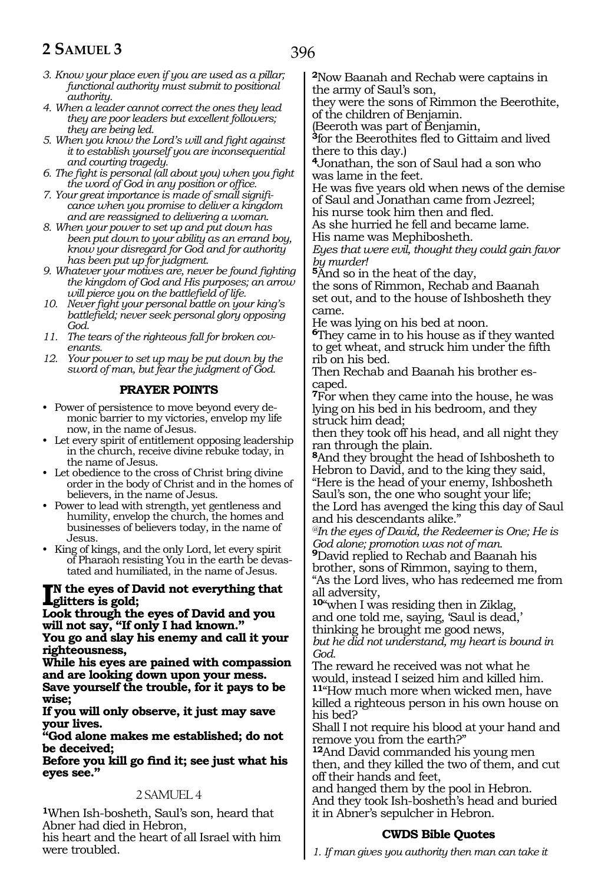3. *Know your place even if you are used as a pillar; functional authority must submit to positional authority.*
4. *When a leader cannot correct the ones they lead they are poor leaders but excellent followers; they are being led.*
5. *When you know the Lord's will and fight against it to establish yourself you are inconsequential and courting tragedy.*
6. *The fight is personal (all about you) when you fight the word of God in any position or office.*
7. *Your great importance is made of small significance when you promise to deliver a kingdom and are reassigned to delivering a woman.*
8. *When your power to set up and put down has been put down to your ability as an errand boy, know your disregard for God and for authority has been put up for judgment.*
9. *Whatever your motives are, never be found fighting the kingdom of God and His purposes; an arrow will pierce you on the battlefield of life.*
10. *Never fight your personal battle on your king's battlefield; never seek personal glory opposing God.*
11. *The tears of the righteous fall for broken covenants.*
12. *Your power to set up may be put down by the sword of man, but fear the judgment of God.*

### PRAYER POINTS

- Power of persistence to move beyond every demonic barrier to my victories, envelop my life now, in the name of Jesus.
- Let every spirit of entitlement opposing leadership in the church, receive divine rebuke today, in the name of Jesus.
- Let obedience to the cross of Christ bring divine order in the body of Christ and in the homes of believers, in the name of Jesus.
- Power to lead with strength, yet gentleness and humility, envelop the church, the homes and businesses of believers today, in the name of Jesus.
- King of kings, and the only Lord, let every spirit of Pharaoh resisting You in the earth be devastated and humiliated, in the name of Jesus.

**In the eyes of David not everything that glitters is gold;**
**Look through the eyes of David and you will not say, "If only I had known."**
**You go and slay his enemy and call it your righteousness,**
**While his eyes are pained with compassion and are looking down upon your mess.**
**Save yourself the trouble, for it pays to be wise;**
**If you will only observe, it just may save your lives.**
**"God alone makes me established; do not be deceived;**
**Before you kill go find it; see just what his eyes see."**

2 SAMUEL 4

**1**When Ish-bosheth, Saul's son, heard that Abner had died in Hebron,
his heart and the heart of all Israel with him were troubled.
**2**Now Baanah and Rechab were captains in the army of Saul's son,
they were the sons of Rimmon the Beerothite, of the children of Benjamin.
(Beeroth was part of Benjamin,
**3**for the Beerothites fled to Gittaim and lived there to this day.)
**4**Jonathan, the son of Saul had a son who was lame in the feet.
He was five years old when news of the demise of Saul and Jonathan came from Jezreel;
his nurse took him then and fled.
As she hurried he fell and became lame.
His name was Mephibosheth.
*Eyes that were evil, thought they could gain favor by murder!*
**5**And so in the heat of the day,
the sons of Rimmon, Rechab and Baanah set out, and to the house of Ishbosheth they came.
He was lying on his bed at noon.
**6**They came in to his house as if they wanted to get wheat, and struck him under the fifth rib on his bed.
Then Rechab and Baanah his brother escaped.
**7**For when they came into the house, he was lying on his bed in his bedroom, and they struck him dead;
then they took off his head, and all night they ran through the plain.
**8**And they brought the head of Ishbosheth to Hebron to David, and to the king they said,
"Here is the head of your enemy, Ishbosheth Saul's son, the one who sought your life;
the Lord has avenged the king this day of Saul and his descendants alike."
*@In the eyes of David, the Redeemer is One; He is God alone; promotion was not of man.*
**9**David replied to Rechab and Baanah his brother, sons of Rimmon, saying to them,
"As the Lord lives, who has redeemed me from all adversity,
**10**"when I was residing then in Ziklag,
and one told me, saying, 'Saul is dead,'
thinking he brought me good news,
*but he did not understand, my heart is bound in God.*
The reward he received was not what he would, instead I seized him and killed him.
**11**"How much more when wicked men, have killed a righteous person in his own house on his bed?
Shall I not require his blood at your hand and remove you from the earth?"
**12**And David commanded his young men then, and they killed the two of them, and cut off their hands and feet,
and hanged them by the pool in Hebron.
And they took Ish-bosheth's head and buried it in Abner's sepulcher in Hebron.

### CWDS Bible Quotes

1. *If man gives you authority then man can take it*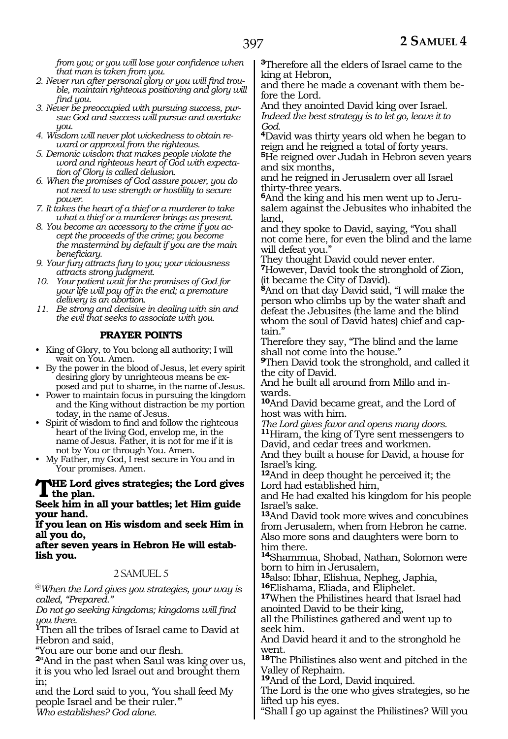*from you; or you will lose your confidence when that man is taken from you.*

2. *Never run after personal glory or you will find trouble, maintain righteous positioning and glory will find you.*
3. *Never be preoccupied with pursuing success, pursue God and success will pursue and overtake you.*
4. *Wisdom will never plot wickedness to obtain reward or approval from the righteous.*
5. *Demonic wisdom that makes people violate the word and righteous heart of God with expectation of Glory is called delusion.*
6. *When the promises of God assure power, you do not need to use strength or hostility to secure power.*
7. *It takes the heart of a thief or a murderer to take what a thief or a murderer brings as present.*
8. *You become an accessory to the crime if you accept the proceeds of the crime; you become the mastermind by default if you are the main beneficiary.*
9. *Your fury attracts fury to you; your viciousness attracts strong judgment.*
10. *Your patient wait for the promises of God for your life will pay off in the end; a premature delivery is an abortion.*
11. *Be strong and decisive in dealing with sin and the evil that seeks to associate with you.*

**PRAYER POINTS**

- King of Glory, to You belong all authority; I will wait on You. Amen.
- By the power in the blood of Jesus, let every spirit desiring glory by unrighteous means be exposed and put to shame, in the name of Jesus.
- Power to maintain focus in pursuing the kingdom and the King without distraction be my portion today, in the name of Jesus.
- Spirit of wisdom to find and follow the righteous heart of the living God, envelop me, in the name of Jesus. Father, it is not for me if it is not by You or through You. Amen.
- My Father, my God, I rest secure in You and in Your promises. Amen.

**THE Lord gives strategies; the Lord gives the plan.**
**Seek him in all your battles; let Him guide your hand.**
**If you lean on His wisdom and seek Him in all you do,**
**after seven years in Hebron He will establish you.**

## 2 SAMUEL 5

@*When the Lord gives you strategies, your way is called, "Prepared."*
*Do not go seeking kingdoms; kingdoms will find you there.*

**1**Then all the tribes of Israel came to David at Hebron and said,
"You are our bone and our flesh.
**2**"And in the past when Saul was king over us, it is you who led Israel out and brought them in;
and the Lord said to you, 'You shall feed My people Israel and be their ruler.'"
*Who establishes? God alone.*
**3**Therefore all the elders of Israel came to the king at Hebron,
and there he made a covenant with them before the Lord.
And they anointed David king over Israel.
*Indeed the best strategy is to let go, leave it to God.*
**4**David was thirty years old when he began to reign and he reigned a total of forty years.
**5**He reigned over Judah in Hebron seven years and six months,
and he reigned in Jerusalem over all Israel thirty-three years.
**6**And the king and his men went up to Jerusalem against the Jebusites who inhabited the land,
and they spoke to David, saying, "You shall not come here, for even the blind and the lame will defeat you."
They thought David could never enter.
**7**However, David took the stronghold of Zion, (it became the City of David).
**8**And on that day David said, "I will make the person who climbs up by the water shaft and defeat the Jebusites (the lame and the blind whom the soul of David hates) chief and captain."
Therefore they say, "The blind and the lame shall not come into the house."
**9**Then David took the stronghold, and called it the city of David.
And he built all around from Millo and inwards.
**10**And David became great, and the Lord of host was with him.
*The Lord gives favor and opens many doors.*
**11**Hiram, the king of Tyre sent messengers to David, and cedar trees and workmen.
And they built a house for David, a house for Israel's king.
**12**And in deep thought he perceived it; the Lord had established him,
and He had exalted his kingdom for his people Israel's sake.
**13**And David took more wives and concubines from Jerusalem, when from Hebron he came.
Also more sons and daughters were born to him there.
**14**Shammua, Shobad, Nathan, Solomon were born to him in Jerusalem,
**15**also: Ibhar, Elishua, Nepheg, Japhia,
**16**Elishama, Eliada, and Eliphelet.
**17**When the Philistines heard that Israel had anointed David to be their king,
all the Philistines gathered and went up to seek him.
And David heard it and to the stronghold he went.
**18**The Philistines also went and pitched in the Valley of Rephaim.
**19**And of the Lord, David inquired.
The Lord is the one who gives strategies, so he lifted up his eyes.
"Shall I go up against the Philistines? Will you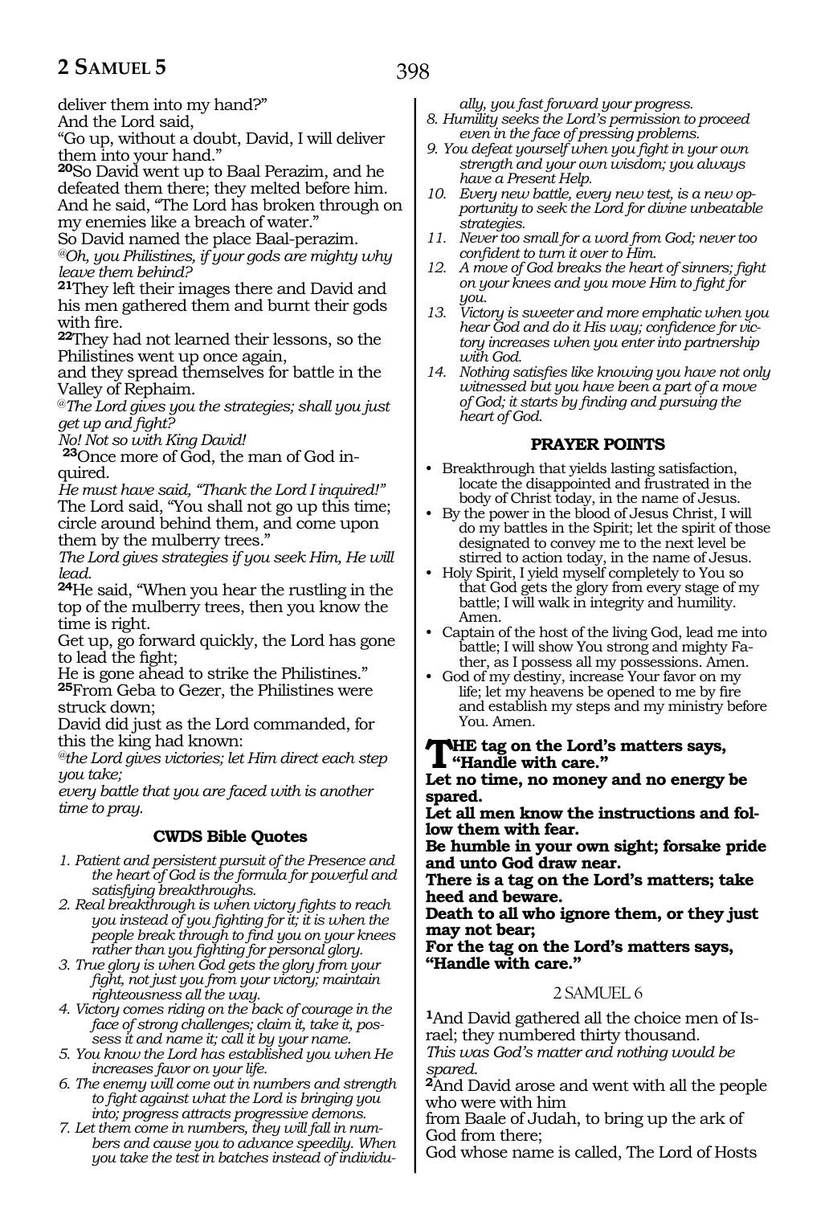deliver them into my hand?"
And the Lord said,
"Go up, without a doubt, David, I will deliver them into your hand."
**20**So David went up to Baal Perazim, and he defeated them there; they melted before him. And he said, "The Lord has broken through on my enemies like a breach of water."
So David named the place Baal-perazim.
*@Oh, you Philistines, if your gods are mighty why leave them behind?*
**21**They left their images there and David and his men gathered them and burnt their gods with fire.
**22**They had not learned their lessons, so the Philistines went up once again,
and they spread themselves for battle in the Valley of Rephaim.
*@The Lord gives you the strategies; shall you just get up and fight?*
*No! Not so with King David!*
**23**Once more of God, the man of God inquired.
*He must have said, "Thank the Lord I inquired!"*
The Lord said, "You shall not go up this time; circle around behind them, and come upon them by the mulberry trees."
*The Lord gives strategies if you seek Him, He will lead.*
**24**He said, "When you hear the rustling in the top of the mulberry trees, then you know the time is right.
Get up, go forward quickly, the Lord has gone to lead the fight;
He is gone ahead to strike the Philistines."
**25**From Geba to Gezer, the Philistines were struck down;
David did just as the Lord commanded, for this the king had known:
*@the Lord gives victories; let Him direct each step you take;*
*every battle that you are faced with is another time to pray.*

### CWDS Bible Quotes

1. *Patient and persistent pursuit of the Presence and the heart of God is the formula for powerful and satisfying breakthroughs.*
2. *Real breakthrough is when victory fights to reach you instead of you fighting for it; it is when the people break through to find you on your knees rather than you fighting for personal glory.*
3. *True glory is when God gets the glory from your fight, not just you from your victory; maintain righteousness all the way.*
4. *Victory comes riding on the back of courage in the face of strong challenges; claim it, take it, possess it and name it; call it by your name.*
5. *You know the Lord has established you when He increases favor on your life.*
6. *The enemy will come out in numbers and strength to fight against what the Lord is bringing you into; progress attracts progressive demons.*
7. *Let them come in numbers, they will fall in numbers and cause you to advance speedily. When you take the test in batches instead of individually, you fast forward your progress.*
8. *Humility seeks the Lord's permission to proceed even in the face of pressing problems.*
9. *You defeat yourself when you fight in your own strength and your own wisdom; you always have a Present Help.*
10. *Every new battle, every new test, is a new opportunity to seek the Lord for divine unbeatable strategies.*
11. *Never too small for a word from God; never too confident to turn it over to Him.*
12. *A move of God breaks the heart of sinners; fight on your knees and you move Him to fight for you.*
13. *Victory is sweeter and more emphatic when you hear God and do it His way; confidence for victory increases when you enter into partnership with God.*
14. *Nothing satisfies like knowing you have not only witnessed but you have been a part of a move of God; it starts by finding and pursuing the heart of God.*

### PRAYER POINTS

- Breakthrough that yields lasting satisfaction, locate the disappointed and frustrated in the body of Christ today, in the name of Jesus.
- By the power in the blood of Jesus Christ, I will do my battles in the Spirit; let the spirit of those designated to convey me to the next level be stirred to action today, in the name of Jesus.
- Holy Spirit, I yield myself completely to You so that God gets the glory from every stage of my battle; I will walk in integrity and humility. Amen.
- Captain of the host of the living God, lead me into battle; I will show You strong and mighty Father, as I possess all my possessions. Amen.
- God of my destiny, increase Your favor on my life; let my heavens be opened to me by fire and establish my steps and my ministry before You. Amen.

**THE tag on the Lord's matters says, "Handle with care."**
**Let no time, no money and no energy be spared.**
**Let all men know the instructions and follow them with fear.**
**Be humble in your own sight; forsake pride and unto God draw near.**
**There is a tag on the Lord's matters; take heed and beware.**
**Death to all who ignore them, or they just may not bear;**
**For the tag on the Lord's matters says, "Handle with care."**

## 2 SAMUEL 6

**1**And David gathered all the choice men of Israel; they numbered thirty thousand.
*This was God's matter and nothing would be spared.*
**2**And David arose and went with all the people who were with him
from Baale of Judah, to bring up the ark of God from there;
God whose name is called, The Lord of Hosts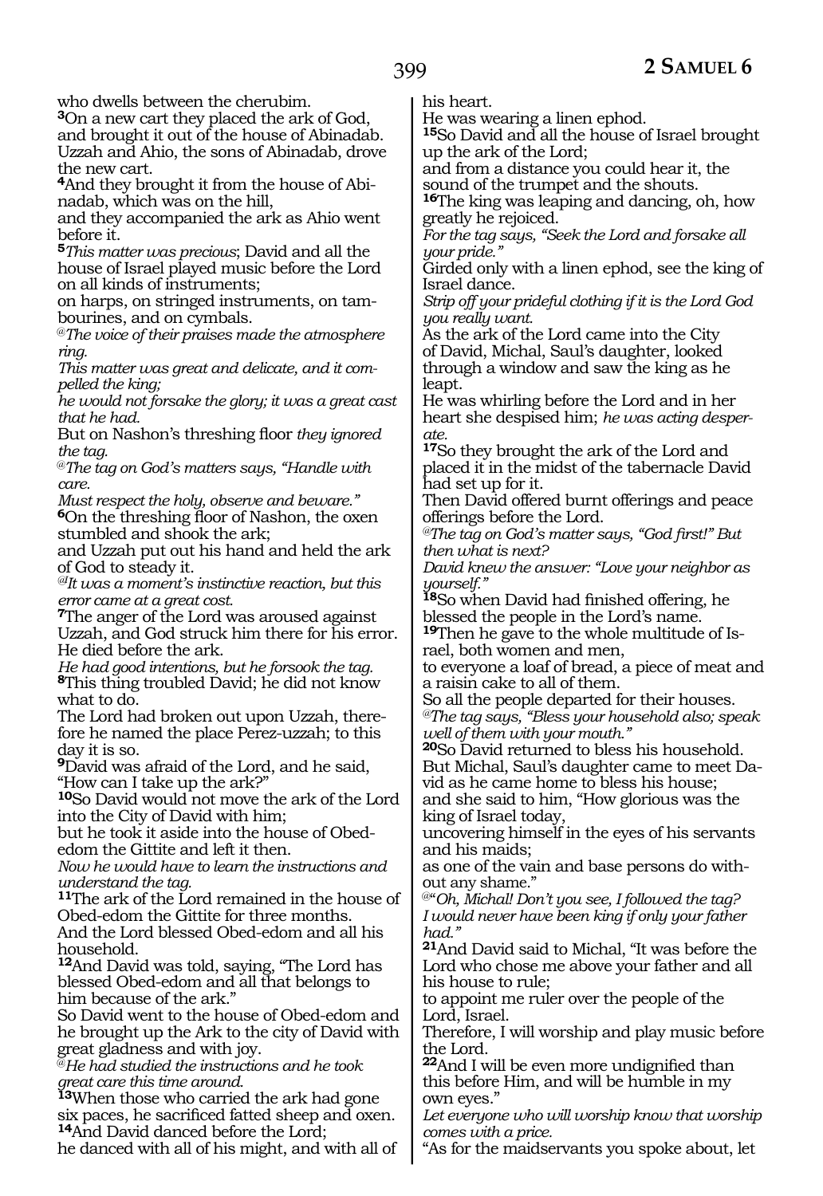who dwells between the cherubim.

**3**On a new cart they placed the ark of God, and brought it out of the house of Abinadab. Uzzah and Ahio, the sons of Abinadab, drove the new cart.

**4**And they brought it from the house of Abinadab, which was on the hill,
and they accompanied the ark as Ahio went before it.

**5***This matter was precious*; David and all the house of Israel played music before the Lord on all kinds of instruments;
on harps, on stringed instruments, on tambourines, and on cymbals.

*@The voice of their praises made the atmosphere ring.*
*This matter was great and delicate, and it compelled the king;*
*he would not forsake the glory; it was a great cast that he had.*

But on Nashon's threshing floor *they ignored the tag.*

*@The tag on God's matters says, "Handle with care.*
*Must respect the holy, observe and beware."*

**6**On the threshing floor of Nashon, the oxen stumbled and shook the ark;
and Uzzah put out his hand and held the ark of God to steady it.

*@It was a moment's instinctive reaction, but this error came at a great cost.*

**7**The anger of the Lord was aroused against Uzzah, and God struck him there for his error. He died before the ark.

*He had good intentions, but he forsook the tag.*

**8**This thing troubled David; he did not know what to do.
The Lord had broken out upon Uzzah, therefore he named the place Perez-uzzah; to this day it is so.

**9**David was afraid of the Lord, and he said, "How can I take up the ark?"

**10**So David would not move the ark of the Lord into the City of David with him;
but he took it aside into the house of Obed-edom the Gittite and left it then.

*Now he would have to learn the instructions and understand the tag.*

**11**The ark of the Lord remained in the house of Obed-edom the Gittite for three months.
And the Lord blessed Obed-edom and all his household.

**12**And David was told, saying, "The Lord has blessed Obed-edom and all that belongs to him because of the ark."
So David went to the house of Obed-edom and he brought up the Ark to the city of David with great gladness and with joy.

*@He had studied the instructions and he took great care this time around.*

**13**When those who carried the ark had gone six paces, he sacrificed fatted sheep and oxen.

**14**And David danced before the Lord;
he danced with all of his might, and with all of his heart.
He was wearing a linen ephod.

**15**So David and all the house of Israel brought up the ark of the Lord;
and from a distance you could hear it, the sound of the trumpet and the shouts.

**16**The king was leaping and dancing, oh, how greatly he rejoiced.

*For the tag says, "Seek the Lord and forsake all your pride."*

Girded only with a linen ephod, see the king of Israel dance.

*Strip off your prideful clothing if it is the Lord God you really want.*

As the ark of the Lord came into the City of David, Michal, Saul's daughter, looked through a window and saw the king as he leapt.
He was whirling before the Lord and in her heart she despised him; *he was acting desperate.*

**17**So they brought the ark of the Lord and placed it in the midst of the tabernacle David had set up for it.
Then David offered burnt offerings and peace offerings before the Lord.

*@The tag on God's matter says, "God first!" But then what is next?*
*David knew the answer: "Love your neighbor as yourself."*

**18**So when David had finished offering, he blessed the people in the Lord's name.

**19**Then he gave to the whole multitude of Israel, both women and men,
to everyone a loaf of bread, a piece of meat and a raisin cake to all of them.
So all the people departed for their houses.

*@The tag says, "Bless your household also; speak well of them with your mouth."*

**20**So David returned to bless his household.
But Michal, Saul's daughter came to meet David as he came home to bless his house;
and she said to him, "How glorious was the king of Israel today,
uncovering himself in the eyes of his servants and his maids;
as one of the vain and base persons do without any shame."

*@"Oh, Michal! Don't you see, I followed the tag?*
*I would never have been king if only your father had."*

**21**And David said to Michal, "It was before the Lord who chose me above your father and all his house to rule;
to appoint me ruler over the people of the Lord, Israel.
Therefore, I will worship and play music before the Lord.

**22**And I will be even more undignified than this before Him, and will be humble in my own eyes."

*Let everyone who will worship know that worship comes with a price.*

"As for the maidservants you spoke about, let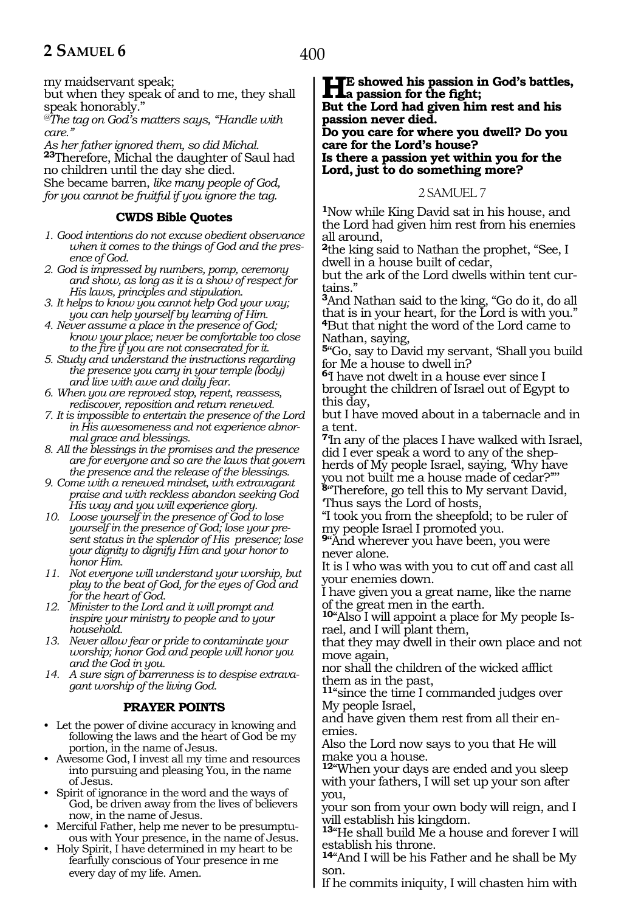my maidservant speak;
but when they speak of and to me, they shall speak honorably."

*@The tag on God's matters says, "Handle with care."*

*As her father ignored them, so did Michal.*

**23**Therefore, Michal the daughter of Saul had no children until the day she died.
She became barren, *like many people of God, for you cannot be fruitful if you ignore the tag.*

### CWDS Bible Quotes

1. *Good intentions do not excuse obedient observance when it comes to the things of God and the presence of God.*
2. *God is impressed by numbers, pomp, ceremony and show, as long as it is a show of respect for His laws, principles and stipulation.*
3. *It helps to know you cannot help God your way; you can help yourself by learning of Him.*
4. *Never assume a place in the presence of God; know your place; never be comfortable too close to the fire if you are not consecrated for it.*
5. *Study and understand the instructions regarding the presence you carry in your temple (body) and live with awe and daily fear.*
6. *When you are reproved stop, repent, reassess, rediscover, reposition and return renewed.*
7. *It is impossible to entertain the presence of the Lord in His awesomeness and not experience abnormal grace and blessings.*
8. *All the blessings in the promises and the presence are for everyone and so are the laws that govern the presence and the release of the blessings.*
9. *Come with a renewed mindset, with extravagant praise and with reckless abandon seeking God His way and you will experience glory.*
10. *Loose yourself in the presence of God to lose yourself in the presence of God; lose your present status in the splendor of His presence; lose your dignity to dignify Him and your honor to honor Him.*
11. *Not everyone will understand your worship, but play to the beat of God, for the eyes of God and for the heart of God.*
12. *Minister to the Lord and it will prompt and inspire your ministry to people and to your household.*
13. *Never allow fear or pride to contaminate your worship; honor God and people will honor you and the God in you.*
14. *A sure sign of barrenness is to despise extravagant worship of the living God.*

### PRAYER POINTS

- Let the power of divine accuracy in knowing and following the laws and the heart of God be my portion, in the name of Jesus.
- Awesome God, I invest all my time and resources into pursuing and pleasing You, in the name of Jesus.
- Spirit of ignorance in the word and the ways of God, be driven away from the lives of believers now, in the name of Jesus.
- Merciful Father, help me never to be presumptuous with Your presence, in the name of Jesus.
- Holy Spirit, I have determined in my heart to be fearfully conscious of Your presence in me every day of my life. Amen.

**HE showed his passion in God's battles, a passion for the fight;**
**But the Lord had given him rest and his passion never died.**
**Do you care for where you dwell? Do you care for the Lord's house?**
**Is there a passion yet within you for the Lord, just to do something more?**

## 2 SAMUEL 7

**1**Now while King David sat in his house, and the Lord had given him rest from his enemies all around,
**2**the king said to Nathan the prophet, "See, I dwell in a house built of cedar,
but the ark of the Lord dwells within tent curtains."
**3**And Nathan said to the king, "Go do it, do all that is in your heart, for the Lord is with you."
**4**But that night the word of the Lord came to Nathan, saying,
**5**"Go, say to David my servant, 'Shall you build for Me a house to dwell in?
**6**'I have not dwelt in a house ever since I brought the children of Israel out of Egypt to this day,
but I have moved about in a tabernacle and in a tent.
**7**'In any of the places I have walked with Israel, did I ever speak a word to any of the shepherds of My people Israel, saying, 'Why have you not built me a house made of cedar?''"
**8**"Therefore, go tell this to My servant David, 'Thus says the Lord of hosts,
"I took you from the sheepfold; to be ruler of my people Israel I promoted you.
**9**"And wherever you have been, you were never alone.
It is I who was with you to cut off and cast all your enemies down.
I have given you a great name, like the name of the great men in the earth.
**10**"Also I will appoint a place for My people Israel, and I will plant them,
that they may dwell in their own place and not move again,
nor shall the children of the wicked afflict them as in the past,
**11**"since the time I commanded judges over My people Israel,
and have given them rest from all their enemies.
Also the Lord now says to you that He will make you a house.
**12**"When your days are ended and you sleep with your fathers, I will set up your son after you,
your son from your own body will reign, and I will establish his kingdom.
**13**"He shall build Me a house and forever I will establish his throne.
**14**"And I will be his Father and he shall be My son.
If he commits iniquity, I will chasten him with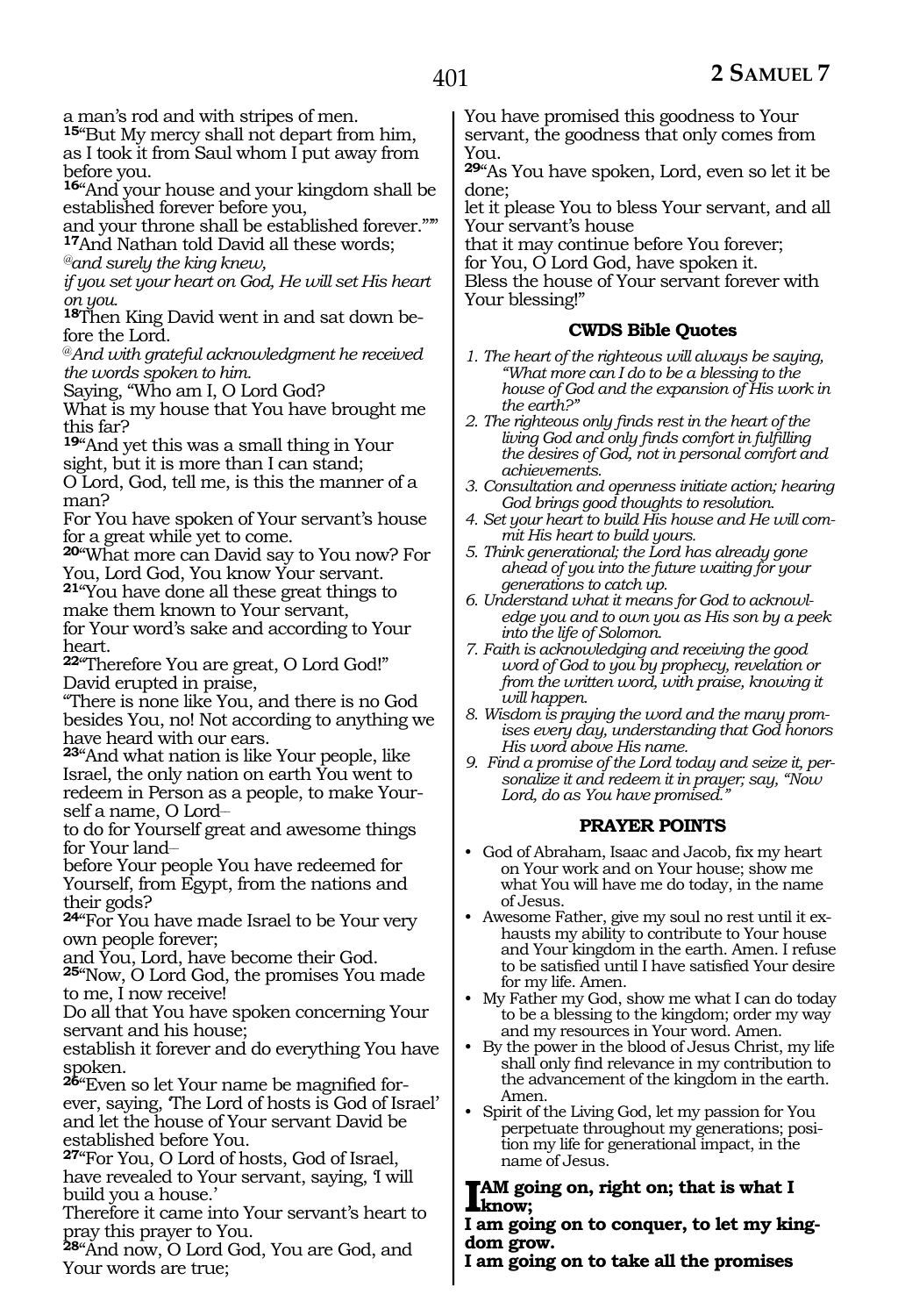a man's rod and with stripes of men.

**15**"But My mercy shall not depart from him, as I took it from Saul whom I put away from before you.

**16**"And your house and your kingdom shall be established forever before you,
and your throne shall be established forever."'"

**17**And Nathan told David all these words;

*@and surely the king knew,*
*if you set your heart on God, He will set His heart on you.*

**18**Then King David went in and sat down before the Lord.

*@And with grateful acknowledgment he received the words spoken to him.*

Saying, "Who am I, O Lord God?
What is my house that You have brought me this far?

**19**"And yet this was a small thing in Your sight, but it is more than I can stand;
O Lord, God, tell me, is this the manner of a man?
For You have spoken of Your servant's house for a great while yet to come.

**20**"What more can David say to You now? For You, Lord God, You know Your servant.

**21**"You have done all these great things to make them known to Your servant,
for Your word's sake and according to Your heart.

**22**"Therefore You are great, O Lord God!"
David erupted in praise,
"There is none like You, and there is no God besides You, no! Not according to anything we have heard with our ears.

**23**"And what nation is like Your people, like Israel, the only nation on earth You went to redeem in Person as a people, to make Yourself a name, O Lord–
to do for Yourself great and awesome things for Your land–
before Your people You have redeemed for Yourself, from Egypt, from the nations and their gods?

**24**"For You have made Israel to be Your very own people forever;
and You, Lord, have become their God.

**25**"Now, O Lord God, the promises You made to me, I now receive!
Do all that You have spoken concerning Your servant and his house;
establish it forever and do everything You have spoken.

**26**"Even so let Your name be magnified forever, saying, 'The Lord of hosts is God of Israel' and let the house of Your servant David be established before You.

**27**"For You, O Lord of hosts, God of Israel, have revealed to Your servant, saying, 'I will build you a house.'
Therefore it came into Your servant's heart to pray this prayer to You.

**28**"And now, O Lord God, You are God, and Your words are true;
You have promised this goodness to Your servant, the goodness that only comes from You.

**29**"As You have spoken, Lord, even so let it be done;
let it please You to bless Your servant, and all Your servant's house
that it may continue before You forever;
for You, O Lord God, have spoken it.
Bless the house of Your servant forever with Your blessing!"

### CWDS Bible Quotes

1. *The heart of the righteous will always be saying, "What more can I do to be a blessing to the house of God and the expansion of His work in the earth?"*
2. *The righteous only finds rest in the heart of the living God and only finds comfort in fulfilling the desires of God, not in personal comfort and achievements.*
3. *Consultation and openness initiate action; hearing God brings good thoughts to resolution.*
4. *Set your heart to build His house and He will commit His heart to build yours.*
5. *Think generational; the Lord has already gone ahead of you into the future waiting for your generations to catch up.*
6. *Understand what it means for God to acknowledge you and to own you as His son by a peek into the life of Solomon.*
7. *Faith is acknowledging and receiving the good word of God to you by prophecy, revelation or from the written word, with praise, knowing it will happen.*
8. *Wisdom is praying the word and the many promises every day, understanding that God honors His word above His name.*
9. *Find a promise of the Lord today and seize it, personalize it and redeem it in prayer; say, "Now Lord, do as You have promised."*

### PRAYER POINTS

- God of Abraham, Isaac and Jacob, fix my heart on Your work and on Your house; show me what You will have me do today, in the name of Jesus.
- Awesome Father, give my soul no rest until it exhausts my ability to contribute to Your house and Your kingdom in the earth. Amen. I refuse to be satisfied until I have satisfied Your desire for my life. Amen.
- My Father my God, show me what I can do today to be a blessing to the kingdom; order my way and my resources in Your word. Amen.
- By the power in the blood of Jesus Christ, my life shall only find relevance in my contribution to the advancement of the kingdom in the earth. Amen.
- Spirit of the Living God, let my passion for You perpetuate throughout my generations; position my life for generational impact, in the name of Jesus.

**I AM going on, right on; that is what I know;**
**I am going on to conquer, to let my kingdom grow.**
**I am going on to take all the promises**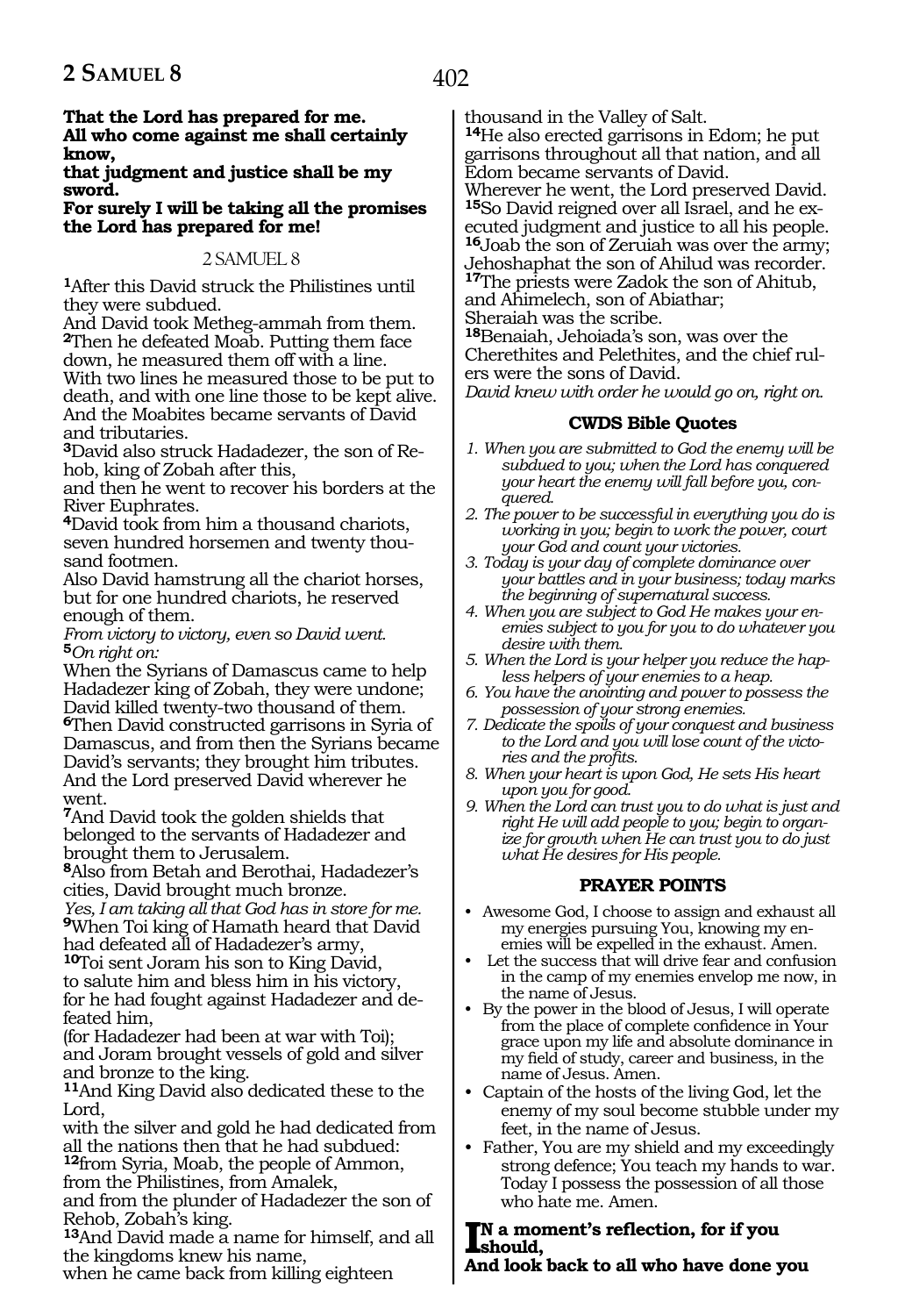**That the Lord has prepared for me.**
**All who come against me shall certainly know,**
**that judgment and justice shall be my sword.**
**For surely I will be taking all the promises the Lord has prepared for me!**

## 2 SAMUEL 8

1After this David struck the Philistines until they were subdued.
And David took Metheg-ammah from them.
2Then he defeated Moab. Putting them face down, he measured them off with a line.
With two lines he measured those to be put to death, and with one line those to be kept alive.
And the Moabites became servants of David and tributaries.
3David also struck Hadadezer, the son of Rehob, king of Zobah after this,
and then he went to recover his borders at the River Euphrates.
4David took from him a thousand chariots, seven hundred horsemen and twenty thousand footmen.
Also David hamstrung all the chariot horses, but for one hundred chariots, he reserved enough of them.
*From victory to victory, even so David went.*
5*On right on:*
When the Syrians of Damascus came to help Hadadezer king of Zobah, they were undone;
David killed twenty-two thousand of them.
6Then David constructed garrisons in Syria of Damascus, and from then the Syrians became David's servants; they brought him tributes.
And the Lord preserved David wherever he went.
7And David took the golden shields that belonged to the servants of Hadadezer and brought them to Jerusalem.
8Also from Betah and Berothai, Hadadezer's cities, David brought much bronze.
*Yes, I am taking all that God has in store for me.*
9When Toi king of Hamath heard that David had defeated all of Hadadezer's army,
10Toi sent Joram his son to King David,
to salute him and bless him in his victory,
for he had fought against Hadadezer and defeated him,
(for Hadadezer had been at war with Toi);
and Joram brought vessels of gold and silver and bronze to the king.
11And King David also dedicated these to the Lord,
with the silver and gold he had dedicated from all the nations then that he had subdued:
12from Syria, Moab, the people of Ammon, from the Philistines, from Amalek,
and from the plunder of Hadadezer the son of Rehob, Zobah's king.
13And David made a name for himself, and all the kingdoms knew his name,
when he came back from killing eighteen thousand in the Valley of Salt.
14He also erected garrisons in Edom; he put garrisons throughout all that nation, and all Edom became servants of David.
Wherever he went, the Lord preserved David.
15So David reigned over all Israel, and he executed judgment and justice to all his people.
16Joab the son of Zeruiah was over the army;
Jehoshaphat the son of Ahilud was recorder.
17The priests were Zadok the son of Ahitub, and Ahimelech, son of Abiathar;
Sheraiah was the scribe.
18Benaiah, Jehoiada's son, was over the Cherethites and Pelethites, and the chief rulers were the sons of David.
*David knew with order he would go on, right on.*

### CWDS Bible Quotes

1. *When you are submitted to God the enemy will be subdued to you; when the Lord has conquered your heart the enemy will fall before you, conquered.*
2. *The power to be successful in everything you do is working in you; begin to work the power, court your God and count your victories.*
3. *Today is your day of complete dominance over your battles and in your business; today marks the beginning of supernatural success.*
4. *When you are subject to God He makes your enemies subject to you for you to do whatever you desire with them.*
5. *When the Lord is your helper you reduce the hapless helpers of your enemies to a heap.*
6. *You have the anointing and power to possess the possession of your strong enemies.*
7. *Dedicate the spoils of your conquest and business to the Lord and you will lose count of the victories and the profits.*
8. *When your heart is upon God, He sets His heart upon you for good.*
9. *When the Lord can trust you to do what is just and right He will add people to you; begin to organize for growth when He can trust you to do just what He desires for His people.*

### PRAYER POINTS

- Awesome God, I choose to assign and exhaust all my energies pursuing You, knowing my enemies will be expelled in the exhaust. Amen.
- Let the success that will drive fear and confusion in the camp of my enemies envelop me now, in the name of Jesus.
- By the power in the blood of Jesus, I will operate from the place of complete confidence in Your grace upon my life and absolute dominance in my field of study, career and business, in the name of Jesus. Amen.
- Captain of the hosts of the living God, let the enemy of my soul become stubble under my feet, in the name of Jesus.
- Father, You are my shield and my exceedingly strong defence; You teach my hands to war. Today I possess the possession of all those who hate me. Amen.

**IN a moment's reflection, for if you should,**
**And look back to all who have done you**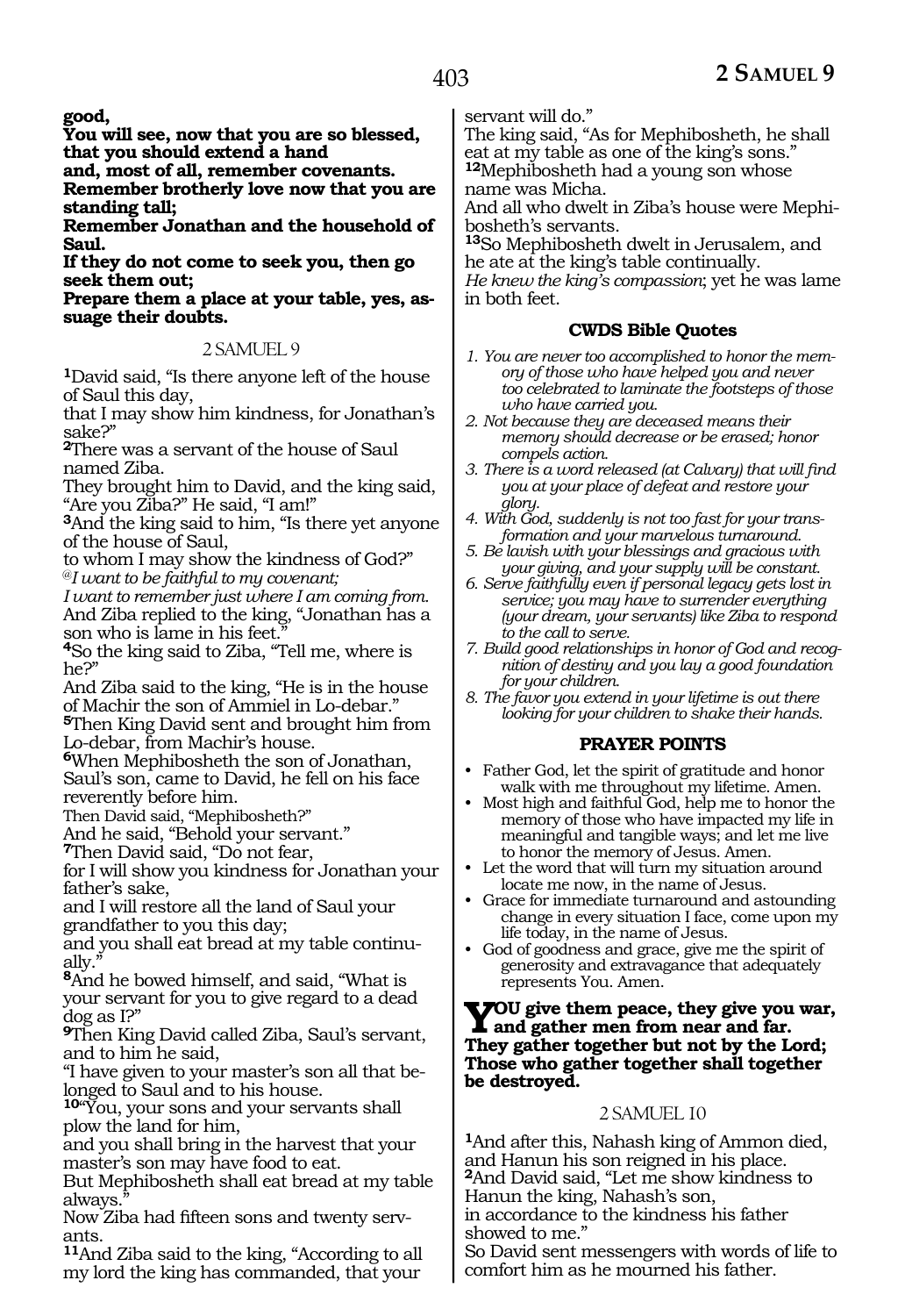**good,**
**You will see, now that you are so blessed, that you should extend a hand**
**and, most of all, remember covenants.**
**Remember brotherly love now that you are standing tall;**
**Remember Jonathan and the household of Saul.**
**If they do not come to seek you, then go seek them out;**
**Prepare them a place at your table, yes, assuage their doubts.**

## 2 SAMUEL 9

[1]David said, "Is there anyone left of the house of Saul this day,
that I may show him kindness, for Jonathan's sake?"
[2]There was a servant of the house of Saul named Ziba.
They brought him to David, and the king said, "Are you Ziba?" He said, "I am!"
[3]And the king said to him, "Is there yet anyone of the house of Saul,
to whom I may show the kindness of God?"
*@I want to be faithful to my covenant;*
*I want to remember just where I am coming from.*
And Ziba replied to the king, "Jonathan has a son who is lame in his feet."
[4]So the king said to Ziba, "Tell me, where is he?"
And Ziba said to the king, "He is in the house of Machir the son of Ammiel in Lo-debar."
[5]Then King David sent and brought him from Lo-debar, from Machir's house.
[6]When Mephibosheth the son of Jonathan, Saul's son, came to David, he fell on his face reverently before him.
Then David said, "Mephibosheth?"
And he said, "Behold your servant."
[7]Then David said, "Do not fear,
for I will show you kindness for Jonathan your father's sake,
and I will restore all the land of Saul your grandfather to you this day;
and you shall eat bread at my table continually."
[8]And he bowed himself, and said, "What is your servant for you to give regard to a dead dog as I?"
[9]Then King David called Ziba, Saul's servant, and to him he said,
"I have given to your master's son all that belonged to Saul and to his house.
[10]"You, your sons and your servants shall plow the land for him,
and you shall bring in the harvest that your master's son may have food to eat.
But Mephibosheth shall eat bread at my table always."
Now Ziba had fifteen sons and twenty servants.
[11]And Ziba said to the king, "According to all my lord the king has commanded, that your servant will do."
The king said, "As for Mephibosheth, he shall eat at my table as one of the king's sons."
[12]Mephibosheth had a young son whose name was Micha.
And all who dwelt in Ziba's house were Mephibosheth's servants.
[13]So Mephibosheth dwelt in Jerusalem, and he ate at the king's table continually.
*He knew the king's compassion*; yet he was lame in both feet.

### CWDS Bible Quotes

1. *You are never too accomplished to honor the memory of those who have helped you and never too celebrated to laminate the footsteps of those who have carried you.*
2. *Not because they are deceased means their memory should decrease or be erased; honor compels action.*
3. *There is a word released (at Calvary) that will find you at your place of defeat and restore your glory.*
4. *With God, suddenly is not too fast for your transformation and your marvelous turnaround.*
5. *Be lavish with your blessings and gracious with your giving, and your supply will be constant.*
6. *Serve faithfully even if personal legacy gets lost in service; you may have to surrender everything (your dream, your servants) like Ziba to respond to the call to serve.*
7. *Build good relationships in honor of God and recognition of destiny and you lay a good foundation for your children.*
8. *The favor you extend in your lifetime is out there looking for your children to shake their hands.*

### PRAYER POINTS

- Father God, let the spirit of gratitude and honor walk with me throughout my lifetime. Amen.
- Most high and faithful God, help me to honor the memory of those who have impacted my life in meaningful and tangible ways; and let me live to honor the memory of Jesus. Amen.
- Let the word that will turn my situation around locate me now, in the name of Jesus.
- Grace for immediate turnaround and astounding change in every situation I face, come upon my life today, in the name of Jesus.
- God of goodness and grace, give me the spirit of generosity and extravagance that adequately represents You. Amen.

**YOU give them peace, they give you war, and gather men from near and far.**
**They gather together but not by the Lord;**
**Those who gather together shall together be destroyed.**

## 2 SAMUEL 10

[1]And after this, Nahash king of Ammon died, and Hanun his son reigned in his place.
[2]And David said, "Let me show kindness to Hanun the king, Nahash's son,
in accordance to the kindness his father showed to me."
So David sent messengers with words of life to comfort him as he mourned his father.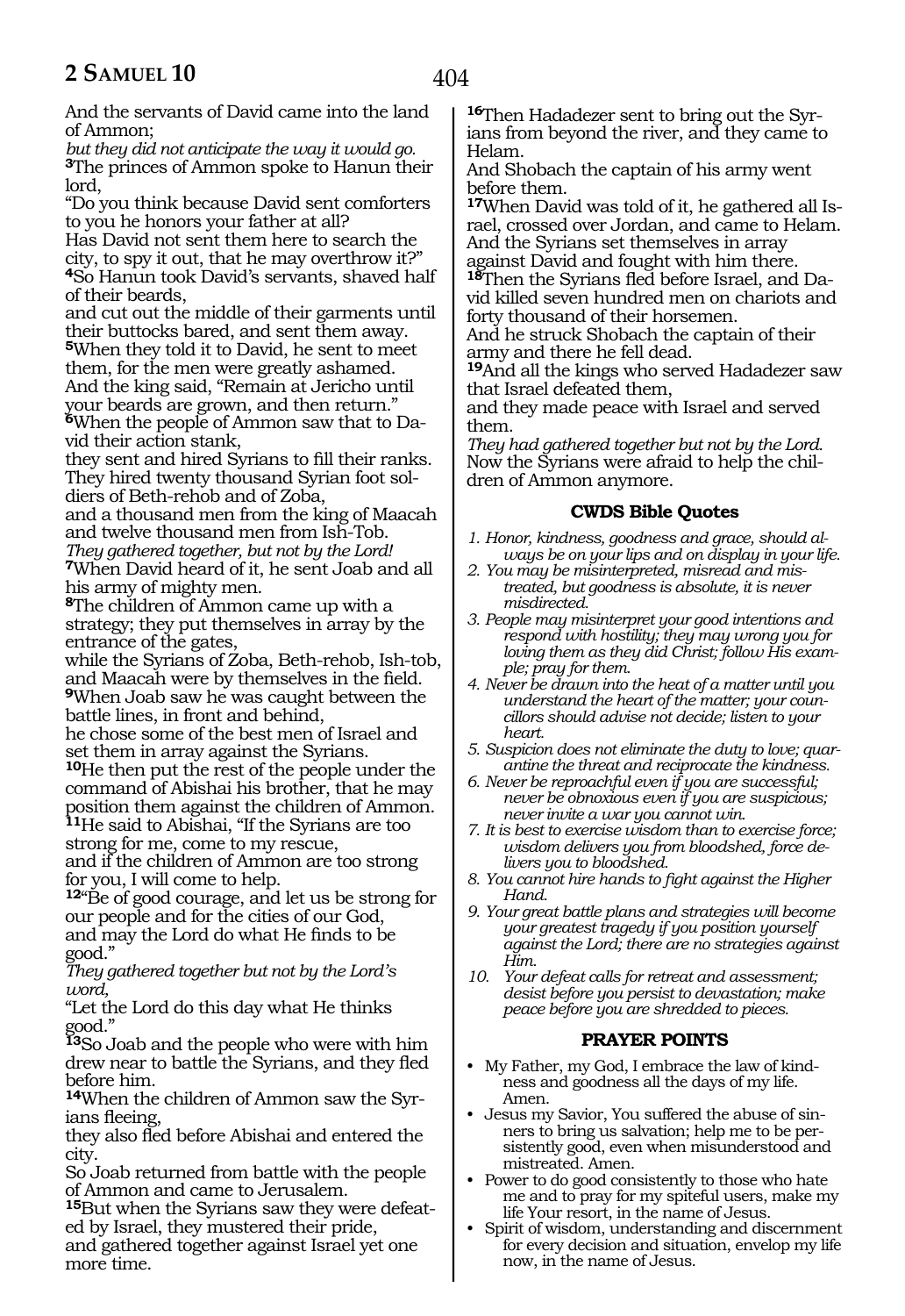And the servants of David came into the land of Ammon;
*but they did not anticipate the way it would go.*
**3**The princes of Ammon spoke to Hanun their lord,
"Do you think because David sent comforters to you he honors your father at all?
Has David not sent them here to search the city, to spy it out, that he may overthrow it?"
**4**So Hanun took David's servants, shaved half of their beards,
and cut out the middle of their garments until their buttocks bared, and sent them away.
**5**When they told it to David, he sent to meet them, for the men were greatly ashamed.
And the king said, "Remain at Jericho until your beards are grown, and then return."
**6**When the people of Ammon saw that to David their action stank,
they sent and hired Syrians to fill their ranks.
They hired twenty thousand Syrian foot soldiers of Beth-rehob and of Zoba,
and a thousand men from the king of Maacah and twelve thousand men from Ish-Tob.
*They gathered together, but not by the Lord!*
**7**When David heard of it, he sent Joab and all his army of mighty men.
**8**The children of Ammon came up with a strategy; they put themselves in array by the entrance of the gates,
while the Syrians of Zoba, Beth-rehob, Ish-tob, and Maacah were by themselves in the field.
**9**When Joab saw he was caught between the battle lines, in front and behind,
he chose some of the best men of Israel and set them in array against the Syrians.
**10**He then put the rest of the people under the command of Abishai his brother, that he may position them against the children of Ammon.
**11**He said to Abishai, "If the Syrians are too strong for me, come to my rescue,
and if the children of Ammon are too strong for you, I will come to help.
**12**"Be of good courage, and let us be strong for our people and for the cities of our God,
and may the Lord do what He finds to be good."
*They gathered together but not by the Lord's word,*
"Let the Lord do this day what He thinks good."
**13**So Joab and the people who were with him drew near to battle the Syrians, and they fled before him.
**14**When the children of Ammon saw the Syrians fleeing,
they also fled before Abishai and entered the city.
So Joab returned from battle with the people of Ammon and came to Jerusalem.
**15**But when the Syrians saw they were defeated by Israel, they mustered their pride,
and gathered together against Israel yet one more time.
**16**Then Hadadezer sent to bring out the Syrians from beyond the river, and they came to Helam.
And Shobach the captain of his army went before them.
**17**When David was told of it, he gathered all Israel, crossed over Jordan, and came to Helam.
And the Syrians set themselves in array against David and fought with him there.
**18**Then the Syrians fled before Israel, and David killed seven hundred men on chariots and forty thousand of their horsemen.
And he struck Shobach the captain of their army and there he fell dead.
**19**And all the kings who served Hadadezer saw that Israel defeated them,
and they made peace with Israel and served them.
*They had gathered together but not by the Lord.*
Now the Syrians were afraid to help the children of Ammon anymore.

### CWDS Bible Quotes

1. *Honor, kindness, goodness and grace, should always be on your lips and on display in your life.*
2. *You may be misinterpreted, misread and mistreated, but goodness is absolute, it is never misdirected.*
3. *People may misinterpret your good intentions and respond with hostility; they may wrong you for loving them as they did Christ; follow His example; pray for them.*
4. *Never be drawn into the heat of a matter until you understand the heart of the matter; your councillors should advise not decide; listen to your heart.*
5. *Suspicion does not eliminate the duty to love; quarantine the threat and reciprocate the kindness.*
6. *Never be reproachful even if you are successful; never be obnoxious even if you are suspicious; never invite a war you cannot win.*
7. *It is best to exercise wisdom than to exercise force; wisdom delivers you from bloodshed, force delivers you to bloodshed.*
8. *You cannot hire hands to fight against the Higher Hand.*
9. *Your great battle plans and strategies will become your greatest tragedy if you position yourself against the Lord; there are no strategies against Him.*
10. *Your defeat calls for retreat and assessment; desist before you persist to devastation; make peace before you are shredded to pieces.*

### PRAYER POINTS

- My Father, my God, I embrace the law of kindness and goodness all the days of my life. Amen.
- Jesus my Savior, You suffered the abuse of sinners to bring us salvation; help me to be persistently good, even when misunderstood and mistreated. Amen.
- Power to do good consistently to those who hate me and to pray for my spiteful users, make my life Your resort, in the name of Jesus.
- Spirit of wisdom, understanding and discernment for every decision and situation, envelop my life now, in the name of Jesus.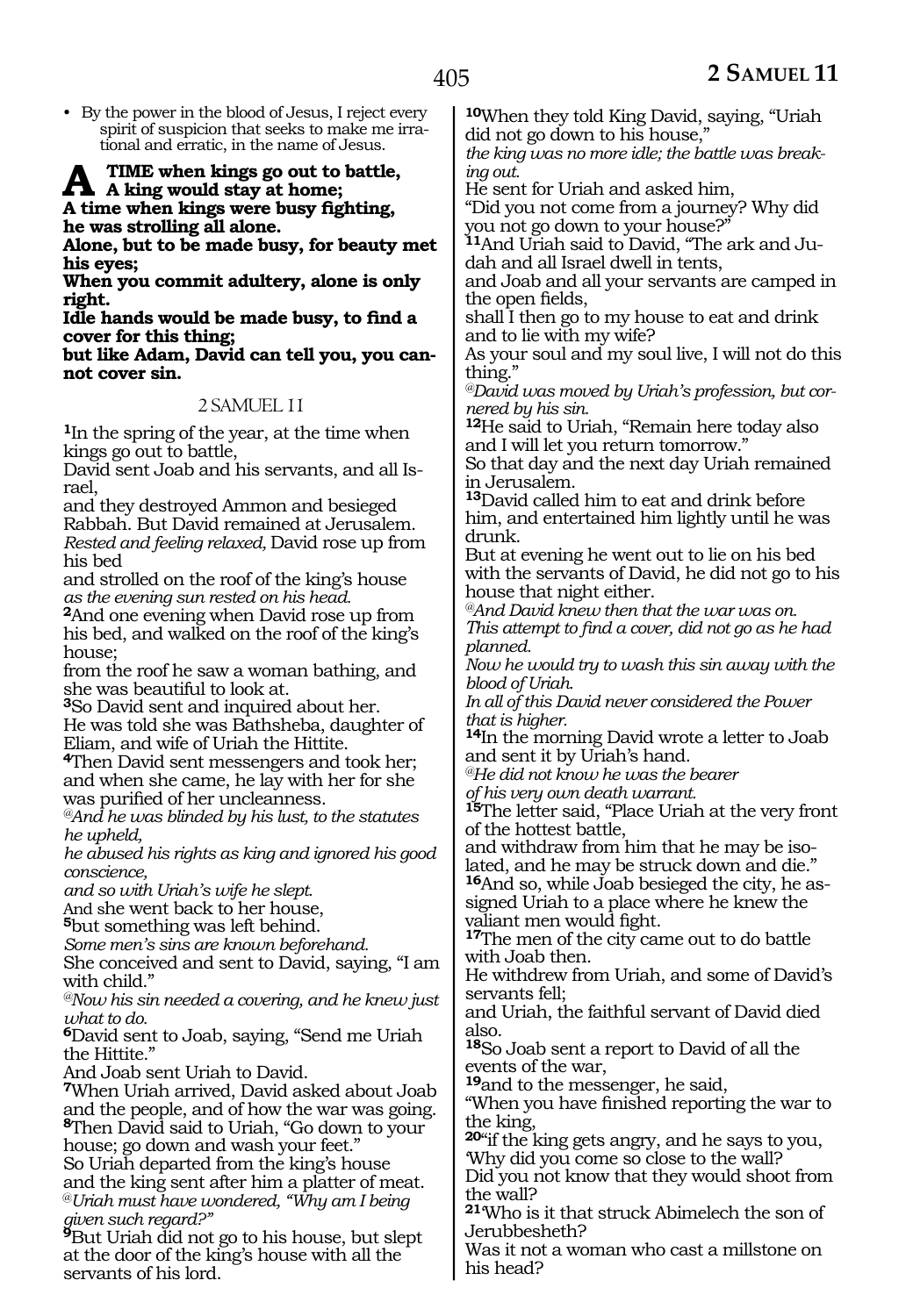- By the power in the blood of Jesus, I reject every spirit of suspicion that seeks to make me irrational and erratic, in the name of Jesus.

**A TIME when kings go out to battle, A king would stay at home;**
**A time when kings were busy fighting, he was strolling all alone.**
**Alone, but to be made busy, for beauty met his eyes;**
**When you commit adultery, alone is only right.**
**Idle hands would be made busy, to find a cover for this thing;**
**but like Adam, David can tell you, you cannot cover sin.**

## 2 SAMUEL 11

**1**In the spring of the year, at the time when kings go out to battle,
David sent Joab and his servants, and all Israel,
and they destroyed Ammon and besieged Rabbah. But David remained at Jerusalem.
*Rested and feeling relaxed,* David rose up from his bed
and strolled on the roof of the king's house *as the evening sun rested on his head.*
**2**And one evening when David rose up from his bed, and walked on the roof of the king's house;
from the roof he saw a woman bathing, and she was beautiful to look at.
**3**So David sent and inquired about her.
He was told she was Bathsheba, daughter of Eliam, and wife of Uriah the Hittite.
**4**Then David sent messengers and took her; and when she came, he lay with her for she was purified of her uncleanness.
*@And he was blinded by his lust, to the statutes he upheld,*
*he abused his rights as king and ignored his good conscience,*
*and so with Uriah's wife he slept.*
And she went back to her house,
**5**but something was left behind.
*Some men's sins are known beforehand.*
She conceived and sent to David, saying, "I am with child."
*@Now his sin needed a covering, and he knew just what to do.*
**6**David sent to Joab, saying, "Send me Uriah the Hittite."
And Joab sent Uriah to David.
**7**When Uriah arrived, David asked about Joab and the people, and of how the war was going.
**8**Then David said to Uriah, "Go down to your house; go down and wash your feet."
So Uriah departed from the king's house and the king sent after him a platter of meat.
*@Uriah must have wondered, "Why am I being given such regard?"*
**9**But Uriah did not go to his house, but slept at the door of the king's house with all the servants of his lord.
**10**When they told King David, saying, "Uriah did not go down to his house,"
*the king was no more idle; the battle was breaking out.*
He sent for Uriah and asked him,
"Did you not come from a journey? Why did you not go down to your house?"
**11**And Uriah said to David, "The ark and Judah and all Israel dwell in tents,
and Joab and all your servants are camped in the open fields,
shall I then go to my house to eat and drink and to lie with my wife?
As your soul and my soul live, I will not do this thing."
*@David was moved by Uriah's profession, but cornered by his sin.*
**12**He said to Uriah, "Remain here today also and I will let you return tomorrow."
So that day and the next day Uriah remained in Jerusalem.
**13**David called him to eat and drink before him, and entertained him lightly until he was drunk.
But at evening he went out to lie on his bed with the servants of David, he did not go to his house that night either.
*@And David knew then that the war was on.*
*This attempt to find a cover, did not go as he had planned.*
*Now he would try to wash this sin away with the blood of Uriah.*
*In all of this David never considered the Power that is higher.*
**14**In the morning David wrote a letter to Joab and sent it by Uriah's hand.
*@He did not know he was the bearer of his very own death warrant.*
**15**The letter said, "Place Uriah at the very front of the hottest battle,
and withdraw from him that he may be isolated, and he may be struck down and die."
**16**And so, while Joab besieged the city, he assigned Uriah to a place where he knew the valiant men would fight.
**17**The men of the city came out to do battle with Joab then.
He withdrew from Uriah, and some of David's servants fell;
and Uriah, the faithful servant of David died also.
**18**So Joab sent a report to David of all the events of the war,
**19**and to the messenger, he said,
"When you have finished reporting the war to the king,
**20**"if the king gets angry, and he says to you, 'Why did you come so close to the wall?
Did you not know that they would shoot from the wall?
**21**'Who is it that struck Abimelech the son of Jerubbesheth?
Was it not a woman who cast a millstone on his head?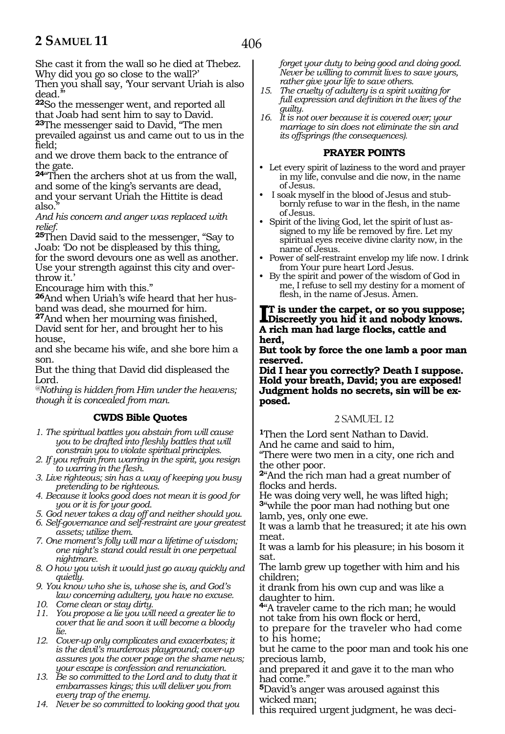She cast it from the wall so he died at Thebez. Why did you go so close to the wall?'
Then you shall say, 'Your servant Uriah is also dead.'"

**22**So the messenger went, and reported all that Joab had sent him to say to David.
**23**The messenger said to David, "The men prevailed against us and came out to us in the field;
and we drove them back to the entrance of the gate.
**24**"Then the archers shot at us from the wall, and some of the king's servants are dead, and your servant Uriah the Hittite is dead also."
*And his concern and anger was replaced with relief.*
**25**Then David said to the messenger, "Say to Joab: 'Do not be displeased by this thing, for the sword devours one as well as another. Use your strength against this city and overthrow it.'
Encourage him with this."
**26**And when Uriah's wife heard that her husband was dead, she mourned for him.
**27**And when her mourning was finished, David sent for her, and brought her to his house,
and she became his wife, and she bore him a son.
But the thing that David did displeased the Lord.
*@Nothing is hidden from Him under the heavens; though it is concealed from man.*

### CWDS Bible Quotes

1. *The spiritual battles you abstain from will cause you to be drafted into fleshly battles that will constrain you to violate spiritual principles.*
2. *If you refrain from warring in the spirit, you resign to warring in the flesh.*
3. *Live righteous; sin has a way of keeping you busy pretending to be righteous.*
4. *Because it looks good does not mean it is good for you or it is for your good.*
5. *God never takes a day off and neither should you.*
6. *Self-governance and self-restraint are your greatest assets; utilize them.*
7. *One moment's folly will mar a lifetime of wisdom; one night's stand could result in one perpetual nightmare.*
8. *O how you wish it would just go away quickly and quietly.*
9. *You know who she is, whose she is, and God's law concerning adultery, you have no excuse.*
10. *Come clean or stay dirty.*
11. *You propose a lie you will need a greater lie to cover that lie and soon it will become a bloody lie.*
12. *Cover-up only complicates and exacerbates; it is the devil's murderous playground; cover-up assures you the cover page on the shame news; your escape is confession and renunciation.*
13. *Be so committed to the Lord and to duty that it embarrasses kings; this will deliver you from every trap of the enemy.*
14. *Never be so committed to looking good that you forget your duty to being good and doing good. Never be willing to commit lives to save yours, rather give your life to save others.*
15. *The cruelty of adultery is a spirit waiting for full expression and definition in the lives of the guilty.*
16. *It is not over because it is covered over; your marriage to sin does not eliminate the sin and its offsprings (the consequences).*

### PRAYER POINTS

- Let every spirit of laziness to the word and prayer in my life, convulse and die now, in the name of Jesus.
- I soak myself in the blood of Jesus and stubbornly refuse to war in the flesh, in the name of Jesus.
- Spirit of the living God, let the spirit of lust assigned to my life be removed by fire. Let my spiritual eyes receive divine clarity now, in the name of Jesus.
- Power of self-restraint envelop my life now. I drink from Your pure heart Lord Jesus.
- By the spirit and power of the wisdom of God in me, I refuse to sell my destiny for a moment of flesh, in the name of Jesus. Amen.

**It is under the carpet, or so you suppose;
Discreetly you hid it and nobody knows.
A rich man had large flocks, cattle and herd,
But took by force the one lamb a poor man reserved.
Did I hear you correctly? Death I suppose.
Hold your breath, David; you are exposed!
Judgment holds no secrets, sin will be exposed.**

## 2 SAMUEL 12

**1**Then the Lord sent Nathan to David.
And he came and said to him,
"There were two men in a city, one rich and the other poor.
**2**"And the rich man had a great number of flocks and herds.
He was doing very well, he was lifted high;
**3**"while the poor man had nothing but one lamb, yes, only one ewe.
It was a lamb that he treasured; it ate his own meat.
It was a lamb for his pleasure; in his bosom it sat.
The lamb grew up together with him and his children;
it drank from his own cup and was like a daughter to him.
**4**"A traveler came to the rich man; he would not take from his own flock or herd,
to prepare for the traveler who had come to his home;
but he came to the poor man and took his one precious lamb,
and prepared it and gave it to the man who had come."
**5**David's anger was aroused against this wicked man;
this required urgent judgment, he was deci-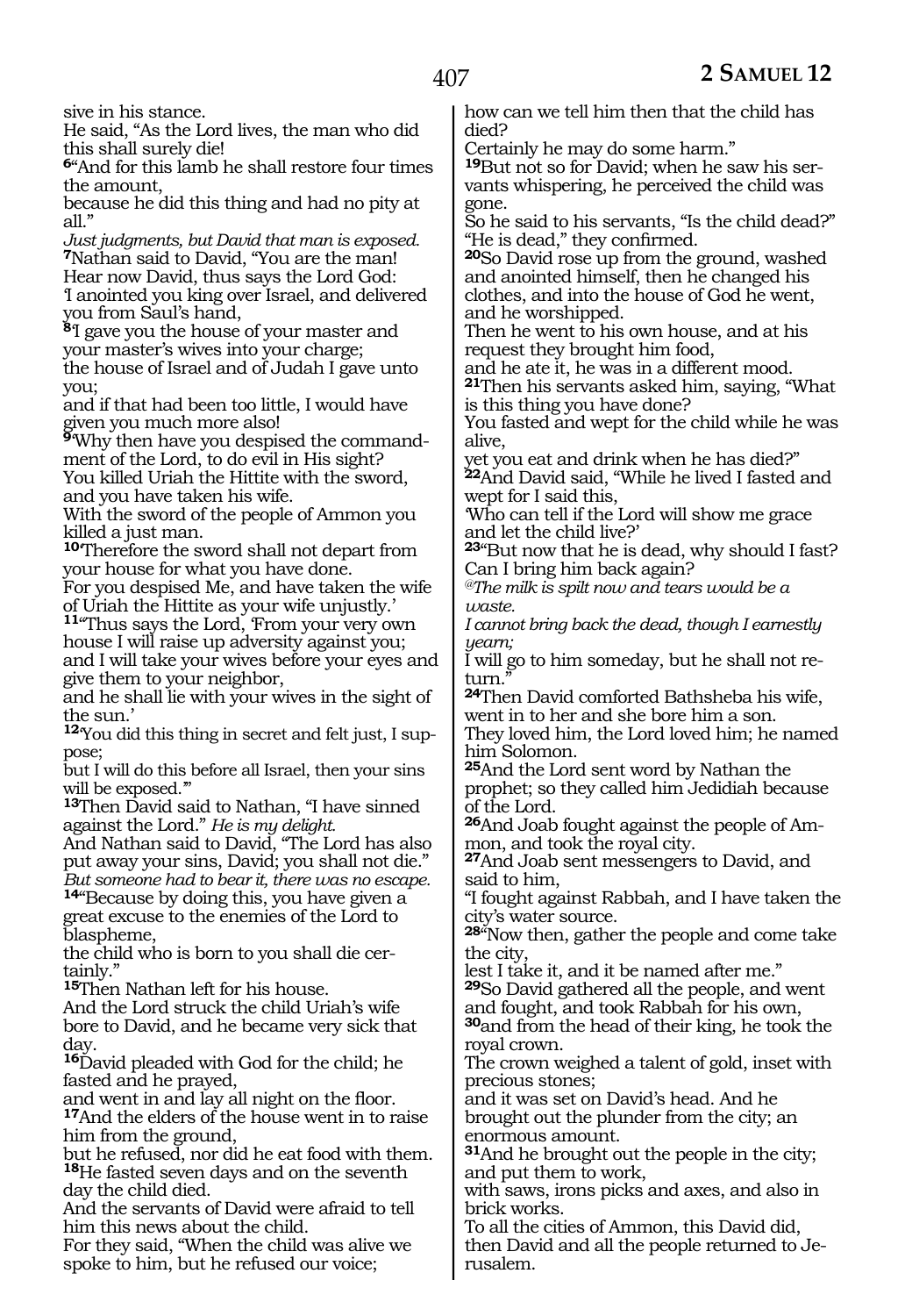sive in his stance.

He said, "As the Lord lives, the man who did this shall surely die!

**6**"And for this lamb he shall restore four times the amount,

because he did this thing and had no pity at all."

*Just judgments, but David that man is exposed.*

**7**Nathan said to David, "You are the man!

Hear now David, thus says the Lord God:

'I anointed you king over Israel, and delivered you from Saul's hand,

**8**'I gave you the house of your master and your master's wives into your charge;

the house of Israel and of Judah I gave unto you;

and if that had been too little, I would have given you much more also!

**9**'Why then have you despised the commandment of the Lord, to do evil in His sight?

You killed Uriah the Hittite with the sword, and you have taken his wife.

With the sword of the people of Ammon you killed a just man.

**10**'Therefore the sword shall not depart from your house for what you have done.

For you despised Me, and have taken the wife of Uriah the Hittite as your wife unjustly.'

**11**"Thus says the Lord, 'From your very own house I will raise up adversity against you;

and I will take your wives before your eyes and give them to your neighbor,

and he shall lie with your wives in the sight of the sun.'

**12**'You did this thing in secret and felt just, I suppose;

but I will do this before all Israel, then your sins will be exposed.'"

**13**Then David said to Nathan, "I have sinned against the Lord." *He is my delight.*

And Nathan said to David, "The Lord has also put away your sins, David; you shall not die."

*But someone had to bear it, there was no escape.*

**14**"Because by doing this, you have given a great excuse to the enemies of the Lord to blaspheme,

the child who is born to you shall die certainly."

**15**Then Nathan left for his house.

And the Lord struck the child Uriah's wife bore to David, and he became very sick that day.

**16**David pleaded with God for the child; he fasted and he prayed,

and went in and lay all night on the floor.

**17**And the elders of the house went in to raise him from the ground,

but he refused, nor did he eat food with them.

**18**He fasted seven days and on the seventh day the child died.

And the servants of David were afraid to tell him this news about the child.

For they said, "When the child was alive we spoke to him, but he refused our voice;

how can we tell him then that the child has died?

Certainly he may do some harm."

**19**But not so for David; when he saw his servants whispering, he perceived the child was gone.

So he said to his servants, "Is the child dead?"

"He is dead," they confirmed.

**20**So David rose up from the ground, washed and anointed himself, then he changed his clothes, and into the house of God he went, and he worshipped.

Then he went to his own house, and at his request they brought him food,

and he ate it, he was in a different mood.

**21**Then his servants asked him, saying, "What is this thing you have done?

You fasted and wept for the child while he was alive,

yet you eat and drink when he has died?"

**22**And David said, "While he lived I fasted and wept for I said this,

'Who can tell if the Lord will show me grace and let the child live?'

**23**"But now that he is dead, why should I fast? Can I bring him back again?

*@The milk is spilt now and tears would be a waste.*

*I cannot bring back the dead, though I earnestly yearn;*

I will go to him someday, but he shall not return."

**24**Then David comforted Bathsheba his wife, went in to her and she bore him a son.

They loved him, the Lord loved him; he named him Solomon.

**25**And the Lord sent word by Nathan the prophet; so they called him Jedidiah because of the Lord.

**26**And Joab fought against the people of Ammon, and took the royal city.

**27**And Joab sent messengers to David, and said to him,

"I fought against Rabbah, and I have taken the city's water source.

**28**"Now then, gather the people and come take the city,

lest I take it, and it be named after me."

**29**So David gathered all the people, and went and fought, and took Rabbah for his own,

**30**and from the head of their king, he took the royal crown.

The crown weighed a talent of gold, inset with precious stones;

and it was set on David's head. And he brought out the plunder from the city; an enormous amount.

**31**And he brought out the people in the city; and put them to work,

with saws, irons picks and axes, and also in brick works.

To all the cities of Ammon, this David did,

then David and all the people returned to Jerusalem.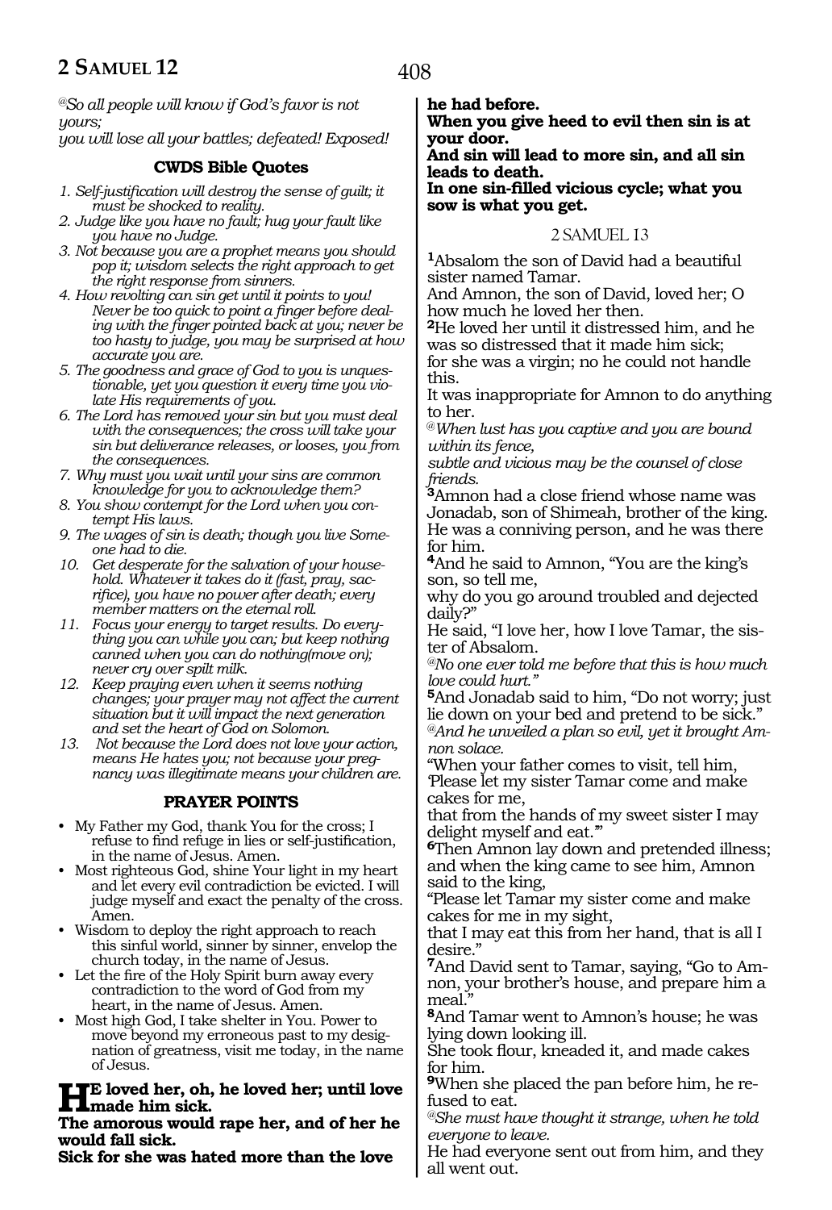*@So all people will know if God's favor is not yours;*
*you will lose all your battles; defeated! Exposed!*

### CWDS Bible Quotes

1. *Self-justification will destroy the sense of guilt; it must be shocked to reality.*
2. *Judge like you have no fault; hug your fault like you have no Judge.*
3. *Not because you are a prophet means you should pop it; wisdom selects the right approach to get the right response from sinners.*
4. *How revolting can sin get until it points to you! Never be too quick to point a finger before dealing with the finger pointed back at you; never be too hasty to judge, you may be surprised at how accurate you are.*
5. *The goodness and grace of God to you is unquestionable, yet you question it every time you violate His requirements of you.*
6. *The Lord has removed your sin but you must deal with the consequences; the cross will take your sin but deliverance releases, or looses, you from the consequences.*
7. *Why must you wait until your sins are common knowledge for you to acknowledge them?*
8. *You show contempt for the Lord when you contempt His laws.*
9. *The wages of sin is death; though you live Someone had to die.*
10. *Get desperate for the salvation of your household. Whatever it takes do it (fast, pray, sacrifice), you have no power after death; every member matters on the eternal roll.*
11. *Focus your energy to target results. Do everything you can while you can; but keep nothing canned when you can do nothing(move on); never cry over spilt milk.*
12. *Keep praying even when it seems nothing changes; your prayer may not affect the current situation but it will impact the next generation and set the heart of God on Solomon.*
13. *Not because the Lord does not love your action, means He hates you; not because your pregnancy was illegitimate means your children are.*

### PRAYER POINTS

- My Father my God, thank You for the cross; I refuse to find refuge in lies or self-justification, in the name of Jesus. Amen.
- Most righteous God, shine Your light in my heart and let every evil contradiction be evicted. I will judge myself and exact the penalty of the cross. Amen.
- Wisdom to deploy the right approach to reach this sinful world, sinner by sinner, envelop the church today, in the name of Jesus.
- Let the fire of the Holy Spirit burn away every contradiction to the word of God from my heart, in the name of Jesus. Amen.
- Most high God, I take shelter in You. Power to move beyond my erroneous past to my designation of greatness, visit me today, in the name of Jesus.

**He loved her, oh, he loved her; until love made him sick.**
**The amorous would rape her, and of her he would fall sick.**
**Sick for she was hated more than the love he had before.**
**When you give heed to evil then sin is at your door.**
**And sin will lead to more sin, and all sin leads to death.**
**In one sin-filled vicious cycle; what you sow is what you get.**

## 2 SAMUEL 13

**1**Absalom the son of David had a beautiful sister named Tamar.
And Amnon, the son of David, loved her; O how much he loved her then.
**2**He loved her until it distressed him, and he was so distressed that it made him sick;
for she was a virgin; no he could not handle this.
It was inappropriate for Amnon to do anything to her.
*@When lust has you captive and you are bound within its fence,*
*subtle and vicious may be the counsel of close friends.*
**3**Amnon had a close friend whose name was Jonadab, son of Shimeah, brother of the king.
He was a conniving person, and he was there for him.
**4**And he said to Amnon, "You are the king's son, so tell me,
why do you go around troubled and dejected daily?"
He said, "I love her, how I love Tamar, the sister of Absalom.
*@No one ever told me before that this is how much love could hurt."*
**5**And Jonadab said to him, "Do not worry; just lie down on your bed and pretend to be sick."
*@And he unveiled a plan so evil, yet it brought Amnon solace.*
"When your father comes to visit, tell him, 'Please let my sister Tamar come and make cakes for me,
that from the hands of my sweet sister I may delight myself and eat.'"
**6**Then Amnon lay down and pretended illness; and when the king came to see him, Amnon said to the king,
"Please let Tamar my sister come and make cakes for me in my sight,
that I may eat this from her hand, that is all I desire."
**7**And David sent to Tamar, saying, "Go to Amnon, your brother's house, and prepare him a meal."
**8**And Tamar went to Amnon's house; he was lying down looking ill.
She took flour, kneaded it, and made cakes for him.
**9**When she placed the pan before him, he refused to eat.
*@She must have thought it strange, when he told everyone to leave.*
He had everyone sent out from him, and they all went out.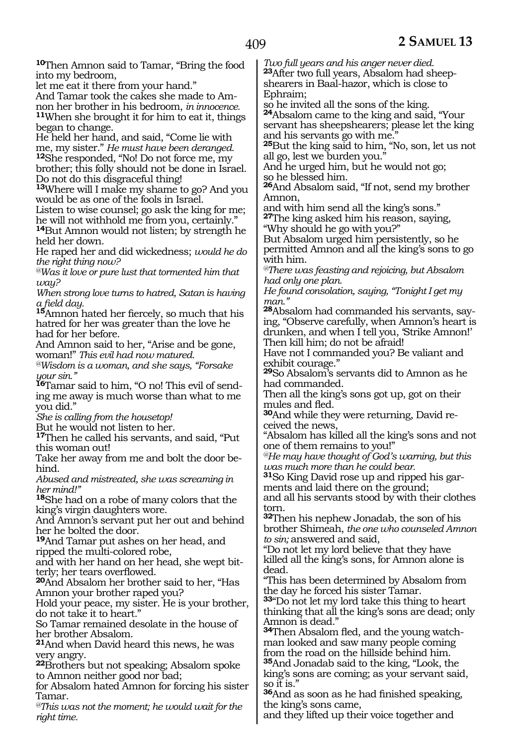[10]Then Amnon said to Tamar, "Bring the food into my bedroom,
let me eat it there from your hand."
And Tamar took the cakes she made to Amnon her brother in his bedroom, *in innocence.*
[11]When she brought it for him to eat it, things began to change.
He held her hand, and said, "Come lie with me, my sister." *He must have been deranged.*
[12]She responded, "No! Do not force me, my brother; this folly should not be done in Israel.
Do not do this disgraceful thing!
[13]Where will I make my shame to go? And you would be as one of the fools in Israel.
Listen to wise counsel; go ask the king for me; he will not withhold me from you, certainly."
[14]But Amnon would not listen; by strength he held her down.
He raped her and did wickedness; *would he do the right thing now?*
*@Was it love or pure lust that tormented him that way?*
*When strong love turns to hatred, Satan is having a field day.*
[15]Amnon hated her fiercely, so much that his hatred for her was greater than the love he had for her before.
And Amnon said to her, "Arise and be gone, woman!" *This evil had now matured.*
*@Wisdom is a woman, and she says, "Forsake your sin."*
[16]Tamar said to him, "O no! This evil of sending me away is much worse than what to me you did."
*She is calling from the housetop!*
But he would not listen to her.
[17]Then he called his servants, and said, "Put this woman out!
Take her away from me and bolt the door behind.
*Abused and mistreated, she was screaming in her mind!"*
[18]She had on a robe of many colors that the king's virgin daughters wore.
And Amnon's servant put her out and behind her he bolted the door.
[19]And Tamar put ashes on her head, and ripped the multi-colored robe,
and with her hand on her head, she wept bitterly; her tears overflowed.
[20]And Absalom her brother said to her, "Has Amnon your brother raped you?
Hold your peace, my sister. He is your brother, do not take it to heart."
So Tamar remained desolate in the house of her brother Absalom.
[21]And when David heard this news, he was very angry.
[22]Brothers but not speaking; Absalom spoke to Amnon neither good nor bad;
for Absalom hated Amnon for forcing his sister Tamar.
*@This was not the moment; he would wait for the right time.*
*Two full years and his anger never died.*
[23]After two full years, Absalom had sheepshearers in Baal-hazor, which is close to Ephraim;
so he invited all the sons of the king.
[24]Absalom came to the king and said, "Your servant has sheepshearers; please let the king and his servants go with me."
[25]But the king said to him, "No, son, let us not all go, lest we burden you."
And he urged him, but he would not go;
so he blessed him.
[26]And Absalom said, "If not, send my brother Amnon,
and with him send all the king's sons."
[27]The king asked him his reason, saying, "Why should he go with you?"
But Absalom urged him persistently, so he permitted Amnon and all the king's sons to go with him.
*@There was feasting and rejoicing, but Absalom had only one plan.*
*He found consolation, saying, "Tonight I get my man."*
[28]Absalom had commanded his servants, saying, "Observe carefully, when Amnon's heart is drunken, and when I tell you, 'Strike Amnon!' Then kill him; do not be afraid!
Have not I commanded you? Be valiant and exhibit courage."
[29]So Absalom's servants did to Amnon as he had commanded.
Then all the king's sons got up, got on their mules and fled.
[30]And while they were returning, David received the news,
"Absalom has killed all the king's sons and not one of them remains to you!"
*@He may have thought of God's warning, but this was much more than he could bear.*
[31]So King David rose up and ripped his garments and laid there on the ground;
and all his servants stood by with their clothes torn.
[32]Then his nephew Jonadab, the son of his brother Shimeah, *the one who counseled Amnon to sin;* answered and said,
"Do not let my lord believe that they have killed all the king's sons, for Amnon alone is dead.
"This has been determined by Absalom from the day he forced his sister Tamar.
[33]"Do not let my lord take this thing to heart thinking that all the king's sons are dead; only Amnon is dead."
[34]Then Absalom fled, and the young watchman looked and saw many people coming from the road on the hillside behind him.
[35]And Jonadab said to the king, "Look, the king's sons are coming; as your servant said, so it is."
[36]And as soon as he had finished speaking, the king's sons came,
and they lifted up their voice together and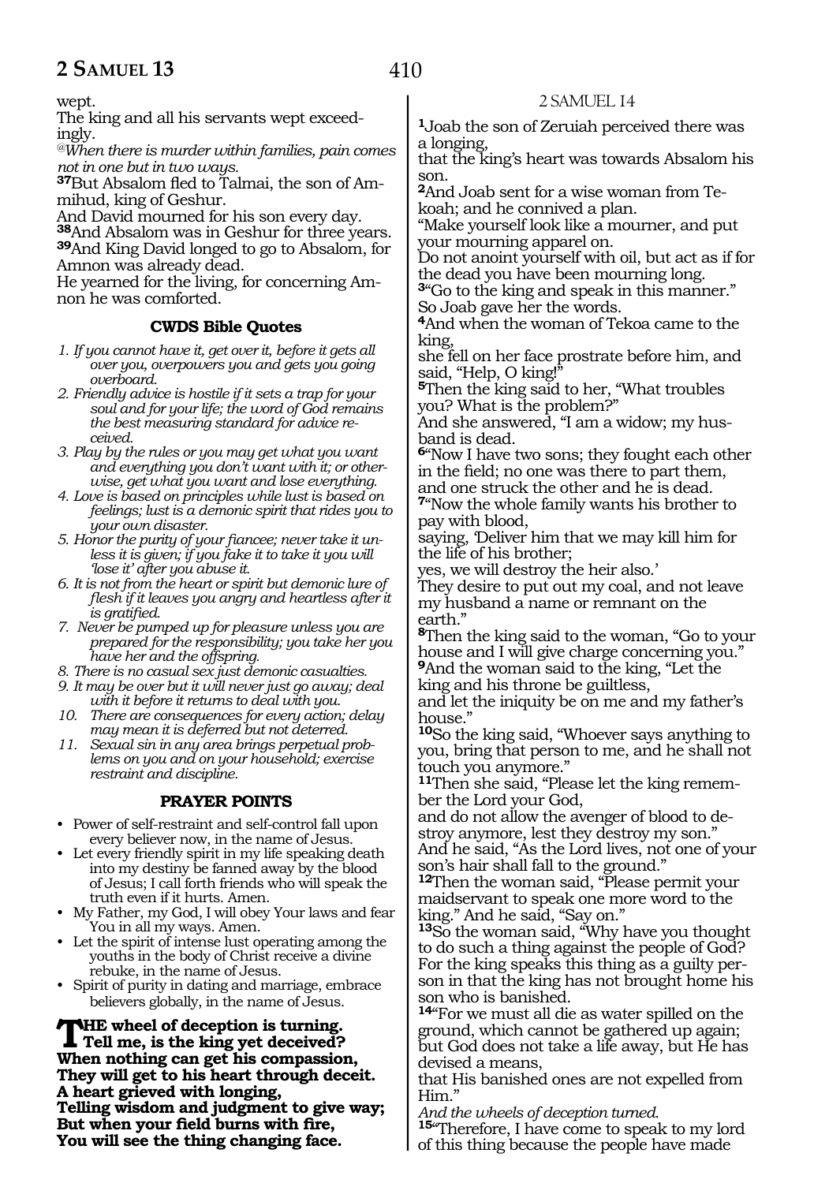wept.
The king and all his servants wept exceedingly.

*@When there is murder within families, pain comes not in one but in two ways.*

**37**But Absalom fled to Talmai, the son of Ammihud, king of Geshur.
And David mourned for his son every day.
**38**And Absalom was in Geshur for three years.
**39**And King David longed to go to Absalom, for Amnon was already dead.
He yearned for the living, for concerning Amnon he was comforted.

### CWDS Bible Quotes

1. *If you cannot have it, get over it, before it gets all over you, overpowers you and gets you going overboard.*
2. *Friendly advice is hostile if it sets a trap for your soul and for your life; the word of God remains the best measuring standard for advice received.*
3. *Play by the rules or you may get what you want and everything you don't want with it; or otherwise, get what you want and lose everything.*
4. *Love is based on principles while lust is based on feelings; lust is a demonic spirit that rides you to your own disaster.*
5. *Honor the purity of your fiancee; never take it unless it is given; if you fake it to take it you will 'lose it' after you abuse it.*
6. *It is not from the heart or spirit but demonic lure of flesh if it leaves you angry and heartless after it is gratified.*
7. *Never be pumped up for pleasure unless you are prepared for the responsibility; you take her you have her and the offspring.*
8. *There is no casual sex just demonic casualties.*
9. *It may be over but it will never just go away; deal with it before it returns to deal with you.*
10. *There are consequences for every action; delay may mean it is deferred but not deterred.*
11. *Sexual sin in any area brings perpetual problems on you and on your household; exercise restraint and discipline.*

### PRAYER POINTS

- Power of self-restraint and self-control fall upon every believer now, in the name of Jesus.
- Let every friendly spirit in my life speaking death into my destiny be fanned away by the blood of Jesus; I call forth friends who will speak the truth even if it hurts. Amen.
- My Father, my God, I will obey Your laws and fear You in all my ways. Amen.
- Let the spirit of intense lust operating among the youths in the body of Christ receive a divine rebuke, in the name of Jesus.
- Spirit of purity in dating and marriage, embrace believers globally, in the name of Jesus.

**THE wheel of deception is turning.**
**Tell me, is the king yet deceived?**
**When nothing can get his compassion,**
**They will get to his heart through deceit.**
**A heart grieved with longing,**
**Telling wisdom and judgment to give way;**
**But when your field burns with fire,**
**You will see the thing changing face.**

## 2 SAMUEL 14

**1**Joab the son of Zeruiah perceived there was a longing,
that the king's heart was towards Absalom his son.
**2**And Joab sent for a wise woman from Tekoah; and he connived a plan.
"Make yourself look like a mourner, and put your mourning apparel on.
Do not anoint yourself with oil, but act as if for the dead you have been mourning long.
**3**"Go to the king and speak in this manner."
So Joab gave her the words.
**4**And when the woman of Tekoa came to the king,
she fell on her face prostrate before him, and said, "Help, O king!"
**5**Then the king said to her, "What troubles you? What is the problem?"
And she answered, "I am a widow; my husband is dead.
**6**"Now I have two sons; they fought each other in the field; no one was there to part them, and one struck the other and he is dead.
**7**"Now the whole family wants his brother to pay with blood,
saying, 'Deliver him that we may kill him for the life of his brother;
yes, we will destroy the heir also.'
They desire to put out my coal, and not leave my husband a name or remnant on the earth."
**8**Then the king said to the woman, "Go to your house and I will give charge concerning you."
**9**And the woman said to the king, "Let the king and his throne be guiltless,
and let the iniquity be on me and my father's house."
**10**So the king said, "Whoever says anything to you, bring that person to me, and he shall not touch you anymore."
**11**Then she said, "Please let the king remember the Lord your God,
and do not allow the avenger of blood to destroy anymore, lest they destroy my son."
And he said, "As the Lord lives, not one of your son's hair shall fall to the ground."
**12**Then the woman said, "Please permit your maidservant to speak one more word to the king." And he said, "Say on."
**13**So the woman said, "Why have you thought to do such a thing against the people of God?
For the king speaks this thing as a guilty person in that the king has not brought home his son who is banished.
**14**"For we must all die as water spilled on the ground, which cannot be gathered up again; but God does not take a life away, but He has devised a means,
that His banished ones are not expelled from Him."
*And the wheels of deception turned.*
**15**"Therefore, I have come to speak to my lord of this thing because the people have made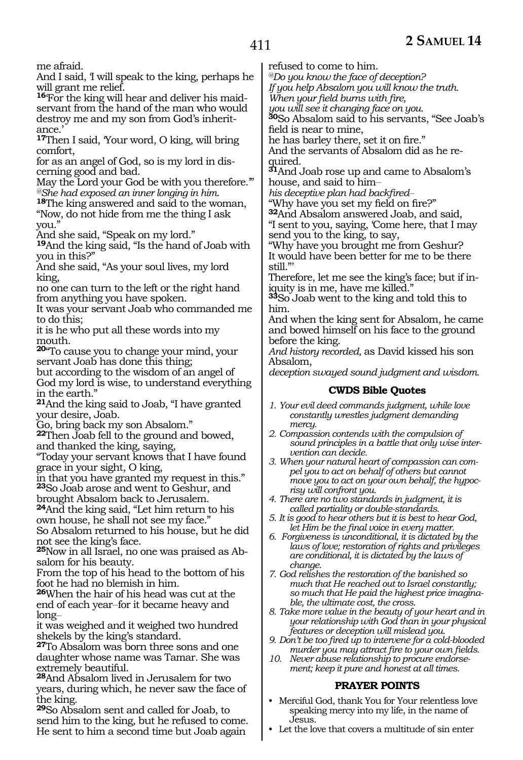me afraid.
And I said, 'I will speak to the king, perhaps he will grant me relief.

**16**'For the king will hear and deliver his maidservant from the hand of the man who would destroy me and my son from God's inheritance.'

**17**Then I said, 'Your word, O king, will bring comfort,
for as an angel of God, so is my lord in discerning good and bad.
May the Lord your God be with you therefore.'"
*@She had exposed an inner longing in him.*

**18**The king answered and said to the woman, "Now, do not hide from me the thing I ask you."
And she said, "Speak on my lord."

**19**And the king said, "Is the hand of Joab with you in this?"
And she said, "As your soul lives, my lord king,
no one can turn to the left or the right hand from anything you have spoken.
It was your servant Joab who commanded me to do this;
it is he who put all these words into my mouth.

**20**"To cause you to change your mind, your servant Joab has done this thing;
but according to the wisdom of an angel of God my lord is wise, to understand everything in the earth."

**21**And the king said to Joab, "I have granted your desire, Joab.
Go, bring back my son Absalom."

**22**Then Joab fell to the ground and bowed, and thanked the king, saying,
"Today your servant knows that I have found grace in your sight, O king,
in that you have granted my request in this."

**23**So Joab arose and went to Geshur, and brought Absalom back to Jerusalem.

**24**And the king said, "Let him return to his own house, he shall not see my face."
So Absalom returned to his house, but he did not see the king's face.

**25**Now in all Israel, no one was praised as Absalom for his beauty.
From the top of his head to the bottom of his foot he had no blemish in him.

**26**When the hair of his head was cut at the end of each year–for it became heavy and long–
it was weighed and it weighed two hundred shekels by the king's standard.

**27**To Absalom was born three sons and one daughter whose name was Tamar. She was extremely beautiful.

**28**And Absalom lived in Jerusalem for two years, during which, he never saw the face of the king.

**29**So Absalom sent and called for Joab, to send him to the king, but he refused to come.
He sent to him a second time but Joab again refused to come to him.
*@Do you know the face of deception?*
*If you help Absalom you will know the truth.*
*When your field burns with fire,*
*you will see it changing face on you.*

**30**So Absalom said to his servants, "See Joab's field is near to mine,
he has barley there, set it on fire."
And the servants of Absalom did as he required.

**31**And Joab rose up and came to Absalom's house, and said to him–
*his deceptive plan had backfired–*
"Why have you set my field on fire?"

**32**And Absalom answered Joab, and said,
"I sent to you, saying, 'Come here, that I may send you to the king, to say,
"Why have you brought me from Geshur?
It would have been better for me to be there still."'
Therefore, let me see the king's face; but if iniquity is in me, have me killed."

**33**So Joab went to the king and told this to him.
And when the king sent for Absalom, he came and bowed himself on his face to the ground before the king.
*And history recorded,* as David kissed his son Absalom,
*deception swayed sound judgment and wisdom.*

### CWDS Bible Quotes

1. *Your evil deed commands judgment, while love constantly wrestles judgment demanding mercy.*
2. *Compassion contends with the compulsion of sound principles in a battle that only wise intervention can decide.*
3. *When your natural heart of compassion can compel you to act on behalf of others but cannot move you to act on your own behalf, the hypocrisy will confront you.*
4. *There are no two standards in judgment, it is called partiality or double-standards.*
5. *It is good to hear others but it is best to hear God, let Him be the final voice in every matter.*
6. *Forgiveness is unconditional, it is dictated by the laws of love; restoration of rights and privileges are conditional, it is dictated by the laws of change.*
7. *God relishes the restoration of the banished so much that He reached out to Israel constantly; so much that He paid the highest price imaginable, the ultimate cost, the cross.*
8. *Take more value in the beauty of your heart and in your relationship with God than in your physical features or deception will mislead you.*
9. *Don't be too fired up to intervene for a cold-blooded murder you may attract fire to your own fields.*
10. *Never abuse relationship to procure endorsement; keep it pure and honest at all times.*

### PRAYER POINTS

- Merciful God, thank You for Your relentless love speaking mercy into my life, in the name of Jesus.
- Let the love that covers a multitude of sin enter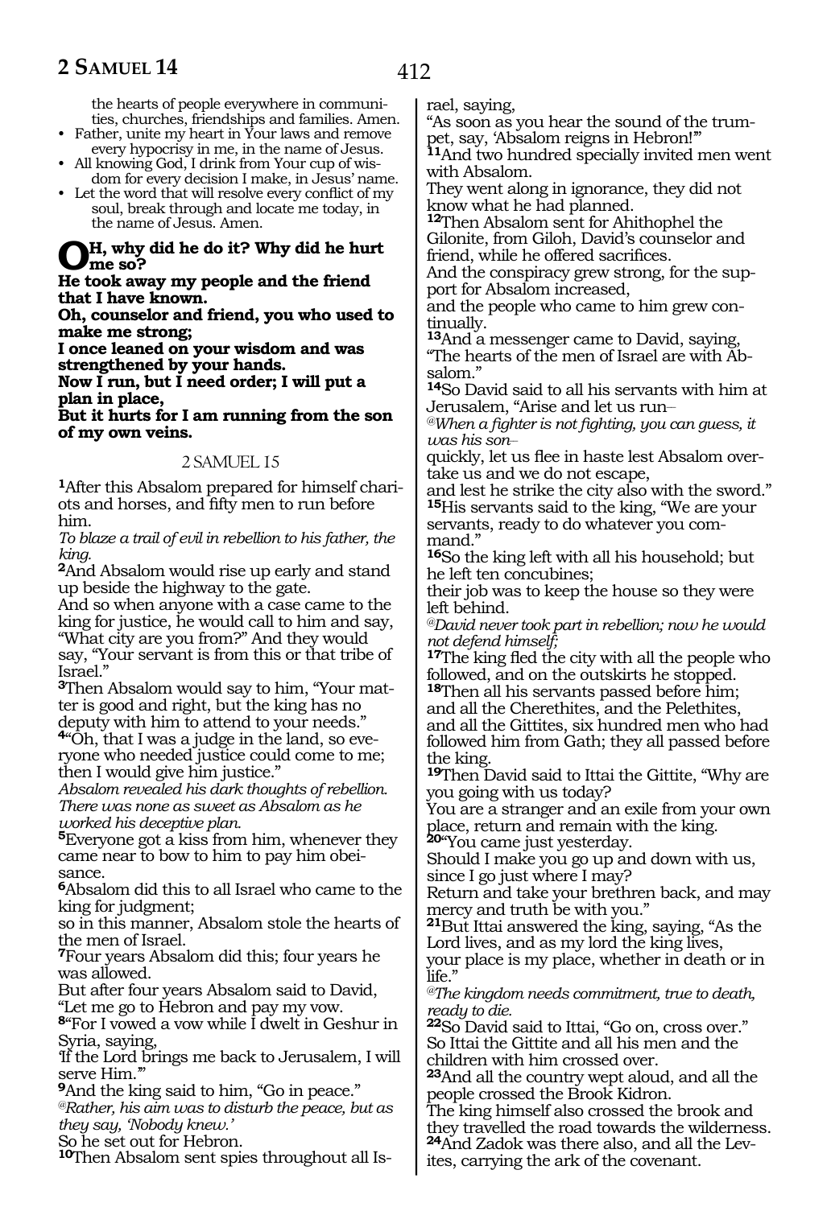the hearts of people everywhere in communities, churches, friendships and families. Amen.

- Father, unite my heart in Your laws and remove every hypocrisy in me, in the name of Jesus.
- All knowing God, I drink from Your cup of wisdom for every decision I make, in Jesus' name.
- Let the word that will resolve every conflict of my soul, break through and locate me today, in the name of Jesus. Amen.

**OH, why did he do it? Why did he hurt me so?**
**He took away my people and the friend that I have known.**
**Oh, counselor and friend, you who used to make me strong;**
**I once leaned on your wisdom and was strengthened by your hands.**
**Now I run, but I need order; I will put a plan in place,**
**But it hurts for I am running from the son of my own veins.**

## 2 SAMUEL 15

**1**After this Absalom prepared for himself chariots and horses, and fifty men to run before him.
*To blaze a trail of evil in rebellion to his father, the king.*
**2**And Absalom would rise up early and stand up beside the highway to the gate.
And so when anyone with a case came to the king for justice, he would call to him and say, "What city are you from?" And they would say, "Your servant is from this or that tribe of Israel."
**3**Then Absalom would say to him, "Your matter is good and right, but the king has no deputy with him to attend to your needs."
**4**"Oh, that I was a judge in the land, so everyone who needed justice could come to me; then I would give him justice."
*Absalom revealed his dark thoughts of rebellion. There was none as sweet as Absalom as he worked his deceptive plan.*
**5**Everyone got a kiss from him, whenever they came near to him to bow to him to pay him obeisance.
**6**Absalom did this to all Israel who came to the king for judgment;
so in this manner, Absalom stole the hearts of the men of Israel.
**7**Four years Absalom did this; four years he was allowed.
But after four years Absalom said to David, "Let me go to Hebron and pay my vow.
**8**"For I vowed a vow while I dwelt in Geshur in Syria, saying,
'If the Lord brings me back to Jerusalem, I will serve Him.'"
**9**And the king said to him, "Go in peace."
*@Rather, his aim was to disturb the peace, but as they say, 'Nobody knew.'*
So he set out for Hebron.
**10**Then Absalom sent spies throughout all Israel, saying,
"As soon as you hear the sound of the trumpet, say, 'Absalom reigns in Hebron!'"
**11**And two hundred specially invited men went with Absalom.
They went along in ignorance, they did not know what he had planned.
**12**Then Absalom sent for Ahithophel the Gilonite, from Giloh, David's counselor and friend, while he offered sacrifices.
And the conspiracy grew strong, for the support for Absalom increased,
and the people who came to him grew continually.
**13**And a messenger came to David, saying, "The hearts of the men of Israel are with Absalom."
**14**So David said to all his servants with him at Jerusalem, "Arise and let us run–
*@When a fighter is not fighting, you can guess, it was his son–*
quickly, let us flee in haste lest Absalom overtake us and we do not escape,
and lest he strike the city also with the sword."
**15**His servants said to the king, "We are your servants, ready to do whatever you command."
**16**So the king left with all his household; but he left ten concubines;
their job was to keep the house so they were left behind.
*@David never took part in rebellion; now he would not defend himself;*
**17**The king fled the city with all the people who followed, and on the outskirts he stopped.
**18**Then all his servants passed before him;
and all the Cherethites, and the Pelethites, and all the Gittites, six hundred men who had followed him from Gath; they all passed before the king.
**19**Then David said to Ittai the Gittite, "Why are you going with us today?
You are a stranger and an exile from your own place, return and remain with the king.
**20**"You came just yesterday.
Should I make you go up and down with us, since I go just where I may?
Return and take your brethren back, and may mercy and truth be with you."
**21**But Ittai answered the king, saying, "As the Lord lives, and as my lord the king lives,
your place is my place, whether in death or in life."
*@The kingdom needs commitment, true to death, ready to die.*
**22**So David said to Ittai, "Go on, cross over."
So Ittai the Gittite and all his men and the children with him crossed over.
**23**And all the country wept aloud, and all the people crossed the Brook Kidron.
The king himself also crossed the brook and they travelled the road towards the wilderness.
**24**And Zadok was there also, and all the Levites, carrying the ark of the covenant.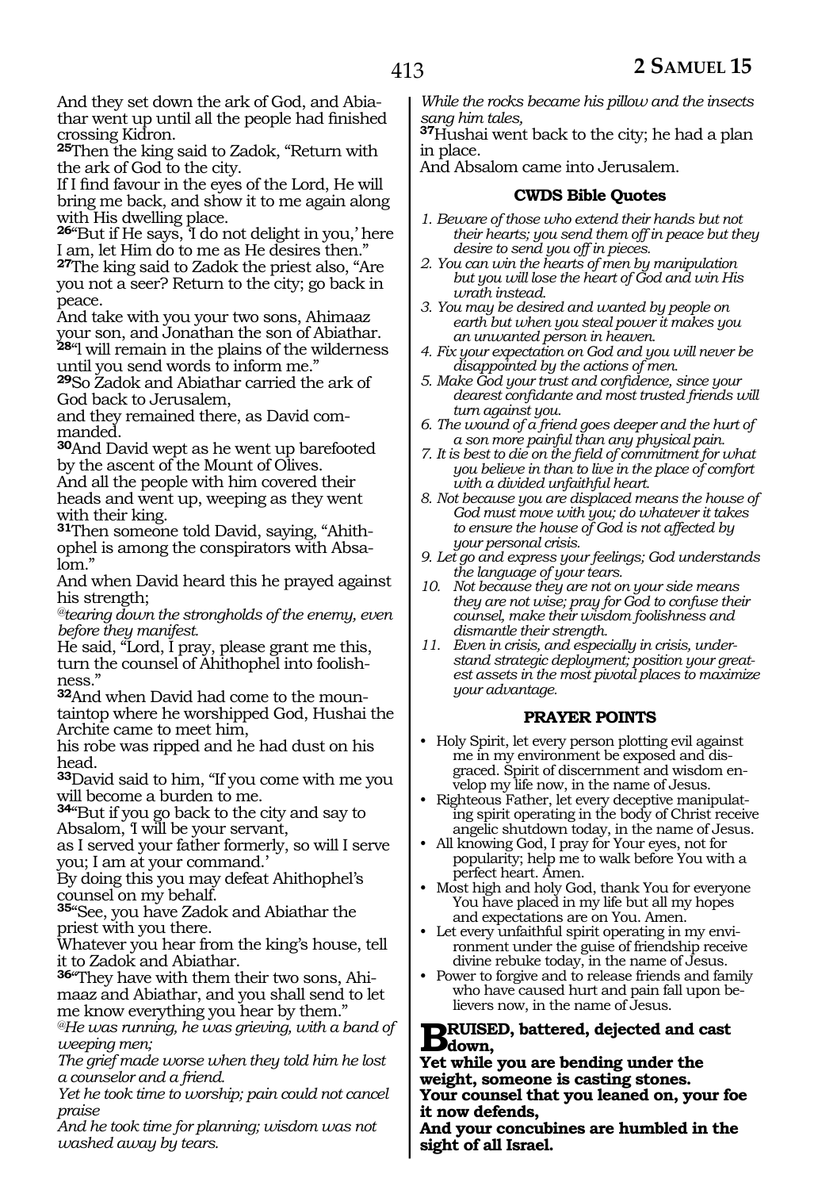And they set down the ark of God, and Abiathar went up until all the people had finished crossing Kidron.

**25**Then the king said to Zadok, "Return with the ark of God to the city.

If I find favour in the eyes of the Lord, He will bring me back, and show it to me again along with His dwelling place.

**26**"But if He says, 'I do not delight in you,' here I am, let Him do to me as He desires then."

**27**The king said to Zadok the priest also, "Are you not a seer? Return to the city; go back in peace.

And take with you your two sons, Ahimaaz your son, and Jonathan the son of Abiathar.

**28**"I will remain in the plains of the wilderness until you send words to inform me."

**29**So Zadok and Abiathar carried the ark of God back to Jerusalem,

and they remained there, as David commanded.

**30**And David wept as he went up barefooted by the ascent of the Mount of Olives.

And all the people with him covered their heads and went up, weeping as they went with their king.

**31**Then someone told David, saying, "Ahithophel is among the conspirators with Absalom."

And when David heard this he prayed against his strength;

*@tearing down the strongholds of the enemy, even before they manifest.*

He said, "Lord, I pray, please grant me this, turn the counsel of Ahithophel into foolishness."

**32**And when David had come to the mountaintop where he worshipped God, Hushai the Archite came to meet him,

his robe was ripped and he had dust on his head.

**33**David said to him, "If you come with me you will become a burden to me.

**34**"But if you go back to the city and say to Absalom, 'I will be your servant,

as I served your father formerly, so will I serve you; I am at your command.'

By doing this you may defeat Ahithophel's counsel on my behalf.

**35**"See, you have Zadok and Abiathar the priest with you there.

Whatever you hear from the king's house, tell it to Zadok and Abiathar.

**36**"They have with them their two sons, Ahimaaz and Abiathar, and you shall send to let me know everything you hear by them."

*@He was running, he was grieving, with a band of weeping men;*

*The grief made worse when they told him he lost a counselor and a friend.*

*Yet he took time to worship; pain could not cancel praise*

*And he took time for planning; wisdom was not washed away by tears.*

*While the rocks became his pillow and the insects sang him tales,*

**37**Hushai went back to the city; he had a plan in place.

And Absalom came into Jerusalem.

### CWDS Bible Quotes

1. *Beware of those who extend their hands but not their hearts; you send them off in peace but they desire to send you off in pieces.*
2. *You can win the hearts of men by manipulation but you will lose the heart of God and win His wrath instead.*
3. *You may be desired and wanted by people on earth but when you steal power it makes you an unwanted person in heaven.*
4. *Fix your expectation on God and you will never be disappointed by the actions of men.*
5. *Make God your trust and confidence, since your dearest confidante and most trusted friends will turn against you.*
6. *The wound of a friend goes deeper and the hurt of a son more painful than any physical pain.*
7. *It is best to die on the field of commitment for what you believe in than to live in the place of comfort with a divided unfaithful heart.*
8. *Not because you are displaced means the house of God must move with you; do whatever it takes to ensure the house of God is not affected by your personal crisis.*
9. *Let go and express your feelings; God understands the language of your tears.*
10. *Not because they are not on your side means they are not wise; pray for God to confuse their counsel, make their wisdom foolishness and dismantle their strength.*
11. *Even in crisis, and especially in crisis, understand strategic deployment; position your greatest assets in the most pivotal places to maximize your advantage.*

### PRAYER POINTS

- Holy Spirit, let every person plotting evil against me in my environment be exposed and disgraced. Spirit of discernment and wisdom envelop my life now, in the name of Jesus.
- Righteous Father, let every deceptive manipulating spirit operating in the body of Christ receive angelic shutdown today, in the name of Jesus.
- All knowing God, I pray for Your eyes, not for popularity; help me to walk before You with a perfect heart. Amen.
- Most high and holy God, thank You for everyone You have placed in my life but all my hopes and expectations are on You. Amen.
- Let every unfaithful spirit operating in my environment under the guise of friendship receive divine rebuke today, in the name of Jesus.
- Power to forgive and to release friends and family who have caused hurt and pain fall upon believers now, in the name of Jesus.

**BRUISED, battered, dejected and cast down,**
**Yet while you are bending under the weight, someone is casting stones.**
**Your counsel that you leaned on, your foe it now defends,**
**And your concubines are humbled in the sight of all Israel.**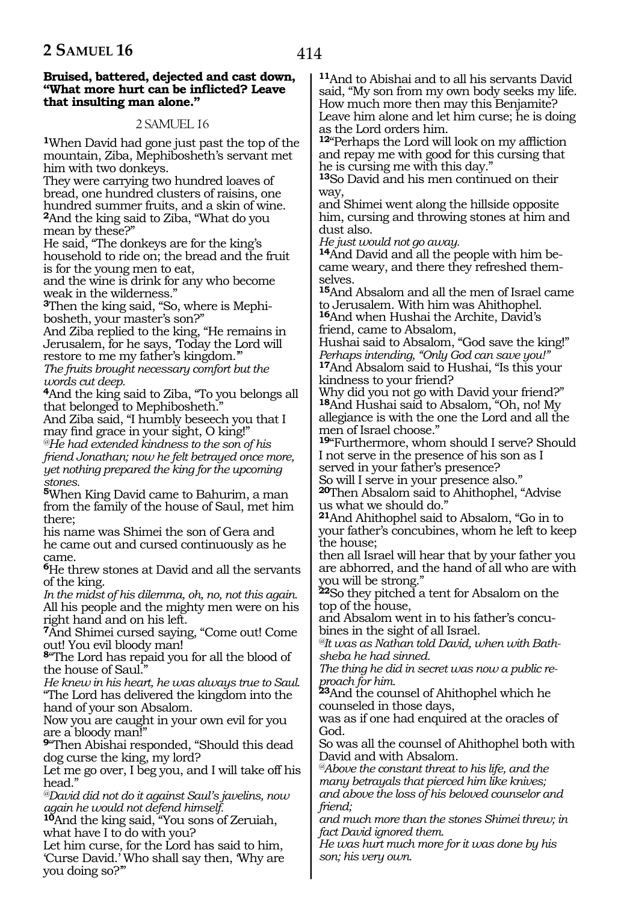**Bruised, battered, dejected and cast down, "What more hurt can be inflicted? Leave that insulting man alone."**

2 SAMUEL 16

**1**When David had gone just past the top of the mountain, Ziba, Mephibosheth's servant met him with two donkeys.
They were carrying two hundred loaves of bread, one hundred clusters of raisins, one hundred summer fruits, and a skin of wine.
**2**And the king said to Ziba, "What do you mean by these?"
He said, "The donkeys are for the king's household to ride on; the bread and the fruit is for the young men to eat,
and the wine is drink for any who become weak in the wilderness."
**3**Then the king said, "So, where is Mephibosheth, your master's son?"
And Ziba replied to the king, "He remains in Jerusalem, for he says, 'Today the Lord will restore to me my father's kingdom.'"
*The fruits brought necessary comfort but the words cut deep.*
**4**And the king said to Ziba, "To you belongs all that belonged to Mephibosheth."
And Ziba said, "I humbly beseech you that I may find grace in your sight, O king!"
*@He had extended kindness to the son of his friend Jonathan; now he felt betrayed once more, yet nothing prepared the king for the upcoming stones.*
**5**When King David came to Bahurim, a man from the family of the house of Saul, met him there;
his name was Shimei the son of Gera and he came out and cursed continuously as he came.
**6**He threw stones at David and all the servants of the king.
*In the midst of his dilemma, oh, no, not this again.*
All his people and the mighty men were on his right hand and on his left.
**7**And Shimei cursed saying, "Come out! Come out! You evil bloody man!
**8**"The Lord has repaid you for all the blood of the house of Saul."
*He knew in his heart, he was always true to Saul.*
"The Lord has delivered the kingdom into the hand of your son Absalom.
Now you are caught in your own evil for you are a bloody man!"
**9**"Then Abishai responded, "Should this dead dog curse the king, my lord?
Let me go over, I beg you, and I will take off his head."
*@David did not do it against Saul's javelins, now again he would not defend himself.*
**10**And the king said, "You sons of Zeruiah, what have I to do with you?
Let him curse, for the Lord has said to him, 'Curse David.' Who shall say then, 'Why are you doing so?'"
**11**And to Abishai and to all his servants David said, "My son from my own body seeks my life. How much more then may this Benjamite? Leave him alone and let him curse; he is doing as the Lord orders him.
**12**"Perhaps the Lord will look on my affliction and repay me with good for this cursing that he is cursing me with this day."
**13**So David and his men continued on their way,
and Shimei went along the hillside opposite him, cursing and throwing stones at him and dust also.
*He just would not go away.*
**14**And David and all the people with him became weary, and there they refreshed themselves.
**15**And Absalom and all the men of Israel came to Jerusalem. With him was Ahithophel.
**16**And when Hushai the Archite, David's friend, came to Absalom,
Hushai said to Absalom, "God save the king!"
*Perhaps intending, "Only God can save you!"*
**17**And Absalom said to Hushai, "Is this your kindness to your friend?
Why did you not go with David your friend?"
**18**And Hushai said to Absalom, "Oh, no! My allegiance is with the one the Lord and all the men of Israel choose."
**19**"Furthermore, whom should I serve? Should I not serve in the presence of his son as I served in your father's presence?
So will I serve in your presence also."
**20**Then Absalom said to Ahithophel, "Advise us what we should do."
**21**And Ahithophel said to Absalom, "Go in to your father's concubines, whom he left to keep the house;
then all Israel will hear that by your father you are abhorred, and the hand of all who are with you will be strong."
**22**So they pitched a tent for Absalom on the top of the house,
and Absalom went in to his father's concubines in the sight of all Israel.
*@It was as Nathan told David, when with Bathsheba he had sinned.*
*The thing he did in secret was now a public reproach for him.*
**23**And the counsel of Ahithophel which he counseled in those days,
was as if one had enquired at the oracles of God.
So was all the counsel of Ahithophel both with David and with Absalom.
*@Above the constant threat to his life, and the many betrayals that pierced him like knives;*
*and above the loss of his beloved counselor and friend;*
*and much more than the stones Shimei threw; in fact David ignored them.*
*He was hurt much more for it was done by his son; his very own.*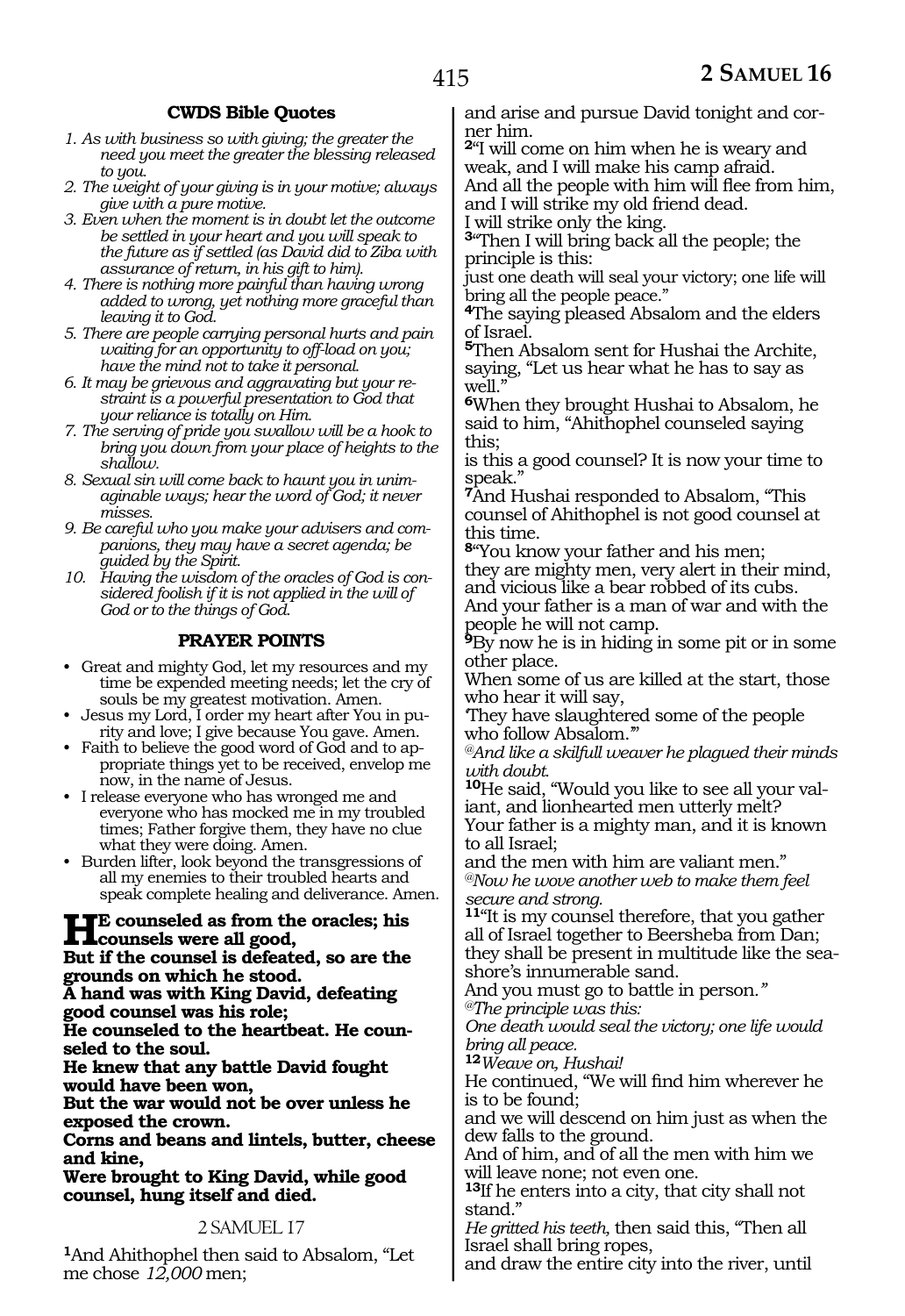### CWDS Bible Quotes

1. *As with business so with giving; the greater the need you meet the greater the blessing released to you.*
2. *The weight of your giving is in your motive; always give with a pure motive.*
3. *Even when the moment is in doubt let the outcome be settled in your heart and you will speak to the future as if settled (as David did to Ziba with assurance of return, in his gift to him).*
4. *There is nothing more painful than having wrong added to wrong, yet nothing more graceful than leaving it to God.*
5. *There are people carrying personal hurts and pain waiting for an opportunity to off-load on you; have the mind not to take it personal.*
6. *It may be grievous and aggravating but your restraint is a powerful presentation to God that your reliance is totally on Him.*
7. *The serving of pride you swallow will be a hook to bring you down from your place of heights to the shallow.*
8. *Sexual sin will come back to haunt you in unimaginable ways; hear the word of God; it never misses.*
9. *Be careful who you make your advisers and companions, they may have a secret agenda; be guided by the Spirit.*
10. *Having the wisdom of the oracles of God is considered foolish if it is not applied in the will of God or to the things of God.*

### PRAYER POINTS

- Great and mighty God, let my resources and my time be expended meeting needs; let the cry of souls be my greatest motivation. Amen.
- Jesus my Lord, I order my heart after You in purity and love; I give because You gave. Amen.
- Faith to believe the good word of God and to appropriate things yet to be received, envelop me now, in the name of Jesus.
- I release everyone who has wronged me and everyone who has mocked me in my troubled times; Father forgive them, they have no clue what they were doing. Amen.
- Burden lifter, look beyond the transgressions of all my enemies to their troubled hearts and speak complete healing and deliverance. Amen.

**HE counseled as from the oracles; his counsels were all good,**
**But if the counsel is defeated, so are the grounds on which he stood.**
**A hand was with King David, defeating good counsel was his role;**
**He counseled to the heartbeat. He counseled to the soul.**
**He knew that any battle David fought would have been won,**
**But the war would not be over unless he exposed the crown.**
**Corns and beans and lintels, butter, cheese and kine,**
**Were brought to King David, while good counsel, hung itself and died.**

## 2 SAMUEL 17

**1**And Ahithophel then said to Absalom, "Let me chose *12,000* men;
and arise and pursue David tonight and corner him.
**2**"I will come on him when he is weary and weak, and I will make his camp afraid.
And all the people with him will flee from him, and I will strike my old friend dead.
I will strike only the king.
**3**"Then I will bring back all the people; the principle is this:
just one death will seal your victory; one life will bring all the people peace."
**4**The saying pleased Absalom and the elders of Israel.
**5**Then Absalom sent for Hushai the Archite, saying, "Let us hear what he has to say as well."
**6**When they brought Hushai to Absalom, he said to him, "Ahithophel counseled saying this;
is this a good counsel? It is now your time to speak."
**7**And Hushai responded to Absalom, "This counsel of Ahithophel is not good counsel at this time.
**8**"You know your father and his men;
they are mighty men, very alert in their mind, and vicious like a bear robbed of its cubs.
And your father is a man of war and with the people he will not camp.
**9**By now he is in hiding in some pit or in some other place.
When some of us are killed at the start, those who hear it will say,
'They have slaughtered some of the people who follow Absalom.'"
*@And like a skilfull weaver he plagued their minds with doubt.*
**10**He said, "Would you like to see all your valiant, and lionhearted men utterly melt?
Your father is a mighty man, and it is known to all Israel;
and the men with him are valiant men."
*@Now he wove another web to make them feel secure and strong.*
**11**"It is my counsel therefore, that you gather all of Israel together to Beersheba from Dan;
they shall be present in multitude like the seashore's innumerable sand.
And you must go to battle in person*."*
*@The principle was this:*
*One death would seal the victory; one life would bring all peace.*
**12***Weave on, Hushai!*
He continued, "We will find him wherever he is to be found;
and we will descend on him just as when the dew falls to the ground.
And of him, and of all the men with him we will leave none; not even one.
**13**If he enters into a city, that city shall not stand."
*He gritted his teeth,* then said this, "Then all Israel shall bring ropes,
and draw the entire city into the river, until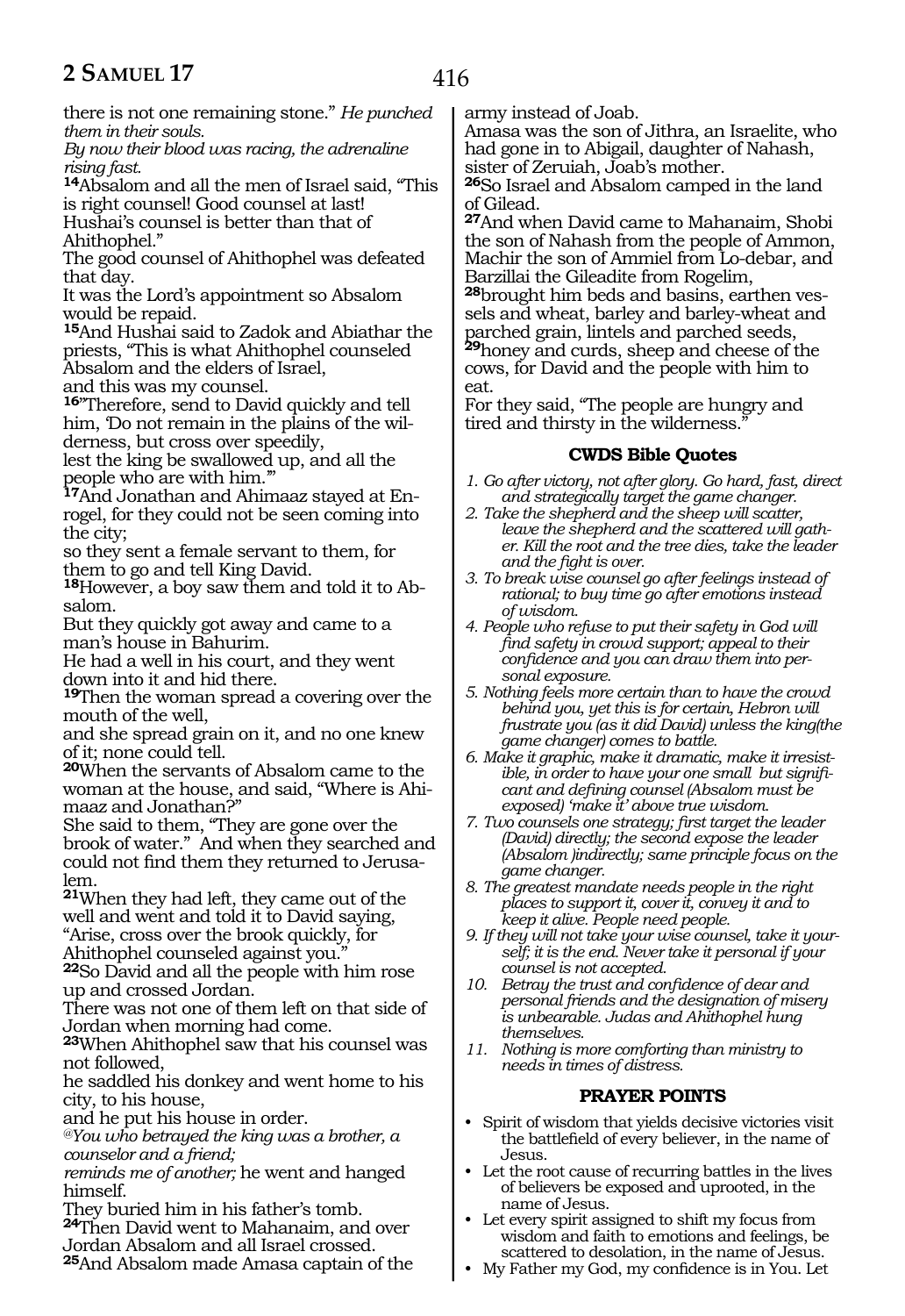there is not one remaining stone." *He punched them in their souls.*

*By now their blood was racing, the adrenaline rising fast.*

**14**Absalom and all the men of Israel said, "This is right counsel! Good counsel at last!

Hushai's counsel is better than that of Ahithophel."

The good counsel of Ahithophel was defeated that day.

It was the Lord's appointment so Absalom would be repaid.

**15**And Hushai said to Zadok and Abiathar the priests, "This is what Ahithophel counseled Absalom and the elders of Israel,

and this was my counsel.

**16**"Therefore, send to David quickly and tell him, 'Do not remain in the plains of the wilderness, but cross over speedily,

lest the king be swallowed up, and all the people who are with him.'"

**17**And Jonathan and Ahimaaz stayed at En-rogel, for they could not be seen coming into the city;

so they sent a female servant to them, for them to go and tell King David.

**18**However, a boy saw them and told it to Absalom.

But they quickly got away and came to a man's house in Bahurim.

He had a well in his court, and they went down into it and hid there.

**19**Then the woman spread a covering over the mouth of the well,

and she spread grain on it, and no one knew of it; none could tell.

**20**When the servants of Absalom came to the woman at the house, and said, "Where is Ahimaaz and Jonathan?"

She said to them, "They are gone over the brook of water." And when they searched and could not find them they returned to Jerusalem.

**21**When they had left, they came out of the well and went and told it to David saying, "Arise, cross over the brook quickly, for Ahithophel counseled against you."

**22**So David and all the people with him rose up and crossed Jordan.

There was not one of them left on that side of Jordan when morning had come.

**23**When Ahithophel saw that his counsel was not followed,

he saddled his donkey and went home to his city, to his house,

and he put his house in order.

*@You who betrayed the king was a brother, a counselor and a friend;*

*reminds me of another;* he went and hanged himself.

They buried him in his father's tomb.

**24**Then David went to Mahanaim, and over Jordan Absalom and all Israel crossed.

**25**And Absalom made Amasa captain of the army instead of Joab.

Amasa was the son of Jithra, an Israelite, who had gone in to Abigail, daughter of Nahash, sister of Zeruiah, Joab's mother.

**26**So Israel and Absalom camped in the land of Gilead.

**27**And when David came to Mahanaim, Shobi the son of Nahash from the people of Ammon, Machir the son of Ammiel from Lo-debar, and Barzillai the Gileadite from Rogelim,

**28**brought him beds and basins, earthen vessels and wheat, barley and barley-wheat and parched grain, lintels and parched seeds,

**29**honey and curds, sheep and cheese of the cows, for David and the people with him to eat.

For they said, "The people are hungry and tired and thirsty in the wilderness."

### CWDS Bible Quotes

1. *Go after victory, not after glory. Go hard, fast, direct and strategically target the game changer.*
2. *Take the shepherd and the sheep will scatter, leave the shepherd and the scattered will gather. Kill the root and the tree dies, take the leader and the fight is over.*
3. *To break wise counsel go after feelings instead of rational; to buy time go after emotions instead of wisdom.*
4. *People who refuse to put their safety in God will find safety in crowd support; appeal to their confidence and you can draw them into personal exposure.*
5. *Nothing feels more certain than to have the crowd behind you, yet this is for certain, Hebron will frustrate you (as it did David) unless the king(the game changer) comes to battle.*
6. *Make it graphic, make it dramatic, make it irresistible, in order to have your one small but significant and defining counsel (Absalom must be exposed) 'make it' above true wisdom.*
7. *Two counsels one strategy; first target the leader (David) directly; the second expose the leader (Absalom )indirectly; same principle focus on the game changer.*
8. *The greatest mandate needs people in the right places to support it, cover it, convey it and to keep it alive. People need people.*
9. *If they will not take your wise counsel, take it yourself; it is the end. Never take it personal if your counsel is not accepted.*
10. *Betray the trust and confidence of dear and personal friends and the designation of misery is unbearable. Judas and Ahithophel hung themselves.*
11. *Nothing is more comforting than ministry to needs in times of distress.*

### PRAYER POINTS

- Spirit of wisdom that yields decisive victories visit the battlefield of every believer, in the name of Jesus.
- Let the root cause of recurring battles in the lives of believers be exposed and uprooted, in the name of Jesus.
- Let every spirit assigned to shift my focus from wisdom and faith to emotions and feelings, be scattered to desolation, in the name of Jesus.
- My Father my God, my confidence is in You. Let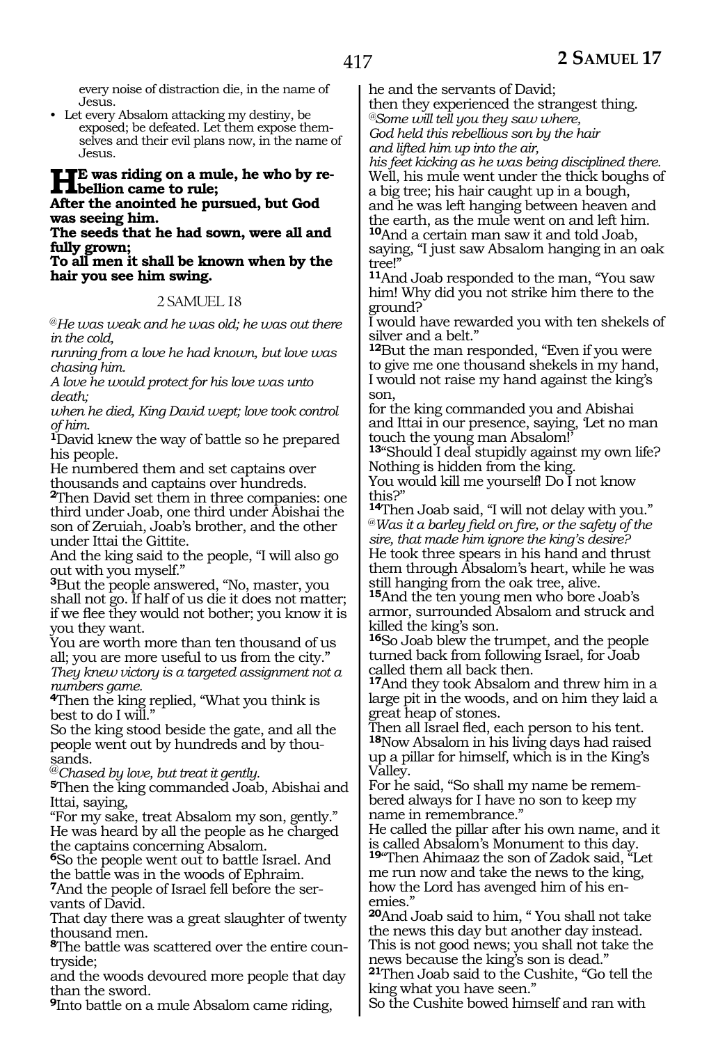every noise of distraction die, in the name of Jesus.

- Let every Absalom attacking my destiny, be exposed; be defeated. Let them expose themselves and their evil plans now, in the name of Jesus.

**HE was riding on a mule, he who by rebellion came to rule;**
**After the anointed he pursued, but God was seeing him.**
**The seeds that he had sown, were all and fully grown;**
**To all men it shall be known when by the hair you see him swing.**

## 2 SAMUEL 18

*@He was weak and he was old; he was out there in the cold,*
*running from a love he had known, but love was chasing him.*
*A love he would protect for his love was unto death;*
*when he died, King David wept; love took control of him.*

**1**David knew the way of battle so he prepared his people.
He numbered them and set captains over thousands and captains over hundreds.
**2**Then David set them in three companies: one third under Joab, one third under Abishai the son of Zeruiah, Joab's brother, and the other under Ittai the Gittite.
And the king said to the people, "I will also go out with you myself."
**3**But the people answered, "No, master, you shall not go. If half of us die it does not matter; if we flee they would not bother; you know it is you they want.
You are worth more than ten thousand of us all; you are more useful to us from the city."
*They knew victory is a targeted assignment not a numbers game.*
**4**Then the king replied, "What you think is best to do I will."
So the king stood beside the gate, and all the people went out by hundreds and by thousands.
*@Chased by love, but treat it gently.*
**5**Then the king commanded Joab, Abishai and Ittai, saying,
"For my sake, treat Absalom my son, gently."
He was heard by all the people as he charged the captains concerning Absalom.
**6**So the people went out to battle Israel. And the battle was in the woods of Ephraim.
**7**And the people of Israel fell before the servants of David.
That day there was a great slaughter of twenty thousand men.
**8**The battle was scattered over the entire countryside;
and the woods devoured more people that day than the sword.
**9**Into battle on a mule Absalom came riding, he and the servants of David;
then they experienced the strangest thing.
*@Some will tell you they saw where,*
*God held this rebellious son by the hair*
*and lifted him up into the air,*
*his feet kicking as he was being disciplined there.*
Well, his mule went under the thick boughs of a big tree; his hair caught up in a bough, and he was left hanging between heaven and the earth, as the mule went on and left him.
**10**And a certain man saw it and told Joab, saying, "I just saw Absalom hanging in an oak tree!"
**11**And Joab responded to the man, "You saw him! Why did you not strike him there to the ground?
I would have rewarded you with ten shekels of silver and a belt."
**12**But the man responded, "Even if you were to give me one thousand shekels in my hand, I would not raise my hand against the king's son,
for the king commanded you and Abishai and Ittai in our presence, saying, 'Let no man touch the young man Absalom!'
**13**"Should I deal stupidly against my own life? Nothing is hidden from the king.
You would kill me yourself! Do I not know this?"
**14**Then Joab said, "I will not delay with you."
*@Was it a barley field on fire, or the safety of the sire, that made him ignore the king's desire?*
He took three spears in his hand and thrust them through Absalom's heart, while he was still hanging from the oak tree, alive.
**15**And the ten young men who bore Joab's armor, surrounded Absalom and struck and killed the king's son.
**16**So Joab blew the trumpet, and the people turned back from following Israel, for Joab called them all back then.
**17**And they took Absalom and threw him in a large pit in the woods, and on him they laid a great heap of stones.
Then all Israel fled, each person to his tent.
**18**Now Absalom in his living days had raised up a pillar for himself, which is in the King's Valley.
For he said, "So shall my name be remembered always for I have no son to keep my name in remembrance."
He called the pillar after his own name, and it is called Absalom's Monument to this day.
**19**"Then Ahimaaz the son of Zadok said, "Let me run now and take the news to the king, how the Lord has avenged him of his enemies."
**20**And Joab said to him, " You shall not take the news this day but another day instead. This is not good news; you shall not take the news because the king's son is dead."
**21**Then Joab said to the Cushite, "Go tell the king what you have seen."
So the Cushite bowed himself and ran with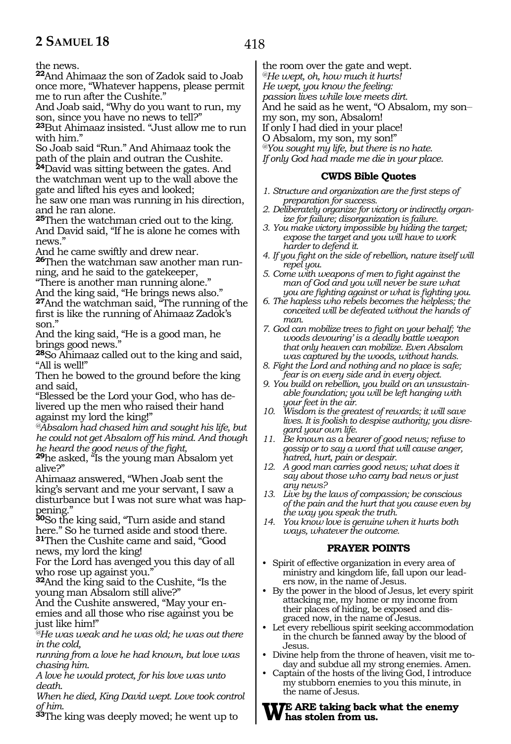the news.

**22**And Ahimaaz the son of Zadok said to Joab once more, "Whatever happens, please permit me to run after the Cushite."

And Joab said, "Why do you want to run, my son, since you have no news to tell?"

**23**But Ahimaaz insisted. "Just allow me to run with him."

So Joab said "Run." And Ahimaaz took the path of the plain and outran the Cushite.

**24**David was sitting between the gates. And the watchman went up to the wall above the gate and lifted his eyes and looked;

he saw one man was running in his direction, and he ran alone.

**25**Then the watchman cried out to the king. And David said, "If he is alone he comes with news."

And he came swiftly and drew near.

**26**Then the watchman saw another man running, and he said to the gatekeeper,

"There is another man running alone."

And the king said, "He brings news also."

**27**And the watchman said, "The running of the first is like the running of Ahimaaz Zadok's son."

And the king said, "He is a good man, he brings good news."

**28**So Ahimaaz called out to the king and said, "All is well!"

Then he bowed to the ground before the king and said,

"Blessed be the Lord your God, who has delivered up the men who raised their hand against my lord the king!"

*@Absalom had chased him and sought his life, but he could not get Absalom off his mind. And though he heard the good news of the fight,*

**29**he asked, "Is the young man Absalom yet alive?"

Ahimaaz answered, "When Joab sent the king's servant and me your servant, I saw a disturbance but I was not sure what was happening."

**30**So the king said, "Turn aside and stand here." So he turned aside and stood there.

**31**Then the Cushite came and said, "Good news, my lord the king!

For the Lord has avenged you this day of all who rose up against you."

**32**And the king said to the Cushite, "Is the young man Absalom still alive?"

And the Cushite answered, "May your enemies and all those who rise against you be just like him!"

*@He was weak and he was old; he was out there in the cold,*
*running from a love he had known, but love was chasing him.*
*A love he would protect, for his love was unto death.*
*When he died, King David wept. Love took control of him.*

**33**The king was deeply moved; he went up to the room over the gate and wept.

*@He wept, oh, how much it hurts!*
*He wept, you know the feeling:*
*passion lives while love meets dirt.*

And he said as he went, "O Absalom, my son– my son, my son, Absalom!
If only I had died in your place!
O Absalom, my son, my son!"

*@You sought my life, but there is no hate.*
*If only God had made me die in your place.*

### CWDS Bible Quotes

1. *Structure and organization are the first steps of preparation for success.*
2. *Deliberately organize for victory or indirectly organize for failure; disorganization is failure.*
3. *You make victory impossible by hiding the target; expose the target and you will have to work harder to defend it.*
4. *If you fight on the side of rebellion, nature itself will repel you.*
5. *Come with weapons of men to fight against the man of God and you will never be sure what you are fighting against or what is fighting you.*
6. *The hapless who rebels becomes the helpless; the conceited will be defeated without the hands of man.*
7. *God can mobilize trees to fight on your behalf; 'the woods devouring' is a deadly battle weapon that only heaven can mobilize. Even Absalom was captured by the woods, without hands.*
8. *Fight the Lord and nothing and no place is safe; fear is on every side and in every object.*
9. *You build on rebellion, you build on an unsustainable foundation; you will be left hanging with your feet in the air.*
10. *Wisdom is the greatest of rewards; it will save lives. It is foolish to despise authority; you disregard your own life.*
11. *Be known as a bearer of good news; refuse to gossip or to say a word that will cause anger, hatred, hurt, pain or despair.*
12. *A good man carries good news; what does it say about those who carry bad news or just any news?*
13. *Live by the laws of compassion; be conscious of the pain and the hurt that you cause even by the way you speak the truth.*
14. *You know love is genuine when it hurts both ways, whatever the outcome.*

### PRAYER POINTS

- Spirit of effective organization in every area of ministry and kingdom life, fall upon our leaders now, in the name of Jesus.
- By the power in the blood of Jesus, let every spirit attacking me, my home or my income from their places of hiding, be exposed and disgraced now, in the name of Jesus.
- Let every rebellious spirit seeking accommodation in the church be fanned away by the blood of Jesus.
- Divine help from the throne of heaven, visit me today and subdue all my strong enemies. Amen.
- Captain of the hosts of the living God, I introduce my stubborn enemies to you this minute, in the name of Jesus.

**WE ARE taking back what the enemy has stolen from us.**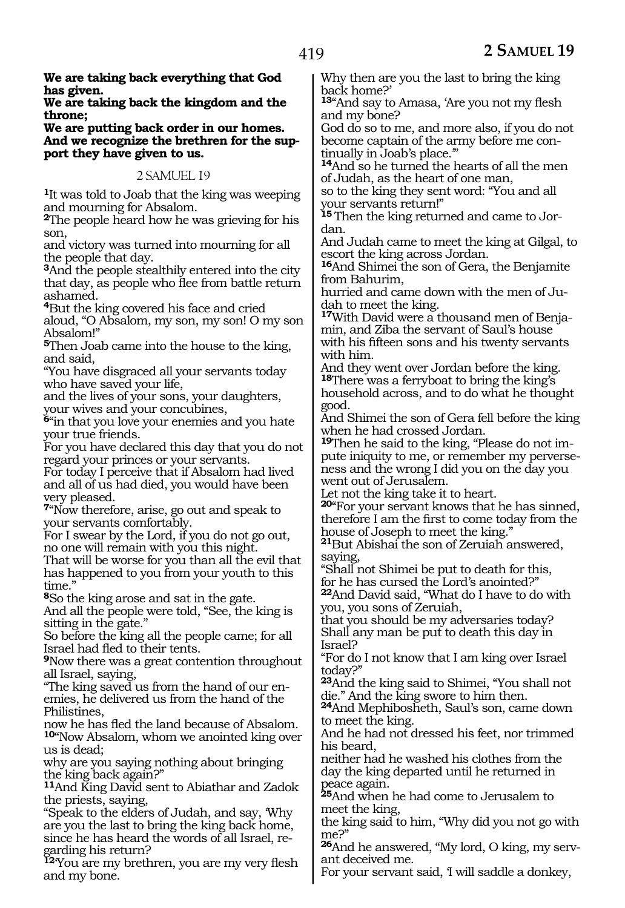**We are taking back everything that God has given.**
**We are taking back the kingdom and the throne;**
**We are putting back order in our homes.**
**And we recognize the brethren for the support they have given to us.**

## 2 SAMUEL 19

**1**It was told to Joab that the king was weeping and mourning for Absalom.
**2**The people heard how he was grieving for his son,
and victory was turned into mourning for all the people that day.
**3**And the people stealthily entered into the city that day, as people who flee from battle return ashamed.
**4**But the king covered his face and cried aloud, "O Absalom, my son, my son! O my son Absalom!"
**5**Then Joab came into the house to the king, and said,
"You have disgraced all your servants today who have saved your life,
and the lives of your sons, your daughters, your wives and your concubines,
**6**"in that you love your enemies and you hate your true friends.
For you have declared this day that you do not regard your princes or your servants.
For today I perceive that if Absalom had lived and all of us had died, you would have been very pleased.
**7**"Now therefore, arise, go out and speak to your servants comfortably.
For I swear by the Lord, if you do not go out, no one will remain with you this night.
That will be worse for you than all the evil that has happened to you from your youth to this time."
**8**So the king arose and sat in the gate.
And all the people were told, "See, the king is sitting in the gate."
So before the king all the people came; for all Israel had fled to their tents.
**9**Now there was a great contention throughout all Israel, saying,
"The king saved us from the hand of our enemies, he delivered us from the hand of the Philistines,
now he has fled the land because of Absalom.
**10**"Now Absalom, whom we anointed king over us is dead;
why are you saying nothing about bringing the king back again?"
**11**And King David sent to Abiathar and Zadok the priests, saying,
"Speak to the elders of Judah, and say, 'Why are you the last to bring the king back home, since he has heard the words of all Israel, regarding his return?
**12**'You are my brethren, you are my very flesh and my bone.
Why then are you the last to bring the king back home?'
**13**"And say to Amasa, 'Are you not my flesh and my bone?
God do so to me, and more also, if you do not become captain of the army before me continually in Joab's place.'"
**14**And so he turned the hearts of all the men of Judah, as the heart of one man,
so to the king they sent word: "You and all your servants return!"
**15** Then the king returned and came to Jordan.
And Judah came to meet the king at Gilgal, to escort the king across Jordan.
**16**And Shimei the son of Gera, the Benjamite from Bahurim,
hurried and came down with the men of Judah to meet the king.
**17**With David were a thousand men of Benjamin, and Ziba the servant of Saul's house with his fifteen sons and his twenty servants with him.
And they went over Jordan before the king.
**18**There was a ferryboat to bring the king's household across, and to do what he thought good.
And Shimei the son of Gera fell before the king when he had crossed Jordan.
**19**Then he said to the king, "Please do not impute iniquity to me, or remember my perverseness and the wrong I did you on the day you went out of Jerusalem.
Let not the king take it to heart.
**20**"For your servant knows that he has sinned, therefore I am the first to come today from the house of Joseph to meet the king."
**21**But Abishai the son of Zeruiah answered, saying,
"Shall not Shimei be put to death for this, for he has cursed the Lord's anointed?"
**22**And David said, "What do I have to do with you, you sons of Zeruiah,
that you should be my adversaries today?
Shall any man be put to death this day in Israel?
"For do I not know that I am king over Israel today?"
**23**And the king said to Shimei, "You shall not die." And the king swore to him then.
**24**And Mephibosheth, Saul's son, came down to meet the king.
And he had not dressed his feet, nor trimmed his beard,
neither had he washed his clothes from the day the king departed until he returned in peace again.
**25**And when he had come to Jerusalem to meet the king,
the king said to him, "Why did you not go with me?"
**26**And he answered, "My lord, O king, my servant deceived me.
For your servant said, 'I will saddle a donkey,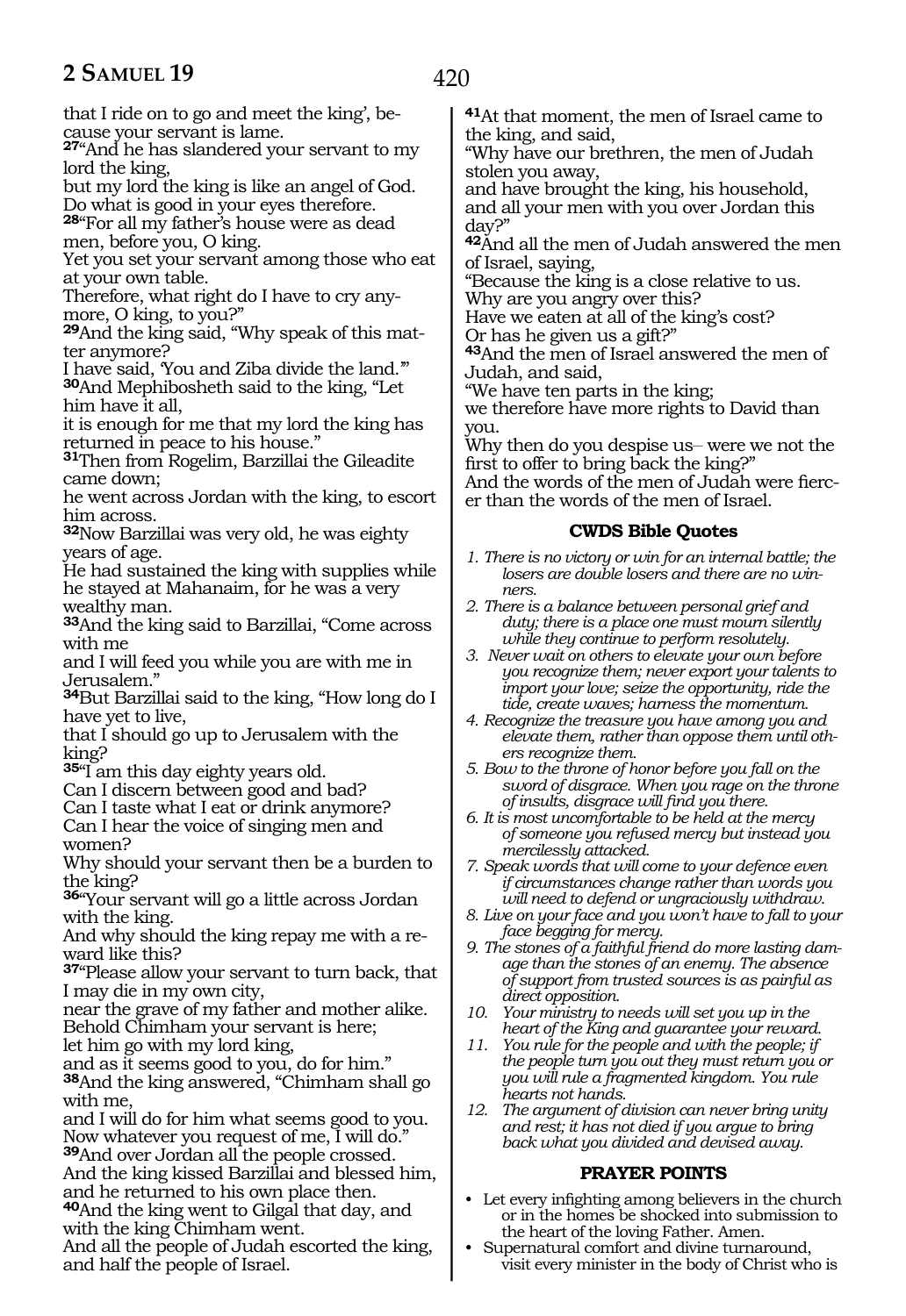that I ride on to go and meet the king', because your servant is lame.

**27**"And he has slandered your servant to my lord the king,
but my lord the king is like an angel of God.
Do what is good in your eyes therefore.

**28**"For all my father's house were as dead men, before you, O king.
Yet you set your servant among those who eat at your own table.
Therefore, what right do I have to cry anymore, O king, to you?"

**29**And the king said, "Why speak of this matter anymore?
I have said, 'You and Ziba divide the land.'"

**30**And Mephibosheth said to the king, "Let him have it all,
it is enough for me that my lord the king has returned in peace to his house."

**31**Then from Rogelim, Barzillai the Gileadite came down;
he went across Jordan with the king, to escort him across.

**32**Now Barzillai was very old, he was eighty years of age.
He had sustained the king with supplies while he stayed at Mahanaim, for he was a very wealthy man.

**33**And the king said to Barzillai, "Come across with me
and I will feed you while you are with me in Jerusalem."

**34**But Barzillai said to the king, "How long do I have yet to live,
that I should go up to Jerusalem with the king?

**35**"I am this day eighty years old.
Can I discern between good and bad?
Can I taste what I eat or drink anymore?
Can I hear the voice of singing men and women?
Why should your servant then be a burden to the king?

**36**"Your servant will go a little across Jordan with the king.
And why should the king repay me with a reward like this?

**37**"Please allow your servant to turn back, that I may die in my own city,
near the grave of my father and mother alike.
Behold Chimham your servant is here;
let him go with my lord king,
and as it seems good to you, do for him."

**38**And the king answered, "Chimham shall go with me,
and I will do for him what seems good to you.
Now whatever you request of me, I will do."

**39**And over Jordan all the people crossed.
And the king kissed Barzillai and blessed him,
and he returned to his own place then.

**40**And the king went to Gilgal that day, and with the king Chimham went.
And all the people of Judah escorted the king, and half the people of Israel.

**41**At that moment, the men of Israel came to the king, and said,
"Why have our brethren, the men of Judah stolen you away,
and have brought the king, his household, and all your men with you over Jordan this day?"

**42**And all the men of Judah answered the men of Israel, saying,
"Because the king is a close relative to us.
Why are you angry over this?
Have we eaten at all of the king's cost?
Or has he given us a gift?"

**43**And the men of Israel answered the men of Judah, and said,
"We have ten parts in the king;
we therefore have more rights to David than you.
Why then do you despise us– were we not the first to offer to bring back the king?"
And the words of the men of Judah were fiercer than the words of the men of Israel.

### CWDS Bible Quotes

1. *There is no victory or win for an internal battle; the losers are double losers and there are no winners.*
2. *There is a balance between personal grief and duty; there is a place one must mourn silently while they continue to perform resolutely.*
3. *Never wait on others to elevate your own before you recognize them; never export your talents to import your love; seize the opportunity, ride the tide, create waves; harness the momentum.*
4. *Recognize the treasure you have among you and elevate them, rather than oppose them until others recognize them.*
5. *Bow to the throne of honor before you fall on the sword of disgrace. When you rage on the throne of insults, disgrace will find you there.*
6. *It is most uncomfortable to be held at the mercy of someone you refused mercy but instead you mercilessly attacked.*
7. *Speak words that will come to your defence even if circumstances change rather than words you will need to defend or ungraciously withdraw.*
8. *Live on your face and you won't have to fall to your face begging for mercy.*
9. *The stones of a faithful friend do more lasting damage than the stones of an enemy. The absence of support from trusted sources is as painful as direct opposition.*
10. *Your ministry to needs will set you up in the heart of the King and guarantee your reward.*
11. *You rule for the people and with the people; if the people turn you out they must return you or you will rule a fragmented kingdom. You rule hearts not hands.*
12. *The argument of division can never bring unity and rest; it has not died if you argue to bring back what you divided and devised away.*

### PRAYER POINTS

- Let every infighting among believers in the church or in the homes be shocked into submission to the heart of the loving Father. Amen.
- Supernatural comfort and divine turnaround, visit every minister in the body of Christ who is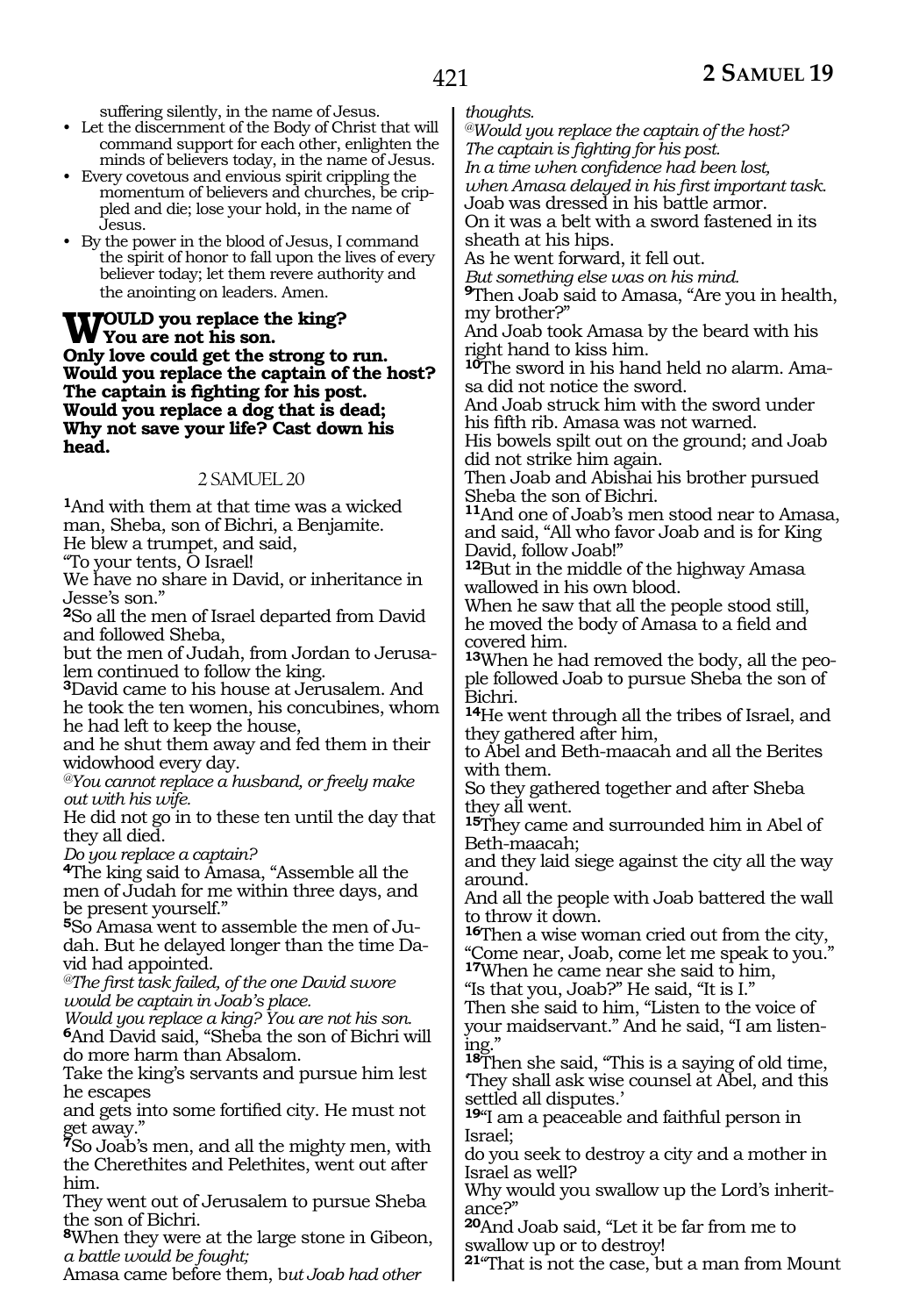suffering silently, in the name of Jesus.

- Let the discernment of the Body of Christ that will command support for each other, enlighten the minds of believers today, in the name of Jesus.
- Every covetous and envious spirit crippling the momentum of believers and churches, be crippled and die; lose your hold, in the name of Jesus.
- By the power in the blood of Jesus, I command the spirit of honor to fall upon the lives of every believer today; let them revere authority and the anointing on leaders. Amen.

**WOULD you replace the king?**
**You are not his son.**
**Only love could get the strong to run.**
**Would you replace the captain of the host?**
**The captain is fighting for his post.**
**Would you replace a dog that is dead;**
**Why not save your life? Cast down his head.**

## 2 SAMUEL 20

**1**And with them at that time was a wicked man, Sheba, son of Bichri, a Benjamite.
He blew a trumpet, and said,
"To your tents, O Israel!
We have no share in David, or inheritance in Jesse's son."
**2**So all the men of Israel departed from David and followed Sheba,
but the men of Judah, from Jordan to Jerusalem continued to follow the king.
**3**David came to his house at Jerusalem. And he took the ten women, his concubines, whom he had left to keep the house,
and he shut them away and fed them in their widowhood every day.
*@You cannot replace a husband, or freely make out with his wife.*
He did not go in to these ten until the day that they all died.
*Do you replace a captain?*
**4**The king said to Amasa, "Assemble all the men of Judah for me within three days, and be present yourself."
**5**So Amasa went to assemble the men of Judah. But he delayed longer than the time David had appointed.
*@The first task failed, of the one David swore would be captain in Joab's place.*
*Would you replace a king? You are not his son.*
**6**And David said, "Sheba the son of Bichri will do more harm than Absalom.
Take the king's servants and pursue him lest he escapes
and gets into some fortified city. He must not get away."
**7**So Joab's men, and all the mighty men, with the Cherethites and Pelethites, went out after him.
They went out of Jerusalem to pursue Sheba the son of Bichri.
**8**When they were at the large stone in Gibeon, *a battle would be fought;*
Amasa came before them, b*ut Joab had other thoughts.*
*@Would you replace the captain of the host?*
*The captain is fighting for his post.*
*In a time when confidence had been lost,*
*when Amasa delayed in his first important task.*
Joab was dressed in his battle armor.
On it was a belt with a sword fastened in its sheath at his hips.
As he went forward, it fell out.
*But something else was on his mind.*
**9**Then Joab said to Amasa, "Are you in health, my brother?"
And Joab took Amasa by the beard with his right hand to kiss him.
**10**The sword in his hand held no alarm. Amasa did not notice the sword.
And Joab struck him with the sword under his fifth rib. Amasa was not warned.
His bowels spilt out on the ground; and Joab did not strike him again.
Then Joab and Abishai his brother pursued Sheba the son of Bichri.
**11**And one of Joab's men stood near to Amasa, and said, "All who favor Joab and is for King David, follow Joab!"
**12**But in the middle of the highway Amasa wallowed in his own blood.
When he saw that all the people stood still, he moved the body of Amasa to a field and covered him.
**13**When he had removed the body, all the people followed Joab to pursue Sheba the son of Bichri.
**14**He went through all the tribes of Israel, and they gathered after him,
to Abel and Beth-maacah and all the Berites with them.
So they gathered together and after Sheba they all went.
**15**They came and surrounded him in Abel of Beth-maacah;
and they laid siege against the city all the way around.
And all the people with Joab battered the wall to throw it down.
**16**Then a wise woman cried out from the city,
"Come near, Joab, come let me speak to you."
**17**When he came near she said to him,
"Is that you, Joab?" He said, "It is I."
Then she said to him, "Listen to the voice of your maidservant." And he said, "I am listening."
**18**Then she said, "This is a saying of old time, 'They shall ask wise counsel at Abel, and this settled all disputes.'
**19**"I am a peaceable and faithful person in Israel;
do you seek to destroy a city and a mother in Israel as well?
Why would you swallow up the Lord's inheritance?"
**20**And Joab said, "Let it be far from me to swallow up or to destroy!
**21**"That is not the case, but a man from Mount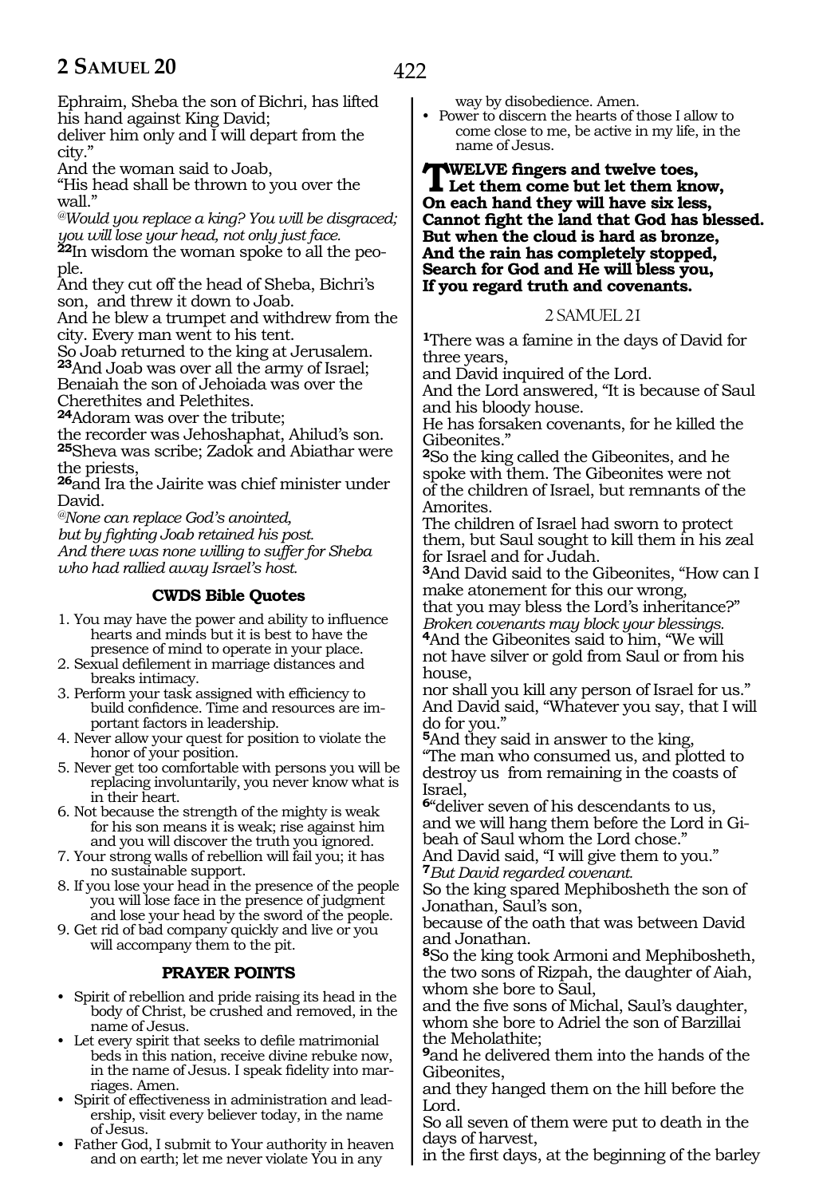Ephraim, Sheba the son of Bichri, has lifted his hand against King David;
deliver him only and I will depart from the city."
And the woman said to Joab,
"His head shall be thrown to you over the wall."
*@Would you replace a king? You will be disgraced; you will lose your head, not only just face.*
**22**In wisdom the woman spoke to all the people.
And they cut off the head of Sheba, Bichri's son, and threw it down to Joab.
And he blew a trumpet and withdrew from the city. Every man went to his tent.
So Joab returned to the king at Jerusalem.
**23**And Joab was over all the army of Israel;
Benaiah the son of Jehoiada was over the Cherethites and Pelethites.
**24**Adoram was over the tribute;
the recorder was Jehoshaphat, Ahilud's son.
**25**Sheva was scribe; Zadok and Abiathar were the priests,
**26**and Ira the Jairite was chief minister under David.
*@None can replace God's anointed,*
*but by fighting Joab retained his post.*
*And there was none willing to suffer for Sheba who had rallied away Israel's host.*

### CWDS Bible Quotes

1. You may have the power and ability to influence hearts and minds but it is best to have the presence of mind to operate in your place.
2. Sexual defilement in marriage distances and breaks intimacy.
3. Perform your task assigned with efficiency to build confidence. Time and resources are important factors in leadership.
4. Never allow your quest for position to violate the honor of your position.
5. Never get too comfortable with persons you will be replacing involuntarily, you never know what is in their heart.
6. Not because the strength of the mighty is weak for his son means it is weak; rise against him and you will discover the truth you ignored.
7. Your strong walls of rebellion will fail you; it has no sustainable support.
8. If you lose your head in the presence of the people you will lose face in the presence of judgment and lose your head by the sword of the people.
9. Get rid of bad company quickly and live or you will accompany them to the pit.

### PRAYER POINTS

- Spirit of rebellion and pride raising its head in the body of Christ, be crushed and removed, in the name of Jesus.
- Let every spirit that seeks to defile matrimonial beds in this nation, receive divine rebuke now, in the name of Jesus. I speak fidelity into marriages. Amen.
- Spirit of effectiveness in administration and leadership, visit every believer today, in the name of Jesus.
- Father God, I submit to Your authority in heaven and on earth; let me never violate You in any way by disobedience. Amen.
- Power to discern the hearts of those I allow to come close to me, be active in my life, in the name of Jesus.

**TWELVE fingers and twelve toes,**
**Let them come but let them know,**
**On each hand they will have six less,**
**Cannot fight the land that God has blessed.**
**But when the cloud is hard as bronze,**
**And the rain has completely stopped,**
**Search for God and He will bless you,**
**If you regard truth and covenants.**

## 2 SAMUEL 21

**1**There was a famine in the days of David for three years,
and David inquired of the Lord.
And the Lord answered, "It is because of Saul and his bloody house.
He has forsaken covenants, for he killed the Gibeonites."
**2**So the king called the Gibeonites, and he spoke with them. The Gibeonites were not of the children of Israel, but remnants of the Amorites.
The children of Israel had sworn to protect them, but Saul sought to kill them in his zeal for Israel and for Judah.
**3**And David said to the Gibeonites, "How can I make atonement for this our wrong,
that you may bless the Lord's inheritance?"
*Broken covenants may block your blessings.*
**4**And the Gibeonites said to him, "We will not have silver or gold from Saul or from his house,
nor shall you kill any person of Israel for us."
And David said, "Whatever you say, that I will do for you."
**5**And they said in answer to the king,
"The man who consumed us, and plotted to destroy us from remaining in the coasts of Israel,
**6**"deliver seven of his descendants to us,
and we will hang them before the Lord in Gibeah of Saul whom the Lord chose."
And David said, "I will give them to you."
**7***But David regarded covenant.*
So the king spared Mephibosheth the son of Jonathan, Saul's son,
because of the oath that was between David and Jonathan.
**8**So the king took Armoni and Mephibosheth, the two sons of Rizpah, the daughter of Aiah, whom she bore to Saul,
and the five sons of Michal, Saul's daughter, whom she bore to Adriel the son of Barzillai the Meholathite;
**9**and he delivered them into the hands of the Gibeonites,
and they hanged them on the hill before the Lord.
So all seven of them were put to death in the days of harvest,
in the first days, at the beginning of the barley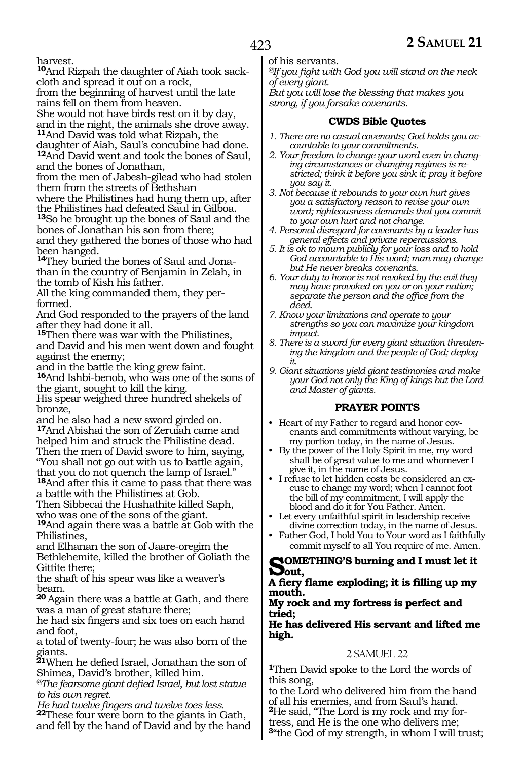harvest.

**10**And Rizpah the daughter of Aiah took sackcloth and spread it out on a rock,
from the beginning of harvest until the late rains fell on them from heaven.
She would not have birds rest on it by day,
and in the night, the animals she drove away.

**11**And David was told what Rizpah, the daughter of Aiah, Saul's concubine had done.

**12**And David went and took the bones of Saul, and the bones of Jonathan,
from the men of Jabesh-gilead who had stolen them from the streets of Bethshan
where the Philistines had hung them up, after the Philistines had defeated Saul in Gilboa.

**13**So he brought up the bones of Saul and the bones of Jonathan his son from there;
and they gathered the bones of those who had been hanged.

**14**They buried the bones of Saul and Jonathan in the country of Benjamin in Zelah, in the tomb of Kish his father.
All the king commanded them, they performed.
And God responded to the prayers of the land after they had done it all.

**15**Then there was war with the Philistines,
and David and his men went down and fought against the enemy;
and in the battle the king grew faint.

**16**And Ishbi-benob, who was one of the sons of the giant, sought to kill the king.
His spear weighed three hundred shekels of bronze,
and he also had a new sword girded on.

**17**And Abishai the son of Zeruiah came and helped him and struck the Philistine dead.
Then the men of David swore to him, saying,
"You shall not go out with us to battle again, that you do not quench the lamp of Israel."

**18**And after this it came to pass that there was a battle with the Philistines at Gob.
Then Sibbecai the Hushathite killed Saph, who was one of the sons of the giant.

**19**And again there was a battle at Gob with the Philistines,
and Elhanan the son of Jaare-oregim the Bethlehemite, killed the brother of Goliath the Gittite there;
the shaft of his spear was like a weaver's beam.

**20** Again there was a battle at Gath, and there was a man of great stature there;
he had six fingers and six toes on each hand and foot,
a total of twenty-four; he was also born of the giants.

**21**When he defied Israel, Jonathan the son of Shimea, David's brother, killed him.

*@The fearsome giant defied Israel, but lost statue to his own regret.*
*He had twelve fingers and twelve toes less.*

**22**These four were born to the giants in Gath,
and fell by the hand of David and by the hand of his servants.

*@If you fight with God you will stand on the neck of every giant.*
*But you will lose the blessing that makes you strong, if you forsake covenants.*

### CWDS Bible Quotes

1. *There are no casual covenants; God holds you accountable to your commitments.*
2. *Your freedom to change your word even in changing circumstances or changing regimes is restricted; think it before you sink it; pray it before you say it.*
3. *Not because it rebounds to your own hurt gives you a satisfactory reason to revise your own word; righteousness demands that you commit to your own hurt and not change.*
4. *Personal disregard for covenants by a leader has general effects and private repercussions.*
5. *It is ok to mourn publicly for your loss and to hold God accountable to His word; man may change but He never breaks covenants.*
6. *Your duty to honor is not revoked by the evil they may have provoked on you or on your nation; separate the person and the office from the deed.*
7. *Know your limitations and operate to your strengths so you can maximize your kingdom impact.*
8. *There is a sword for every giant situation threatening the kingdom and the people of God; deploy it.*
9. *Giant situations yield giant testimonies and make your God not only the King of kings but the Lord and Master of giants.*

### PRAYER POINTS

- Heart of my Father to regard and honor covenants and commitments without varying, be my portion today, in the name of Jesus.
- By the power of the Holy Spirit in me, my word shall be of great value to me and whomever I give it, in the name of Jesus.
- I refuse to let hidden costs be considered an excuse to change my word; when I cannot foot the bill of my commitment, I will apply the blood and do it for You Father. Amen.
- Let every unfaithful spirit in leadership receive divine correction today, in the name of Jesus.
- Father God, I hold You to Your word as I faithfully commit myself to all You require of me. Amen.

**SOMETHING'S burning and I must let it out,**
**A fiery flame exploding; it is filling up my mouth.**
**My rock and my fortress is perfect and tried;**
**He has delivered His servant and lifted me high.**

## 2 SAMUEL 22

**1**Then David spoke to the Lord the words of this song,
to the Lord who delivered him from the hand of all his enemies, and from Saul's hand.

**2**He said, "The Lord is my rock and my fortress, and He is the one who delivers me;

**3**"the God of my strength, in whom I will trust;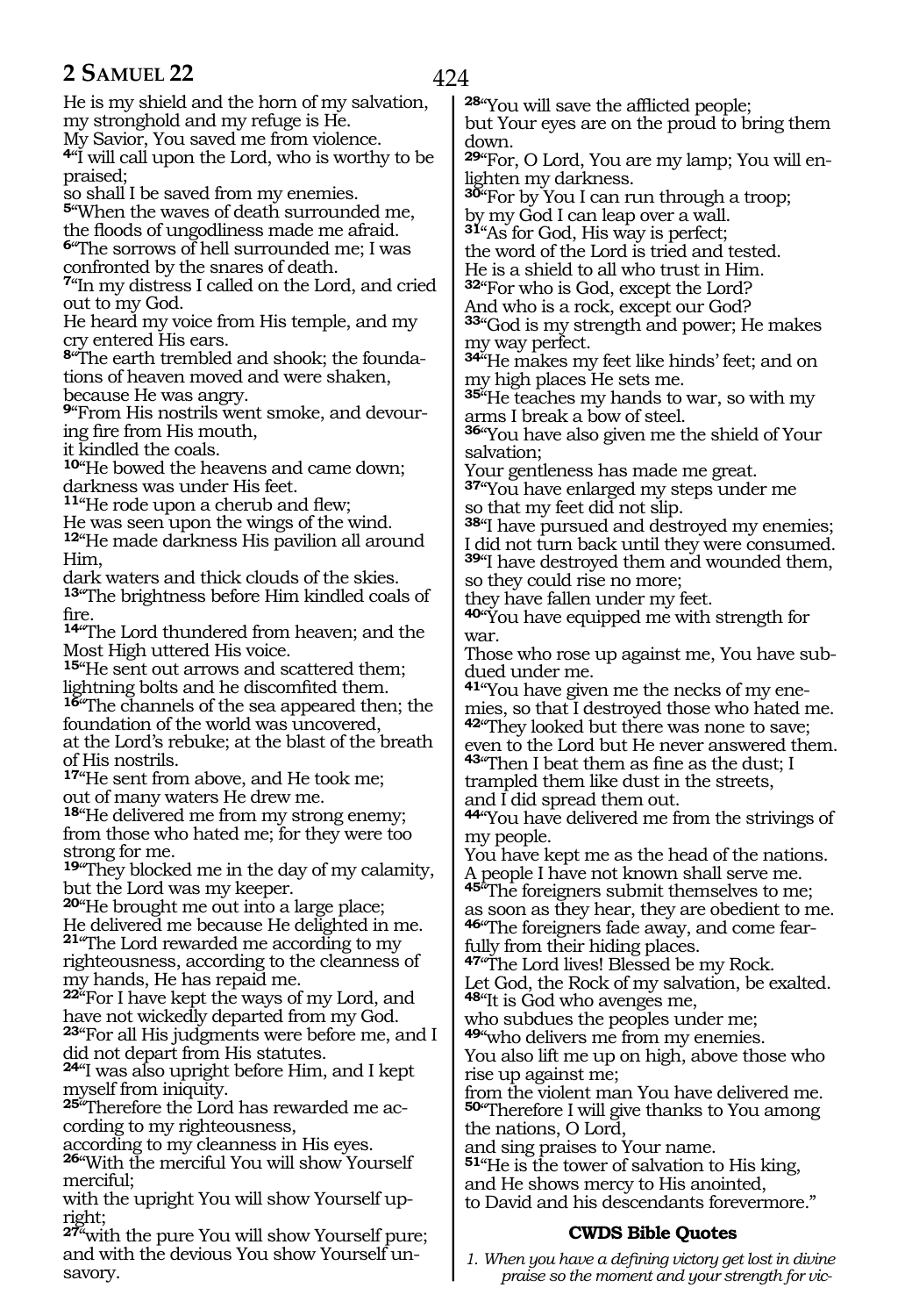He is my shield and the horn of my salvation, my stronghold and my refuge is He.
My Savior, You saved me from violence.
**4**"I will call upon the Lord, who is worthy to be praised;
so shall I be saved from my enemies.
**5**"When the waves of death surrounded me, the floods of ungodliness made me afraid.
**6**"The sorrows of hell surrounded me; I was confronted by the snares of death.
**7**"In my distress I called on the Lord, and cried out to my God.
He heard my voice from His temple, and my cry entered His ears.
**8**"The earth trembled and shook; the foundations of heaven moved and were shaken, because He was angry.
**9**"From His nostrils went smoke, and devouring fire from His mouth,
it kindled the coals.
**10**"He bowed the heavens and came down; darkness was under His feet.
**11**"He rode upon a cherub and flew;
He was seen upon the wings of the wind.
**12**"He made darkness His pavilion all around Him,
dark waters and thick clouds of the skies.
**13**"The brightness before Him kindled coals of fire.
**14**"The Lord thundered from heaven; and the Most High uttered His voice.
**15**"He sent out arrows and scattered them; lightning bolts and he discomfited them.
**16**"The channels of the sea appeared then; the foundation of the world was uncovered,
at the Lord's rebuke; at the blast of the breath of His nostrils.
**17**"He sent from above, and He took me;
out of many waters He drew me.
**18**"He delivered me from my strong enemy;
from those who hated me; for they were too strong for me.
**19**"They blocked me in the day of my calamity, but the Lord was my keeper.
**20**"He brought me out into a large place;
He delivered me because He delighted in me.
**21**"The Lord rewarded me according to my righteousness, according to the cleanness of my hands, He has repaid me.
**22**"For I have kept the ways of my Lord, and have not wickedly departed from my God.
**23**"For all His judgments were before me, and I did not depart from His statutes.
**24**"I was also upright before Him, and I kept myself from iniquity.
**25**"Therefore the Lord has rewarded me according to my righteousness,
according to my cleanness in His eyes.
**26**"With the merciful You will show Yourself merciful;
with the upright You will show Yourself upright;
**27**"with the pure You will show Yourself pure; and with the devious You show Yourself unsavory.
**28**"You will save the afflicted people;
but Your eyes are on the proud to bring them down.
**29**"For, O Lord, You are my lamp; You will enlighten my darkness.
**30**"For by You I can run through a troop;
by my God I can leap over a wall.
**31**"As for God, His way is perfect;
the word of the Lord is tried and tested.
He is a shield to all who trust in Him.
**32**"For who is God, except the Lord?
And who is a rock, except our God?
**33**"God is my strength and power; He makes my way perfect.
**34**"He makes my feet like hinds' feet; and on my high places He sets me.
**35**"He teaches my hands to war, so with my arms I break a bow of steel.
**36**"You have also given me the shield of Your salvation;
Your gentleness has made me great.
**37**"You have enlarged my steps under me
so that my feet did not slip.
**38**"I have pursued and destroyed my enemies;
I did not turn back until they were consumed.
**39**"I have destroyed them and wounded them, so they could rise no more;
they have fallen under my feet.
**40**"You have equipped me with strength for war.
Those who rose up against me, You have subdued under me.
**41**"You have given me the necks of my enemies, so that I destroyed those who hated me.
**42**"They looked but there was none to save;
even to the Lord but He never answered them.
**43**"Then I beat them as fine as the dust; I trampled them like dust in the streets,
and I did spread them out.
**44**"You have delivered me from the strivings of my people.
You have kept me as the head of the nations.
A people I have not known shall serve me.
**45**"The foreigners submit themselves to me;
as soon as they hear, they are obedient to me.
**46**"The foreigners fade away, and come fearfully from their hiding places.
**47**"The Lord lives! Blessed be my Rock.
Let God, the Rock of my salvation, be exalted.
**48**"It is God who avenges me,
who subdues the peoples under me;
**49**"who delivers me from my enemies.
You also lift me up on high, above those who rise up against me;
from the violent man You have delivered me.
**50**"Therefore I will give thanks to You among the nations, O Lord,
and sing praises to Your name.
**51**"He is the tower of salvation to His king,
and He shows mercy to His anointed,
to David and his descendants forevermore."

### CWDS Bible Quotes

*1. When you have a defining victory get lost in divine praise so the moment and your strength for vic-*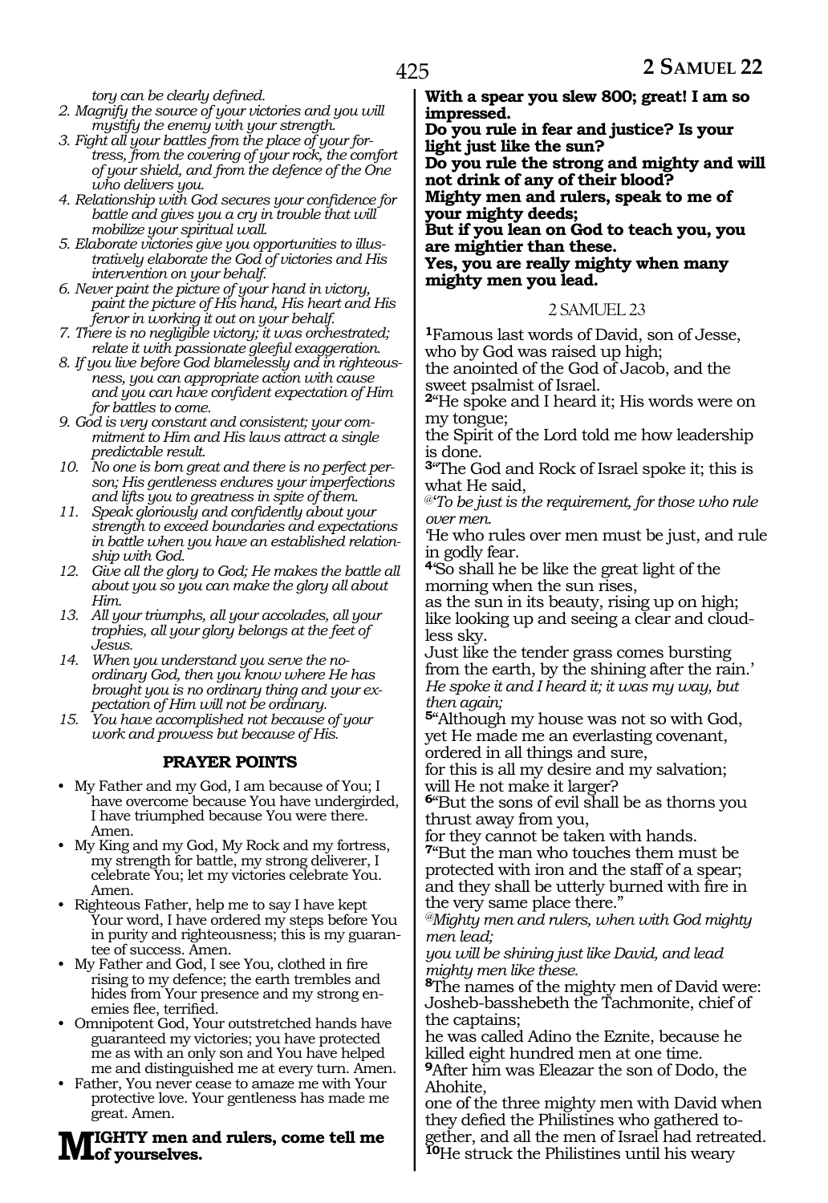*tory can be clearly defined.*

2. *Magnify the source of your victories and you will mystify the enemy with your strength.*
3. *Fight all your battles from the place of your fortress, from the covering of your rock, the comfort of your shield, and from the defence of the One who delivers you.*
4. *Relationship with God secures your confidence for battle and gives you a cry in trouble that will mobilize your spiritual wall.*
5. *Elaborate victories give you opportunities to illustratively elaborate the God of victories and His intervention on your behalf.*
6. *Never paint the picture of your hand in victory, paint the picture of His hand, His heart and His fervor in working it out on your behalf.*
7. *There is no negligible victory; it was orchestrated; relate it with passionate gleeful exaggeration.*
8. *If you live before God blamelessly and in righteousness, you can appropriate action with cause and you can have confident expectation of Him for battles to come.*
9. *God is very constant and consistent; your commitment to Him and His laws attract a single predictable result.*
10. *No one is born great and there is no perfect person; His gentleness endures your imperfections and lifts you to greatness in spite of them.*
11. *Speak gloriously and confidently about your strength to exceed boundaries and expectations in battle when you have an established relationship with God.*
12. *Give all the glory to God; He makes the battle all about you so you can make the glory all about Him.*
13. *All your triumphs, all your accolades, all your trophies, all your glory belongs at the feet of Jesus.*
14. *When you understand you serve the no-ordinary God, then you know where He has brought you is no ordinary thing and your expectation of Him will not be ordinary.*
15. *You have accomplished not because of your work and prowess but because of His.*

### PRAYER POINTS

- My Father and my God, I am because of You; I have overcome because You have undergirded, I have triumphed because You were there. Amen.
- My King and my God, My Rock and my fortress, my strength for battle, my strong deliverer, I celebrate You; let my victories celebrate You. Amen.
- Righteous Father, help me to say I have kept Your word, I have ordered my steps before You in purity and righteousness; this is my guarantee of success. Amen.
- My Father and God, I see You, clothed in fire rising to my defence; the earth trembles and hides from Your presence and my strong enemies flee, terrified.
- Omnipotent God, Your outstretched hands have guaranteed my victories; you have protected me as with an only son and You have helped me and distinguished me at every turn. Amen.
- Father, You never cease to amaze me with Your protective love. Your gentleness has made me great. Amen.

**MIGHTY men and rulers, come tell me of yourselves.**
**With a spear you slew 800; great! I am so impressed.**
**Do you rule in fear and justice? Is your light just like the sun?**
**Do you rule the strong and mighty and will not drink of any of their blood?**
**Mighty men and rulers, speak to me of your mighty deeds;**
**But if you lean on God to teach you, you are mightier than these.**
**Yes, you are really mighty when many mighty men you lead.**

## 2 SAMUEL 23

**1**Famous last words of David, son of Jesse, who by God was raised up high;
the anointed of the God of Jacob, and the sweet psalmist of Israel.
**2**"He spoke and I heard it; His words were on my tongue;
the Spirit of the Lord told me how leadership is done.
**3**"The God and Rock of Israel spoke it; this is what He said,
*@'To be just is the requirement, for those who rule over men.*
'He who rules over men must be just, and rule in godly fear.
**4**'So shall he be like the great light of the morning when the sun rises,
as the sun in its beauty, rising up on high;
like looking up and seeing a clear and cloudless sky.
Just like the tender grass comes bursting from the earth, by the shining after the rain.'
*He spoke it and I heard it; it was my way, but then again;*
**5**"Although my house was not so with God,
yet He made me an everlasting covenant,
ordered in all things and sure,
for this is all my desire and my salvation;
will He not make it larger?
**6**"But the sons of evil shall be as thorns you thrust away from you,
for they cannot be taken with hands.
**7**"But the man who touches them must be protected with iron and the staff of a spear;
and they shall be utterly burned with fire in the very same place there."
*@Mighty men and rulers, when with God mighty men lead;*
*you will be shining just like David, and lead mighty men like these.*
**8**The names of the mighty men of David were:
Josheb-basshebeth the Tachmonite, chief of the captains;
he was called Adino the Eznite, because he killed eight hundred men at one time.
**9**After him was Eleazar the son of Dodo, the Ahohite,
one of the three mighty men with David when they defied the Philistines who gathered together, and all the men of Israel had retreated.
**10**He struck the Philistines until his weary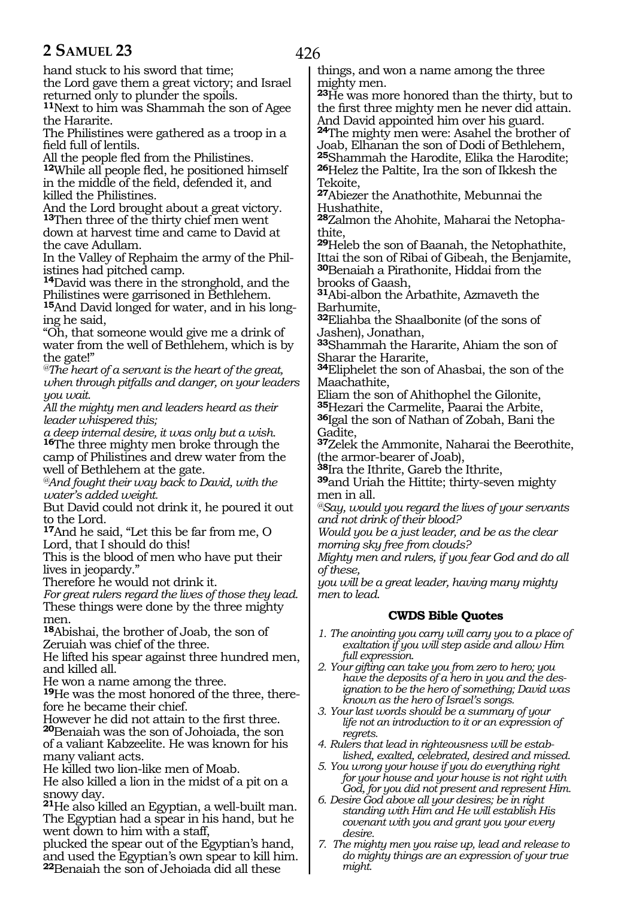hand stuck to his sword that time;
the Lord gave them a great victory; and Israel returned only to plunder the spoils.
**11**Next to him was Shammah the son of Agee the Hararite.
The Philistines were gathered as a troop in a field full of lentils.
All the people fled from the Philistines.
**12**While all people fled, he positioned himself in the middle of the field, defended it, and killed the Philistines.
And the Lord brought about a great victory.
**13**Then three of the thirty chief men went down at harvest time and came to David at the cave Adullam.
In the Valley of Rephaim the army of the Philistines had pitched camp.
**14**David was there in the stronghold, and the Philistines were garrisoned in Bethlehem.
**15**And David longed for water, and in his longing he said,
"Oh, that someone would give me a drink of water from the well of Bethlehem, which is by the gate!"
*@The heart of a servant is the heart of the great, when through pitfalls and danger, on your leaders you wait.*
*All the mighty men and leaders heard as their leader whispered this;*
*a deep internal desire, it was only but a wish.*
**16**The three mighty men broke through the camp of Philistines and drew water from the well of Bethlehem at the gate.
*@And fought their way back to David, with the water's added weight.*
But David could not drink it, he poured it out to the Lord.
**17**And he said, "Let this be far from me, O Lord, that I should do this!
This is the blood of men who have put their lives in jeopardy."
Therefore he would not drink it.
*For great rulers regard the lives of those they lead.*
These things were done by the three mighty men.
**18**Abishai, the brother of Joab, the son of Zeruiah was chief of the three.
He lifted his spear against three hundred men, and killed all.
He won a name among the three.
**19**He was the most honored of the three, therefore he became their chief.
However he did not attain to the first three.
**20**Benaiah was the son of Johoiada, the son of a valiant Kabzeelite. He was known for his many valiant acts.
He killed two lion-like men of Moab.
He also killed a lion in the midst of a pit on a snowy day.
**21**He also killed an Egyptian, a well-built man.
The Egyptian had a spear in his hand, but he went down to him with a staff,
plucked the spear out of the Egyptian's hand, and used the Egyptian's own spear to kill him.
**22**Benaiah the son of Jehoiada did all these things, and won a name among the three mighty men.
**23**He was more honored than the thirty, but to the first three mighty men he never did attain.
And David appointed him over his guard.
**24**The mighty men were: Asahel the brother of Joab, Elhanan the son of Dodi of Bethlehem,
**25**Shammah the Harodite, Elika the Harodite;
**26**Helez the Paltite, Ira the son of Ikkesh the Tekoite,
**27**Abiezer the Anathothite, Mebunnai the Hushathite,
**28**Zalmon the Ahohite, Maharai the Netophathite,
**29**Heleb the son of Baanah, the Netophathite, Ittai the son of Ribai of Gibeah, the Benjamite,
**30**Benaiah a Pirathonite, Hiddai from the brooks of Gaash,
**31**Abi-albon the Arbathite, Azmaveth the Barhumite,
**32**Eliahba the Shaalbonite (of the sons of Jashen), Jonathan,
**33**Shammah the Hararite, Ahiam the son of Sharar the Hararite,
**34**Eliphelet the son of Ahasbai, the son of the Maachathite,
Eliam the son of Ahithophel the Gilonite,
**35**Hezari the Carmelite, Paarai the Arbite,
**36**Igal the son of Nathan of Zobah, Bani the Gadite,
**37**Zelek the Ammonite, Naharai the Beerothite, (the armor-bearer of Joab),
**38**Ira the Ithrite, Gareb the Ithrite,
**39**and Uriah the Hittite; thirty-seven mighty men in all.
*@Say, would you regard the lives of your servants and not drink of their blood?*
*Would you be a just leader, and be as the clear morning sky free from clouds?*
*Mighty men and rulers, if you fear God and do all of these,*
*you will be a great leader, having many mighty men to lead.*

### CWDS Bible Quotes

1. *The anointing you carry will carry you to a place of exaltation if you will step aside and allow Him full expression.*
2. *Your gifting can take you from zero to hero; you have the deposits of a hero in you and the designation to be the hero of something; David was known as the hero of Israel's songs.*
3. *Your last words should be a summary of your life not an introduction to it or an expression of regrets.*
4. *Rulers that lead in righteousness will be established, exalted, celebrated, desired and missed.*
5. *You wrong your house if you do everything right for your house and your house is not right with God, for you did not present and represent Him.*
6. *Desire God above all your desires; be in right standing with Him and He will establish His covenant with you and grant you your every desire.*
7. *The mighty men you raise up, lead and release to do mighty things are an expression of your true might.*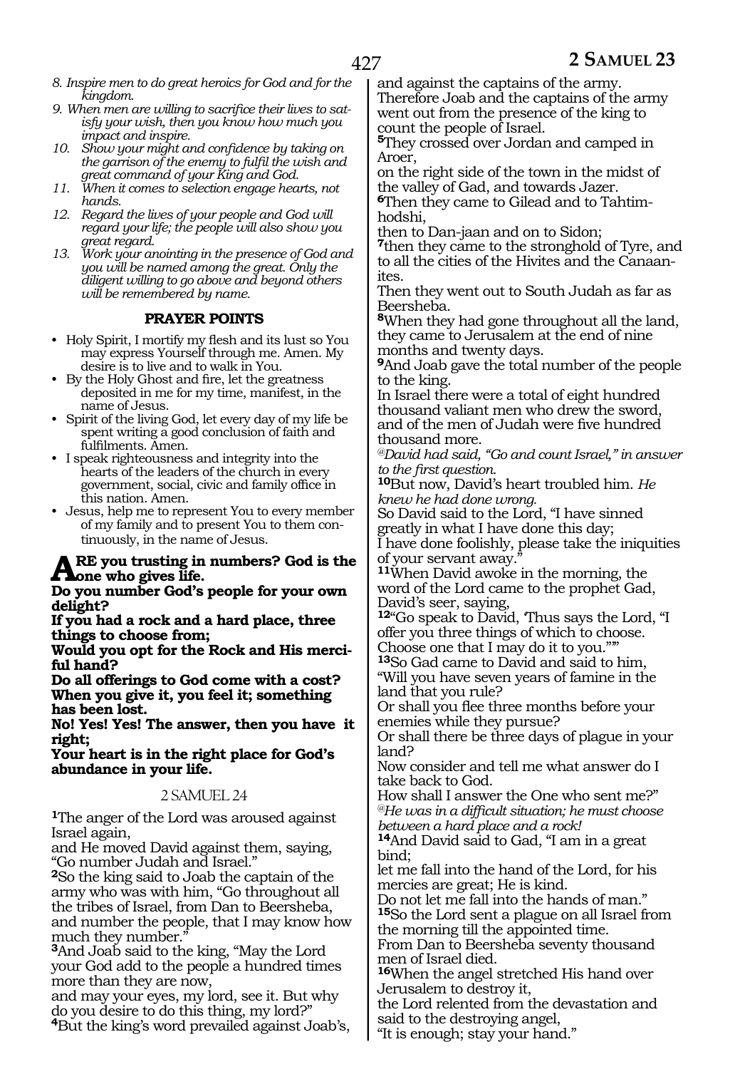8. *Inspire men to do great heroics for God and for the kingdom.*
9. *When men are willing to sacrifice their lives to satisfy your wish, then you know how much you impact and inspire.*
10. *Show your might and confidence by taking on the garrison of the enemy to fulfil the wish and great command of your King and God.*
11. *When it comes to selection engage hearts, not hands.*
12. *Regard the lives of your people and God will regard your life; the people will also show you great regard.*
13. *Work your anointing in the presence of God and you will be named among the great. Only the diligent willing to go above and beyond others will be remembered by name.*

**PRAYER POINTS**

- Holy Spirit, I mortify my flesh and its lust so You may express Yourself through me. Amen. My desire is to live and to walk in You.
- By the Holy Ghost and fire, let the greatness deposited in me for my time, manifest, in the name of Jesus.
- Spirit of the living God, let every day of my life be spent writing a good conclusion of faith and fulfilments. Amen.
- I speak righteousness and integrity into the hearts of the leaders of the church in every government, social, civic and family office in this nation. Amen.
- Jesus, help me to represent You to every member of my family and to present You to them continuously, in the name of Jesus.

**ARE you trusting in numbers? God is the one who gives life.**
**Do you number God's people for your own delight?**
**If you had a rock and a hard place, three things to choose from;**
**Would you opt for the Rock and His merciful hand?**
**Do all offerings to God come with a cost?**
**When you give it, you feel it; something has been lost.**
**No! Yes! Yes! The answer, then you have it right;**
**Your heart is in the right place for God's abundance in your life.**

2 SAMUEL 24

**1**The anger of the Lord was aroused against Israel again,
and He moved David against them, saying, "Go number Judah and Israel."
**2**So the king said to Joab the captain of the army who was with him, "Go throughout all the tribes of Israel, from Dan to Beersheba, and number the people, that I may know how much they number."
**3**And Joab said to the king, "May the Lord your God add to the people a hundred times more than they are now,
and may your eyes, my lord, see it. But why do you desire to do this thing, my lord?"
**4**But the king's word prevailed against Joab's, and against the captains of the army.
Therefore Joab and the captains of the army went out from the presence of the king to count the people of Israel.
**5**They crossed over Jordan and camped in Aroer,
on the right side of the town in the midst of the valley of Gad, and towards Jazer.
**6**Then they came to Gilead and to Tahtim-hodshi,
then to Dan-jaan and on to Sidon;
**7**then they came to the stronghold of Tyre, and to all the cities of the Hivites and the Canaanites.
Then they went out to South Judah as far as Beersheba.
**8**When they had gone throughout all the land, they came to Jerusalem at the end of nine months and twenty days.
**9**And Joab gave the total number of the people to the king.
In Israel there were a total of eight hundred thousand valiant men who drew the sword, and of the men of Judah were five hundred thousand more.
*@David had said, "Go and count Israel," in answer to the first question.*
**10**But now, David's heart troubled him. *He knew he had done wrong.*
So David said to the Lord, "I have sinned greatly in what I have done this day;
I have done foolishly, please take the iniquities of your servant away."
**11**When David awoke in the morning, the word of the Lord came to the prophet Gad, David's seer, saying,
**12**"Go speak to David, 'Thus says the Lord, "I offer you three things of which to choose. Choose one that I may do it to you."'"
**13**So Gad came to David and said to him, "Will you have seven years of famine in the land that you rule?
Or shall you flee three months before your enemies while they pursue?
Or shall there be three days of plague in your land?
Now consider and tell me what answer do I take back to God.
How shall I answer the One who sent me?"
*@He was in a difficult situation; he must choose between a hard place and a rock!*
**14**And David said to Gad, "I am in a great bind;
let me fall into the hand of the Lord, for his mercies are great; He is kind.
Do not let me fall into the hands of man."
**15**So the Lord sent a plague on all Israel from the morning till the appointed time.
From Dan to Beersheba seventy thousand men of Israel died.
**16**When the angel stretched His hand over Jerusalem to destroy it,
the Lord relented from the devastation and said to the destroying angel,
"It is enough; stay your hand."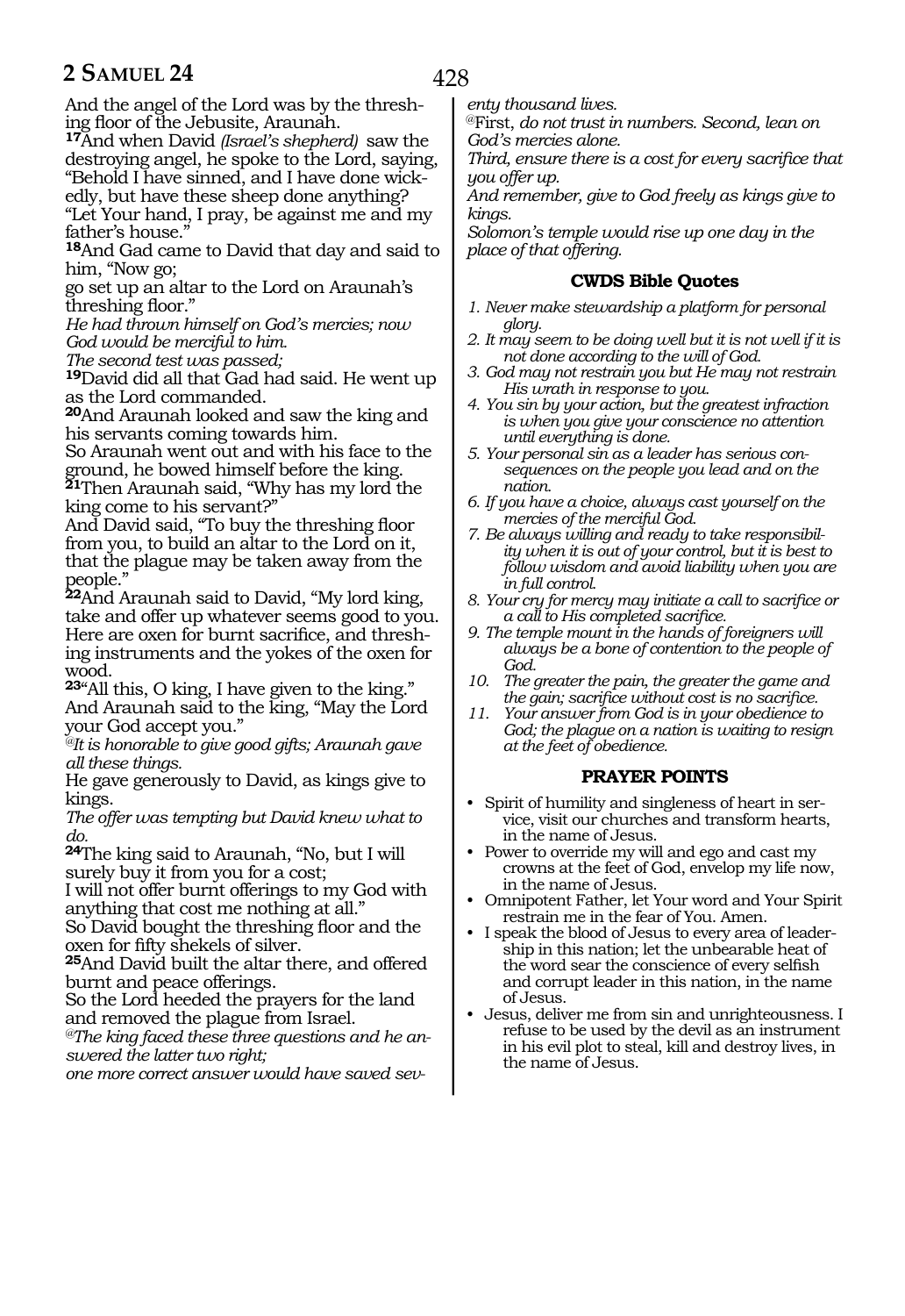And the angel of the Lord was by the threshing floor of the Jebusite, Araunah.

**17**And when David *(Israel's shepherd)* saw the destroying angel, he spoke to the Lord, saying, "Behold I have sinned, and I have done wickedly, but have these sheep done anything? "Let Your hand, I pray, be against me and my father's house."

**18**And Gad came to David that day and said to him, "Now go;
go set up an altar to the Lord on Araunah's threshing floor."

*He had thrown himself on God's mercies; now God would be merciful to him.*
*The second test was passed;*

**19**David did all that Gad had said. He went up as the Lord commanded.

**20**And Araunah looked and saw the king and his servants coming towards him.
So Araunah went out and with his face to the ground, he bowed himself before the king.

**21**Then Araunah said, "Why has my lord the king come to his servant?"
And David said, "To buy the threshing floor from you, to build an altar to the Lord on it, that the plague may be taken away from the people."

**22**And Araunah said to David, "My lord king, take and offer up whatever seems good to you. Here are oxen for burnt sacrifice, and threshing instruments and the yokes of the oxen for wood.

**23**"All this, O king, I have given to the king."
And Araunah said to the king, "May the Lord your God accept you."

*@It is honorable to give good gifts; Araunah gave all these things.*
He gave generously to David, as kings give to kings.
*The offer was tempting but David knew what to do.*

**24**The king said to Araunah, "No, but I will surely buy it from you for a cost;
I will not offer burnt offerings to my God with anything that cost me nothing at all."
So David bought the threshing floor and the oxen for fifty shekels of silver.

**25**And David built the altar there, and offered burnt and peace offerings.
So the Lord heeded the prayers for the land and removed the plague from Israel.

*@The king faced these three questions and he answered the latter two right;*
*one more correct answer would have saved seventy thousand lives.*

@First, *do not trust in numbers. Second, lean on God's mercies alone.*
*Third, ensure there is a cost for every sacrifice that you offer up.*
*And remember, give to God freely as kings give to kings.*
*Solomon's temple would rise up one day in the place of that offering.*

### CWDS Bible Quotes

1. *Never make stewardship a platform for personal glory.*
2. *It may seem to be doing well but it is not well if it is not done according to the will of God.*
3. *God may not restrain you but He may not restrain His wrath in response to you.*
4. *You sin by your action, but the greatest infraction is when you give your conscience no attention until everything is done.*
5. *Your personal sin as a leader has serious consequences on the people you lead and on the nation.*
6. *If you have a choice, always cast yourself on the mercies of the merciful God.*
7. *Be always willing and ready to take responsibility when it is out of your control, but it is best to follow wisdom and avoid liability when you are in full control.*
8. *Your cry for mercy may initiate a call to sacrifice or a call to His completed sacrifice.*
9. *The temple mount in the hands of foreigners will always be a bone of contention to the people of God.*
10. *The greater the pain, the greater the game and the gain; sacrifice without cost is no sacrifice.*
11. *Your answer from God is in your obedience to God; the plague on a nation is waiting to resign at the feet of obedience.*

### PRAYER POINTS

- Spirit of humility and singleness of heart in service, visit our churches and transform hearts, in the name of Jesus.
- Power to override my will and ego and cast my crowns at the feet of God, envelop my life now, in the name of Jesus.
- Omnipotent Father, let Your word and Your Spirit restrain me in the fear of You. Amen.
- I speak the blood of Jesus to every area of leadership in this nation; let the unbearable heat of the word sear the conscience of every selfish and corrupt leader in this nation, in the name of Jesus.
- Jesus, deliver me from sin and unrighteousness. I refuse to be used by the devil as an instrument in his evil plot to steal, kill and destroy lives, in the name of Jesus.